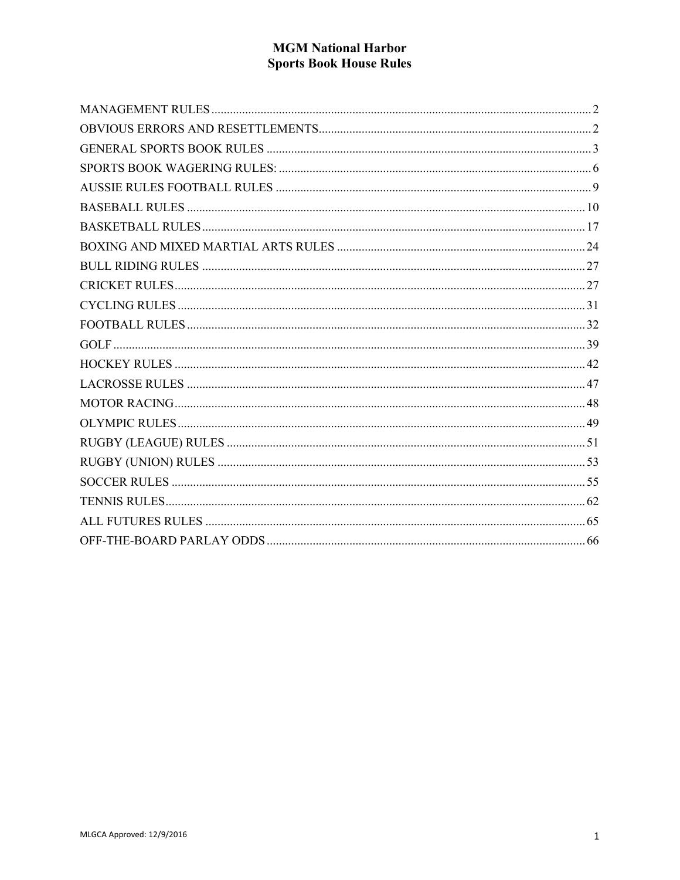# MGM National Harbor
# Sports Book House Rules

| | |
|---|---|
| MANAGEMENT RULES | 2 |
| OBVIOUS ERRORS AND RESETTLEMENTS | 2 |
| GENERAL SPORTS BOOK RULES | 3 |
| SPORTS BOOK WAGERING RULES: | 6 |
| AUSSIE RULES FOOTBALL RULES | 9 |
| BASEBALL RULES | 10 |
| BASKETBALL RULES | 17 |
| BOXING AND MIXED MARTIAL ARTS RULES | 24 |
| BULL RIDING RULES | 27 |
| CRICKET RULES | 27 |
| CYCLING RULES | 31 |
| FOOTBALL RULES | 32 |
| GOLF | 39 |
| HOCKEY RULES | 42 |
| LACROSSE RULES | 47 |
| MOTOR RACING | 48 |
| OLYMPIC RULES | 49 |
| RUGBY (LEAGUE) RULES | 51 |
| RUGBY (UNION) RULES | 53 |
| SOCCER RULES | 55 |
| TENNIS RULES | 62 |
| ALL FUTURES RULES | 65 |
| OFF-THE-BOARD PARLAY ODDS | 66 |

MLGCA Approved: 12/9/2016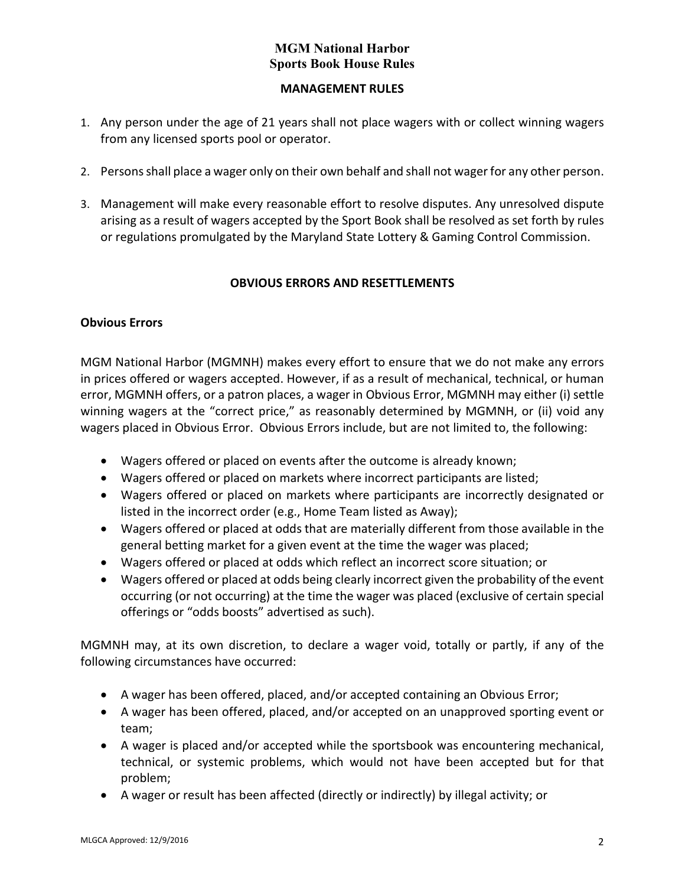# MGM National Harbor
# Sports Book House Rules

## MANAGEMENT RULES

1. Any person under the age of 21 years shall not place wagers with or collect winning wagers from any licensed sports pool or operator.

2. Persons shall place a wager only on their own behalf and shall not wager for any other person.

3. Management will make every reasonable effort to resolve disputes. Any unresolved dispute arising as a result of wagers accepted by the Sport Book shall be resolved as set forth by rules or regulations promulgated by the Maryland State Lottery & Gaming Control Commission.

## OBVIOUS ERRORS AND RESETTLEMENTS

### Obvious Errors

MGM National Harbor (MGMNH) makes every effort to ensure that we do not make any errors in prices offered or wagers accepted. However, if as a result of mechanical, technical, or human error, MGMNH offers, or a patron places, a wager in Obvious Error, MGMNH may either (i) settle winning wagers at the "correct price," as reasonably determined by MGMNH, or (ii) void any wagers placed in Obvious Error. Obvious Errors include, but are not limited to, the following:

- Wagers offered or placed on events after the outcome is already known;
- Wagers offered or placed on markets where incorrect participants are listed;
- Wagers offered or placed on markets where participants are incorrectly designated or listed in the incorrect order (e.g., Home Team listed as Away);
- Wagers offered or placed at odds that are materially different from those available in the general betting market for a given event at the time the wager was placed;
- Wagers offered or placed at odds which reflect an incorrect score situation; or
- Wagers offered or placed at odds being clearly incorrect given the probability of the event occurring (or not occurring) at the time the wager was placed (exclusive of certain special offerings or "odds boosts" advertised as such).

MGMNH may, at its own discretion, to declare a wager void, totally or partly, if any of the following circumstances have occurred:

- A wager has been offered, placed, and/or accepted containing an Obvious Error;
- A wager has been offered, placed, and/or accepted on an unapproved sporting event or team;
- A wager is placed and/or accepted while the sportsbook was encountering mechanical, technical, or systemic problems, which would not have been accepted but for that problem;
- A wager or result has been affected (directly or indirectly) by illegal activity; or

MLGCA Approved: 12/9/2016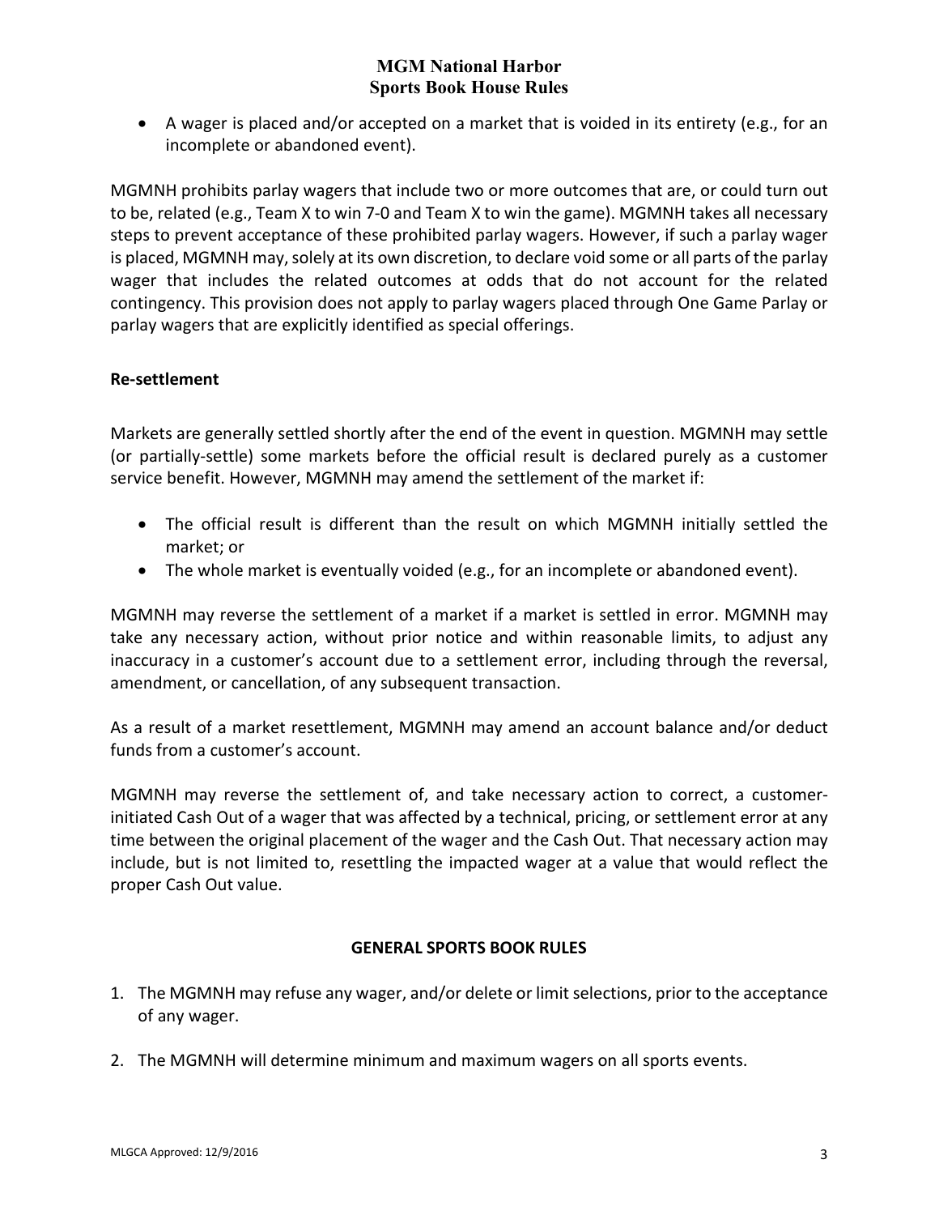- A wager is placed and/or accepted on a market that is voided in its entirety (e.g., for an incomplete or abandoned event).

MGMNH prohibits parlay wagers that include two or more outcomes that are, or could turn out to be, related (e.g., Team X to win 7-0 and Team X to win the game). MGMNH takes all necessary steps to prevent acceptance of these prohibited parlay wagers. However, if such a parlay wager is placed, MGMNH may, solely at its own discretion, to declare void some or all parts of the parlay wager that includes the related outcomes at odds that do not account for the related contingency. This provision does not apply to parlay wagers placed through One Game Parlay or parlay wagers that are explicitly identified as special offerings.

**Re-settlement**

Markets are generally settled shortly after the end of the event in question. MGMNH may settle (or partially-settle) some markets before the official result is declared purely as a customer service benefit. However, MGMNH may amend the settlement of the market if:

- The official result is different than the result on which MGMNH initially settled the market; or
- The whole market is eventually voided (e.g., for an incomplete or abandoned event).

MGMNH may reverse the settlement of a market if a market is settled in error. MGMNH may take any necessary action, without prior notice and within reasonable limits, to adjust any inaccuracy in a customer's account due to a settlement error, including through the reversal, amendment, or cancellation, of any subsequent transaction.

As a result of a market resettlement, MGMNH may amend an account balance and/or deduct funds from a customer's account.

MGMNH may reverse the settlement of, and take necessary action to correct, a customer-initiated Cash Out of a wager that was affected by a technical, pricing, or settlement error at any time between the original placement of the wager and the Cash Out. That necessary action may include, but is not limited to, resettling the impacted wager at a value that would reflect the proper Cash Out value.

## GENERAL SPORTS BOOK RULES

1. The MGMNH may refuse any wager, and/or delete or limit selections, prior to the acceptance of any wager.

2. The MGMNH will determine minimum and maximum wagers on all sports events.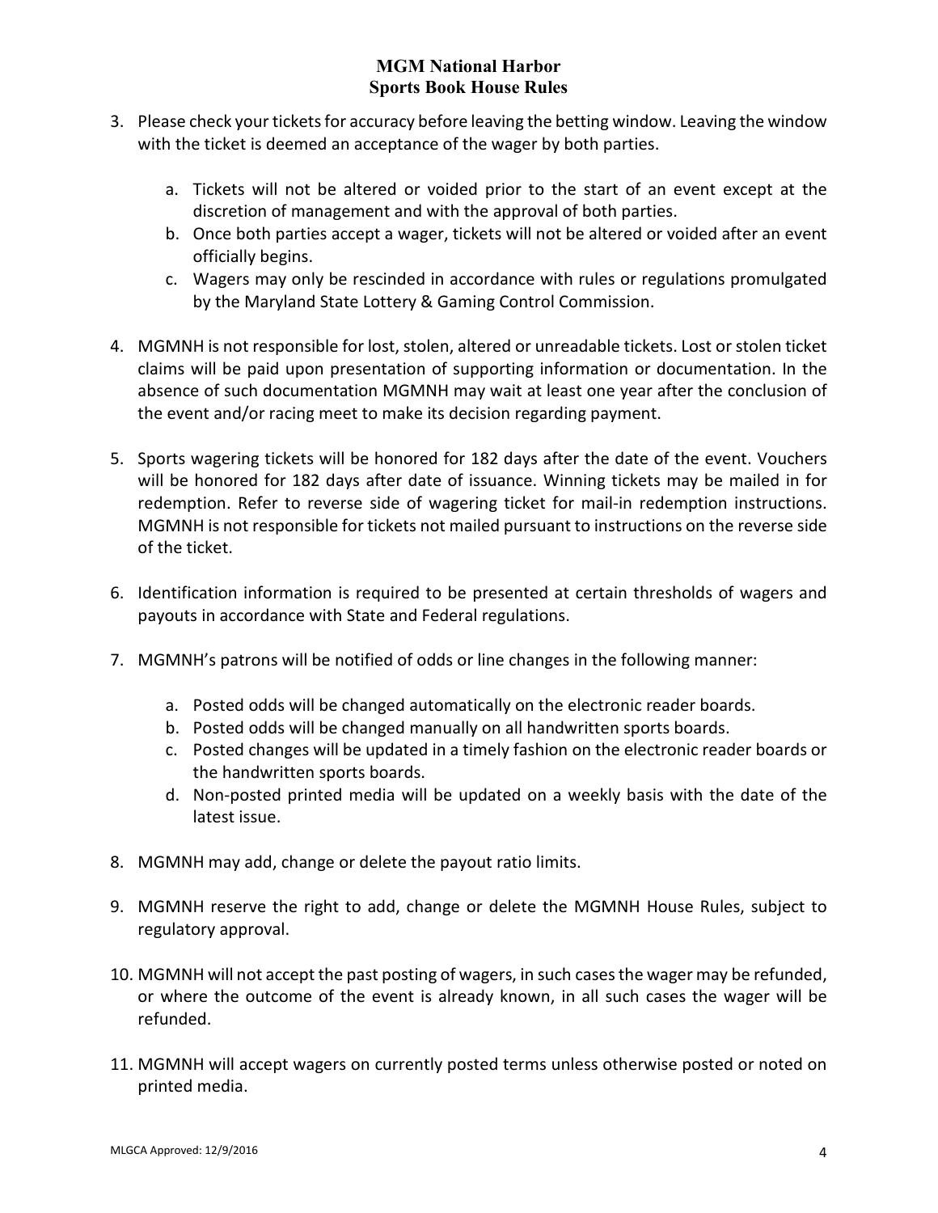3. Please check your tickets for accuracy before leaving the betting window. Leaving the window with the ticket is deemed an acceptance of the wager by both parties.

    a. Tickets will not be altered or voided prior to the start of an event except at the discretion of management and with the approval of both parties.
    b. Once both parties accept a wager, tickets will not be altered or voided after an event officially begins.
    c. Wagers may only be rescinded in accordance with rules or regulations promulgated by the Maryland State Lottery & Gaming Control Commission.

4. MGMNH is not responsible for lost, stolen, altered or unreadable tickets. Lost or stolen ticket claims will be paid upon presentation of supporting information or documentation. In the absence of such documentation MGMNH may wait at least one year after the conclusion of the event and/or racing meet to make its decision regarding payment.

5. Sports wagering tickets will be honored for 182 days after the date of the event. Vouchers will be honored for 182 days after date of issuance. Winning tickets may be mailed in for redemption. Refer to reverse side of wagering ticket for mail-in redemption instructions. MGMNH is not responsible for tickets not mailed pursuant to instructions on the reverse side of the ticket.

6. Identification information is required to be presented at certain thresholds of wagers and payouts in accordance with State and Federal regulations.

7. MGMNH's patrons will be notified of odds or line changes in the following manner:

    a. Posted odds will be changed automatically on the electronic reader boards.
    b. Posted odds will be changed manually on all handwritten sports boards.
    c. Posted changes will be updated in a timely fashion on the electronic reader boards or the handwritten sports boards.
    d. Non-posted printed media will be updated on a weekly basis with the date of the latest issue.

8. MGMNH may add, change or delete the payout ratio limits.

9. MGMNH reserve the right to add, change or delete the MGMNH House Rules, subject to regulatory approval.

10. MGMNH will not accept the past posting of wagers, in such cases the wager may be refunded, or where the outcome of the event is already known, in all such cases the wager will be refunded.

11. MGMNH will accept wagers on currently posted terms unless otherwise posted or noted on printed media.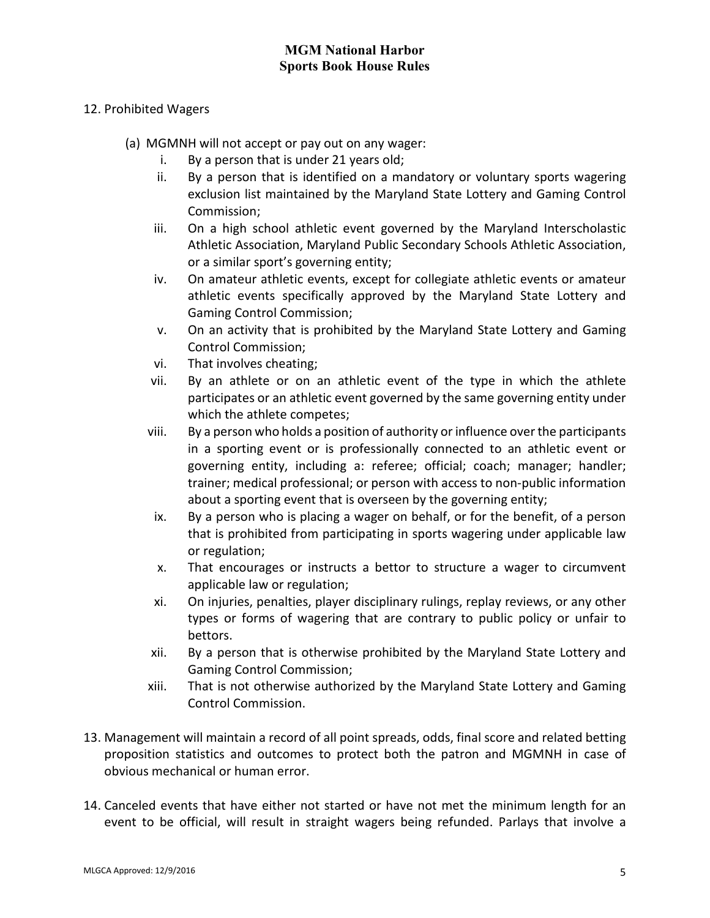12. Prohibited Wagers

    (a) MGMNH will not accept or pay out on any wager:
        i. By a person that is under 21 years old;
        ii. By a person that is identified on a mandatory or voluntary sports wagering exclusion list maintained by the Maryland State Lottery and Gaming Control Commission;
        iii. On a high school athletic event governed by the Maryland Interscholastic Athletic Association, Maryland Public Secondary Schools Athletic Association, or a similar sport's governing entity;
        iv. On amateur athletic events, except for collegiate athletic events or amateur athletic events specifically approved by the Maryland State Lottery and Gaming Control Commission;
        v. On an activity that is prohibited by the Maryland State Lottery and Gaming Control Commission;
        vi. That involves cheating;
        vii. By an athlete or on an athletic event of the type in which the athlete participates or an athletic event governed by the same governing entity under which the athlete competes;
        viii. By a person who holds a position of authority or influence over the participants in a sporting event or is professionally connected to an athletic event or governing entity, including a: referee; official; coach; manager; handler; trainer; medical professional; or person with access to non-public information about a sporting event that is overseen by the governing entity;
        ix. By a person who is placing a wager on behalf, or for the benefit, of a person that is prohibited from participating in sports wagering under applicable law or regulation;
        x. That encourages or instructs a bettor to structure a wager to circumvent applicable law or regulation;
        xi. On injuries, penalties, player disciplinary rulings, replay reviews, or any other types or forms of wagering that are contrary to public policy or unfair to bettors.
        xii. By a person that is otherwise prohibited by the Maryland State Lottery and Gaming Control Commission;
        xiii. That is not otherwise authorized by the Maryland State Lottery and Gaming Control Commission.

13. Management will maintain a record of all point spreads, odds, final score and related betting proposition statistics and outcomes to protect both the patron and MGMNH in case of obvious mechanical or human error.

14. Canceled events that have either not started or have not met the minimum length for an event to be official, will result in straight wagers being refunded. Parlays that involve a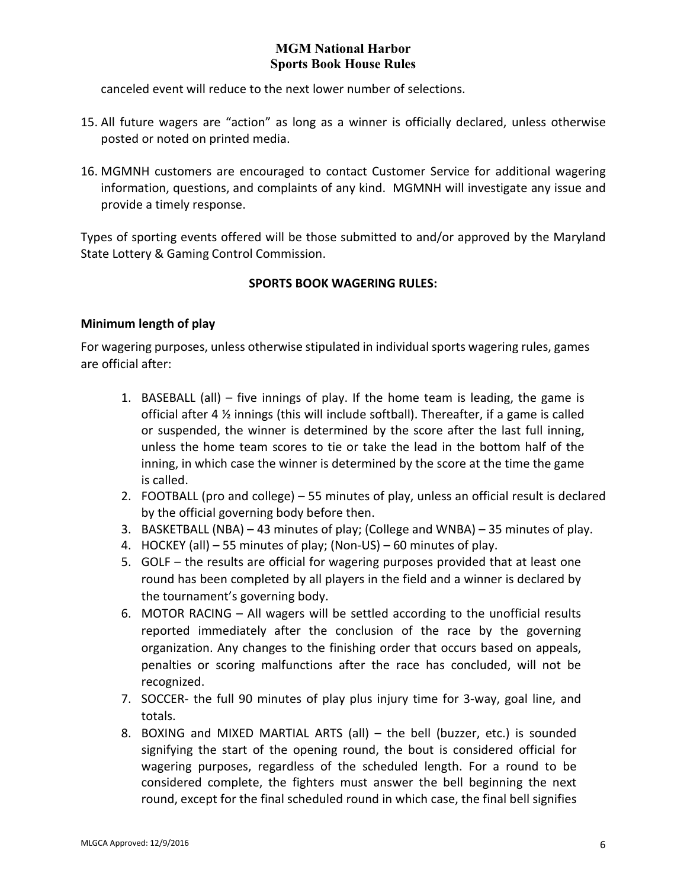canceled event will reduce to the next lower number of selections.

15. All future wagers are "action" as long as a winner is officially declared, unless otherwise posted or noted on printed media.

16. MGMNH customers are encouraged to contact Customer Service for additional wagering information, questions, and complaints of any kind. MGMNH will investigate any issue and provide a timely response.

Types of sporting events offered will be those submitted to and/or approved by the Maryland State Lottery & Gaming Control Commission.

**SPORTS BOOK WAGERING RULES:**

**Minimum length of play**

For wagering purposes, unless otherwise stipulated in individual sports wagering rules, games are official after:

1. BASEBALL (all) – five innings of play. If the home team is leading, the game is official after 4 ½ innings (this will include softball). Thereafter, if a game is called or suspended, the winner is determined by the score after the last full inning, unless the home team scores to tie or take the lead in the bottom half of the inning, in which case the winner is determined by the score at the time the game is called.
2. FOOTBALL (pro and college) – 55 minutes of play, unless an official result is declared by the official governing body before then.
3. BASKETBALL (NBA) – 43 minutes of play; (College and WNBA) – 35 minutes of play.
4. HOCKEY (all) – 55 minutes of play; (Non-US) – 60 minutes of play.
5. GOLF – the results are official for wagering purposes provided that at least one round has been completed by all players in the field and a winner is declared by the tournament's governing body.
6. MOTOR RACING – All wagers will be settled according to the unofficial results reported immediately after the conclusion of the race by the governing organization. Any changes to the finishing order that occurs based on appeals, penalties or scoring malfunctions after the race has concluded, will not be recognized.
7. SOCCER- the full 90 minutes of play plus injury time for 3-way, goal line, and totals.
8. BOXING and MIXED MARTIAL ARTS (all) – the bell (buzzer, etc.) is sounded signifying the start of the opening round, the bout is considered official for wagering purposes, regardless of the scheduled length. For a round to be considered complete, the fighters must answer the bell beginning the next round, except for the final scheduled round in which case, the final bell signifies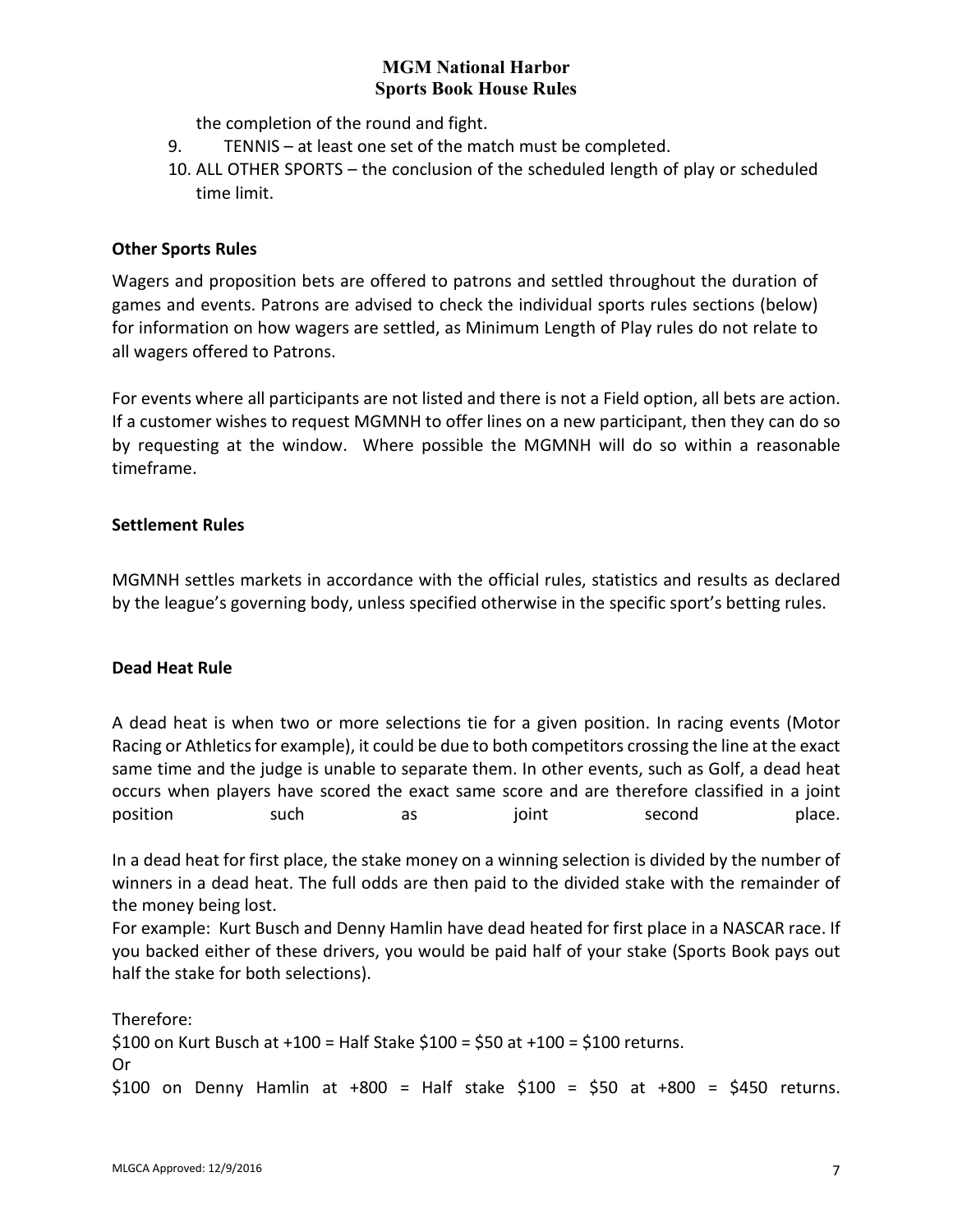the completion of the round and fight.

9. TENNIS – at least one set of the match must be completed.
10. ALL OTHER SPORTS – the conclusion of the scheduled length of play or scheduled time limit.

**Other Sports Rules**

Wagers and proposition bets are offered to patrons and settled throughout the duration of games and events. Patrons are advised to check the individual sports rules sections (below) for information on how wagers are settled, as Minimum Length of Play rules do not relate to all wagers offered to Patrons.

For events where all participants are not listed and there is not a Field option, all bets are action. If a customer wishes to request MGMNH to offer lines on a new participant, then they can do so by requesting at the window. Where possible the MGMNH will do so within a reasonable timeframe.

**Settlement Rules**

MGMNH settles markets in accordance with the official rules, statistics and results as declared by the league's governing body, unless specified otherwise in the specific sport's betting rules.

**Dead Heat Rule**

A dead heat is when two or more selections tie for a given position. In racing events (Motor Racing or Athletics for example), it could be due to both competitors crossing the line at the exact same time and the judge is unable to separate them. In other events, such as Golf, a dead heat occurs when players have scored the exact same score and are therefore classified in a joint position such as joint second place.

In a dead heat for first place, the stake money on a winning selection is divided by the number of winners in a dead heat. The full odds are then paid to the divided stake with the remainder of the money being lost.

For example: Kurt Busch and Denny Hamlin have dead heated for first place in a NASCAR race. If you backed either of these drivers, you would be paid half of your stake (Sports Book pays out half the stake for both selections).

Therefore:

$100 on Kurt Busch at +100 = Half Stake $100 = $50 at +100 = $100 returns.

Or

$100 on Denny Hamlin at +800 = Half stake $100 = $50 at +800 = $450 returns.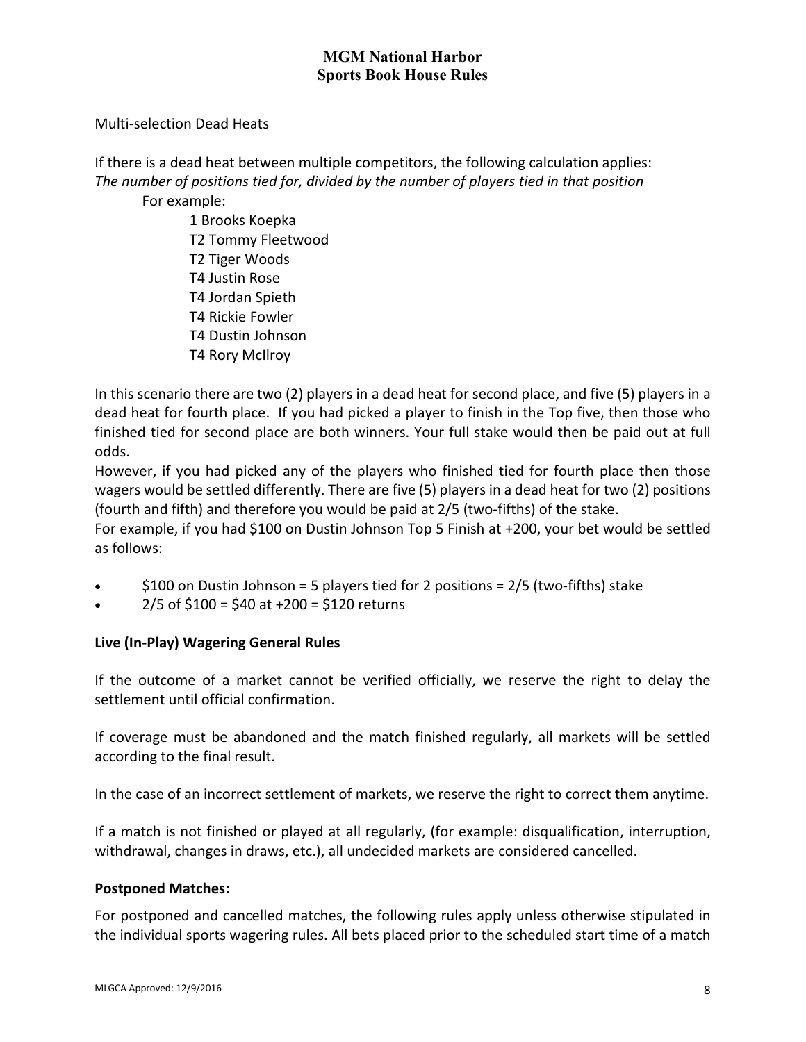Multi-selection Dead Heats

If there is a dead heat between multiple competitors, the following calculation applies:
*The number of positions tied for, divided by the number of players tied in that position*

For example:

1 Brooks Koepka
T2 Tommy Fleetwood
T2 Tiger Woods
T4 Justin Rose
T4 Jordan Spieth
T4 Rickie Fowler
T4 Dustin Johnson
T4 Rory McIlroy

In this scenario there are two (2) players in a dead heat for second place, and five (5) players in a dead heat for fourth place. If you had picked a player to finish in the Top five, then those who finished tied for second place are both winners. Your full stake would then be paid out at full odds.
However, if you had picked any of the players who finished tied for fourth place then those wagers would be settled differently. There are five (5) players in a dead heat for two (2) positions (fourth and fifth) and therefore you would be paid at 2/5 (two-fifths) of the stake.
For example, if you had $100 on Dustin Johnson Top 5 Finish at +200, your bet would be settled as follows:

- $100 on Dustin Johnson = 5 players tied for 2 positions = 2/5 (two-fifths) stake
- 2/5 of $100 = $40 at +200 = $120 returns

**Live (In-Play) Wagering General Rules**

If the outcome of a market cannot be verified officially, we reserve the right to delay the settlement until official confirmation.

If coverage must be abandoned and the match finished regularly, all markets will be settled according to the final result.

In the case of an incorrect settlement of markets, we reserve the right to correct them anytime.

If a match is not finished or played at all regularly, (for example: disqualification, interruption, withdrawal, changes in draws, etc.), all undecided markets are considered cancelled.

**Postponed Matches:**

For postponed and cancelled matches, the following rules apply unless otherwise stipulated in the individual sports wagering rules. All bets placed prior to the scheduled start time of a match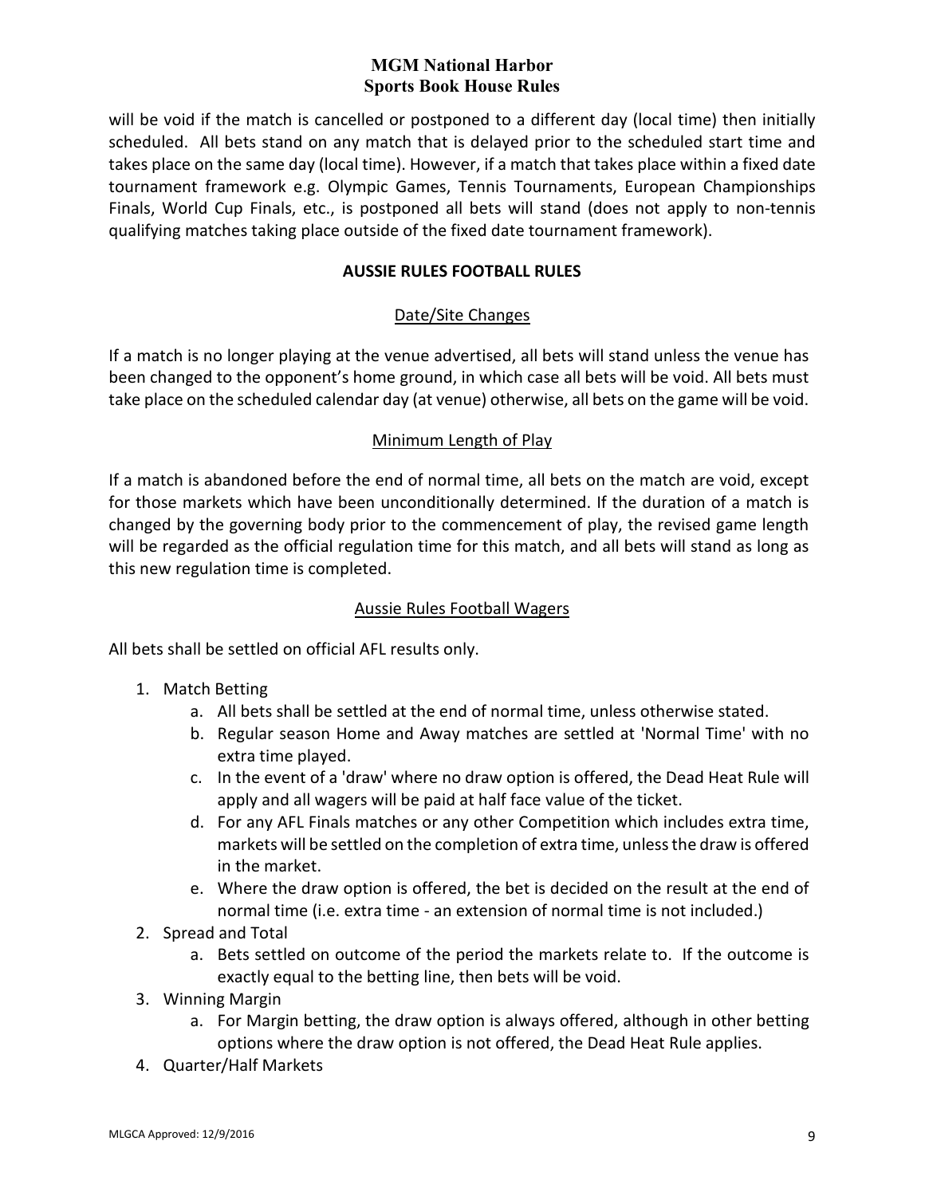will be void if the match is cancelled or postponed to a different day (local time) then initially scheduled. All bets stand on any match that is delayed prior to the scheduled start time and takes place on the same day (local time). However, if a match that takes place within a fixed date tournament framework e.g. Olympic Games, Tennis Tournaments, European Championships Finals, World Cup Finals, etc., is postponed all bets will stand (does not apply to non-tennis qualifying matches taking place outside of the fixed date tournament framework).

## AUSSIE RULES FOOTBALL RULES

### Date/Site Changes

If a match is no longer playing at the venue advertised, all bets will stand unless the venue has been changed to the opponent's home ground, in which case all bets will be void. All bets must take place on the scheduled calendar day (at venue) otherwise, all bets on the game will be void.

### Minimum Length of Play

If a match is abandoned before the end of normal time, all bets on the match are void, except for those markets which have been unconditionally determined. If the duration of a match is changed by the governing body prior to the commencement of play, the revised game length will be regarded as the official regulation time for this match, and all bets will stand as long as this new regulation time is completed.

### Aussie Rules Football Wagers

All bets shall be settled on official AFL results only.

1. Match Betting
   a. All bets shall be settled at the end of normal time, unless otherwise stated.
   b. Regular season Home and Away matches are settled at 'Normal Time' with no extra time played.
   c. In the event of a 'draw' where no draw option is offered, the Dead Heat Rule will apply and all wagers will be paid at half face value of the ticket.
   d. For any AFL Finals matches or any other Competition which includes extra time, markets will be settled on the completion of extra time, unless the draw is offered in the market.
   e. Where the draw option is offered, the bet is decided on the result at the end of normal time (i.e. extra time - an extension of normal time is not included.)
2. Spread and Total
   a. Bets settled on outcome of the period the markets relate to. If the outcome is exactly equal to the betting line, then bets will be void.
3. Winning Margin
   a. For Margin betting, the draw option is always offered, although in other betting options where the draw option is not offered, the Dead Heat Rule applies.
4. Quarter/Half Markets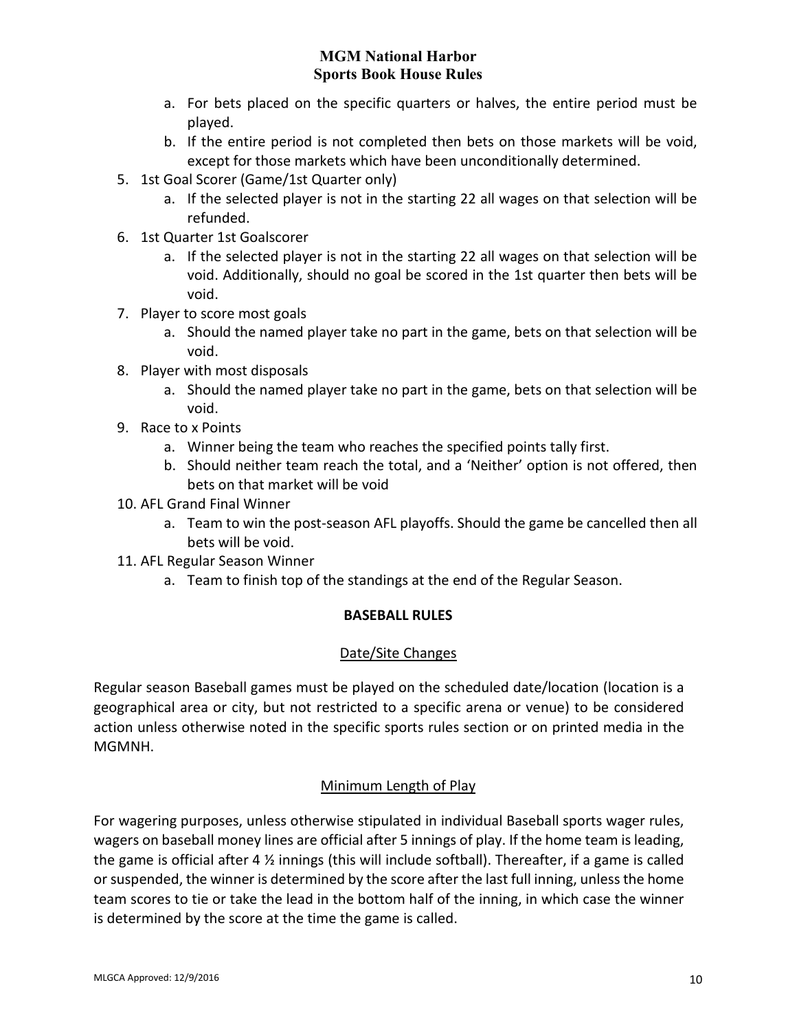a. For bets placed on the specific quarters or halves, the entire period must be played.
   b. If the entire period is not completed then bets on those markets will be void, except for those markets which have been unconditionally determined.
5. 1st Goal Scorer (Game/1st Quarter only)
   a. If the selected player is not in the starting 22 all wages on that selection will be refunded.
6. 1st Quarter 1st Goalscorer
   a. If the selected player is not in the starting 22 all wages on that selection will be void. Additionally, should no goal be scored in the 1st quarter then bets will be void.
7. Player to score most goals
   a. Should the named player take no part in the game, bets on that selection will be void.
8. Player with most disposals
   a. Should the named player take no part in the game, bets on that selection will be void.
9. Race to x Points
   a. Winner being the team who reaches the specified points tally first.
   b. Should neither team reach the total, and a 'Neither' option is not offered, then bets on that market will be void
10. AFL Grand Final Winner
    a. Team to win the post-season AFL playoffs. Should the game be cancelled then all bets will be void.
11. AFL Regular Season Winner
    a. Team to finish top of the standings at the end of the Regular Season.

## BASEBALL RULES

### Date/Site Changes

Regular season Baseball games must be played on the scheduled date/location (location is a geographical area or city, but not restricted to a specific arena or venue) to be considered action unless otherwise noted in the specific sports rules section or on printed media in the MGMNH.

### Minimum Length of Play

For wagering purposes, unless otherwise stipulated in individual Baseball sports wager rules, wagers on baseball money lines are official after 5 innings of play. If the home team is leading, the game is official after 4 ½ innings (this will include softball). Thereafter, if a game is called or suspended, the winner is determined by the score after the last full inning, unless the home team scores to tie or take the lead in the bottom half of the inning, in which case the winner is determined by the score at the time the game is called.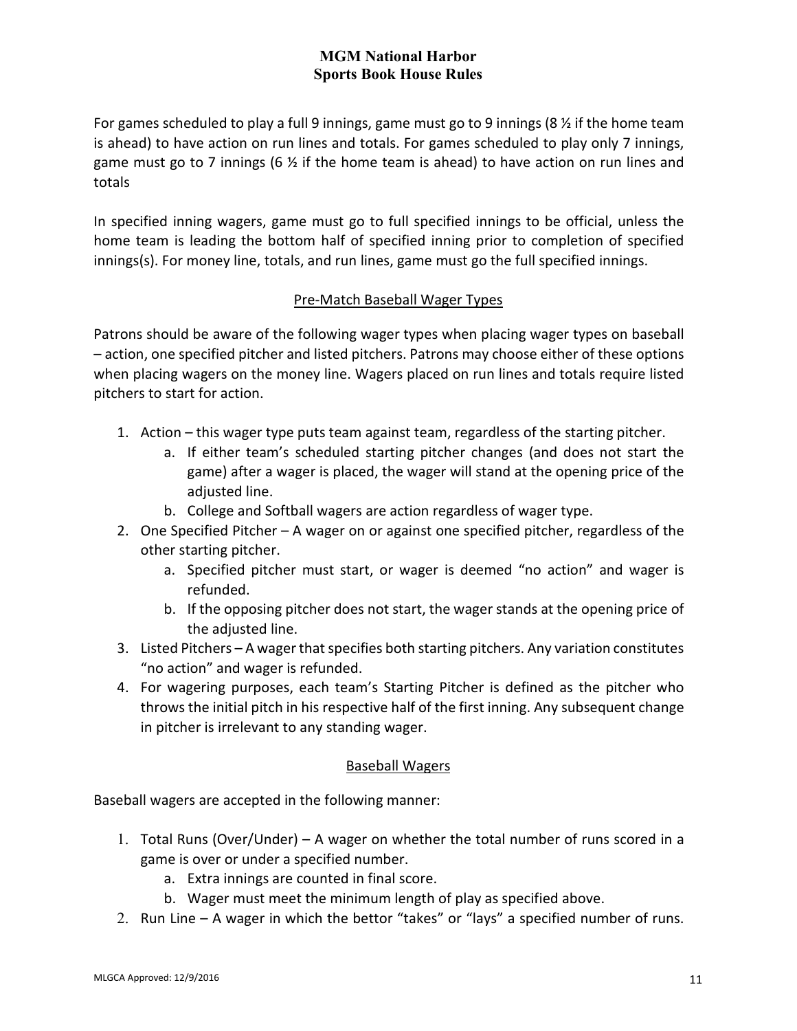For games scheduled to play a full 9 innings, game must go to 9 innings (8 ½ if the home team is ahead) to have action on run lines and totals. For games scheduled to play only 7 innings, game must go to 7 innings (6 ½ if the home team is ahead) to have action on run lines and totals

In specified inning wagers, game must go to full specified innings to be official, unless the home team is leading the bottom half of specified inning prior to completion of specified innings(s). For money line, totals, and run lines, game must go the full specified innings.

## Pre-Match Baseball Wager Types

Patrons should be aware of the following wager types when placing wager types on baseball – action, one specified pitcher and listed pitchers. Patrons may choose either of these options when placing wagers on the money line. Wagers placed on run lines and totals require listed pitchers to start for action.

1. Action – this wager type puts team against team, regardless of the starting pitcher.
   a. If either team's scheduled starting pitcher changes (and does not start the game) after a wager is placed, the wager will stand at the opening price of the adjusted line.
   b. College and Softball wagers are action regardless of wager type.
2. One Specified Pitcher – A wager on or against one specified pitcher, regardless of the other starting pitcher.
   a. Specified pitcher must start, or wager is deemed "no action" and wager is refunded.
   b. If the opposing pitcher does not start, the wager stands at the opening price of the adjusted line.
3. Listed Pitchers – A wager that specifies both starting pitchers. Any variation constitutes "no action" and wager is refunded.
4. For wagering purposes, each team's Starting Pitcher is defined as the pitcher who throws the initial pitch in his respective half of the first inning. Any subsequent change in pitcher is irrelevant to any standing wager.

## Baseball Wagers

Baseball wagers are accepted in the following manner:

1. Total Runs (Over/Under) – A wager on whether the total number of runs scored in a game is over or under a specified number.
   a. Extra innings are counted in final score.
   b. Wager must meet the minimum length of play as specified above.
2. Run Line – A wager in which the bettor "takes" or "lays" a specified number of runs.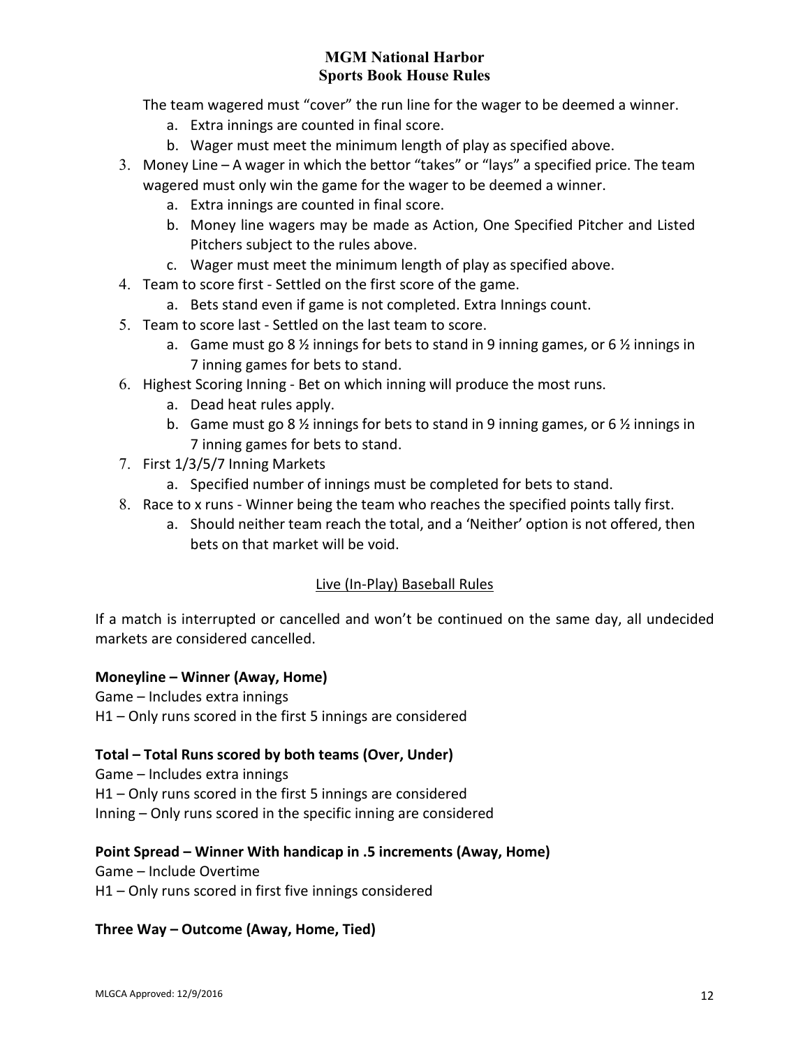The team wagered must "cover" the run line for the wager to be deemed a winner.

   a. Extra innings are counted in final score.
   b. Wager must meet the minimum length of play as specified above.

3. Money Line – A wager in which the bettor "takes" or "lays" a specified price. The team wagered must only win the game for the wager to be deemed a winner.
   a. Extra innings are counted in final score.
   b. Money line wagers may be made as Action, One Specified Pitcher and Listed Pitchers subject to the rules above.
   c. Wager must meet the minimum length of play as specified above.
4. Team to score first - Settled on the first score of the game.
   a. Bets stand even if game is not completed. Extra Innings count.
5. Team to score last - Settled on the last team to score.
   a. Game must go 8 ½ innings for bets to stand in 9 inning games, or 6 ½ innings in 7 inning games for bets to stand.
6. Highest Scoring Inning - Bet on which inning will produce the most runs.
   a. Dead heat rules apply.
   b. Game must go 8 ½ innings for bets to stand in 9 inning games, or 6 ½ innings in 7 inning games for bets to stand.
7. First 1/3/5/7 Inning Markets
   a. Specified number of innings must be completed for bets to stand.
8. Race to x runs - Winner being the team who reaches the specified points tally first.
   a. Should neither team reach the total, and a 'Neither' option is not offered, then bets on that market will be void.

## Live (In-Play) Baseball Rules

If a match is interrupted or cancelled and won't be continued on the same day, all undecided markets are considered cancelled.

**Moneyline – Winner (Away, Home)**

Game – Includes extra innings
H1 – Only runs scored in the first 5 innings are considered

**Total – Total Runs scored by both teams (Over, Under)**

Game – Includes extra innings
H1 – Only runs scored in the first 5 innings are considered
Inning – Only runs scored in the specific inning are considered

**Point Spread – Winner With handicap in .5 increments (Away, Home)**

Game – Include Overtime
H1 – Only runs scored in first five innings considered

**Three Way – Outcome (Away, Home, Tied)**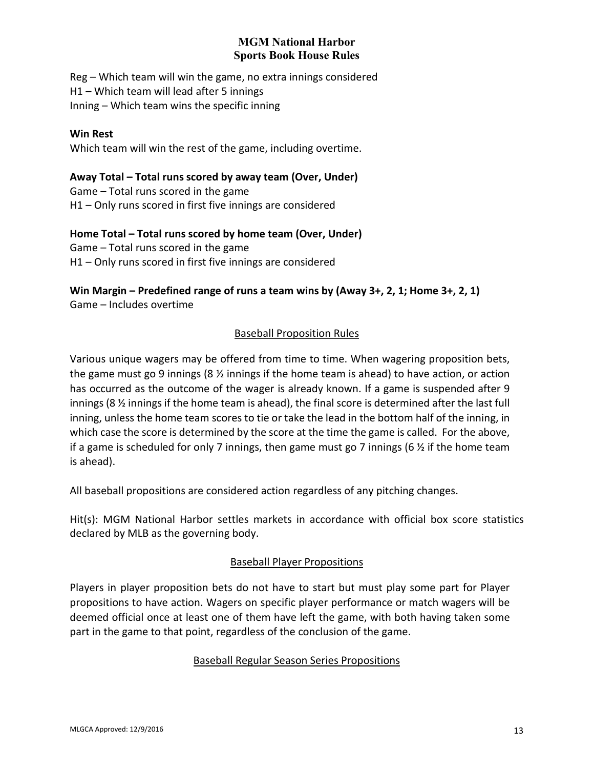Reg – Which team will win the game, no extra innings considered
H1 – Which team will lead after 5 innings
Inning – Which team wins the specific inning

**Win Rest**
Which team will win the rest of the game, including overtime.

**Away Total – Total runs scored by away team (Over, Under)**
Game – Total runs scored in the game
H1 – Only runs scored in first five innings are considered

**Home Total – Total runs scored by home team (Over, Under)**
Game – Total runs scored in the game
H1 – Only runs scored in first five innings are considered

**Win Margin – Predefined range of runs a team wins by (Away 3+, 2, 1; Home 3+, 2, 1)**
Game – Includes overtime

## Baseball Proposition Rules

Various unique wagers may be offered from time to time. When wagering proposition bets, the game must go 9 innings (8 ½ innings if the home team is ahead) to have action, or action has occurred as the outcome of the wager is already known. If a game is suspended after 9 innings (8 ½ innings if the home team is ahead), the final score is determined after the last full inning, unless the home team scores to tie or take the lead in the bottom half of the inning, in which case the score is determined by the score at the time the game is called. For the above, if a game is scheduled for only 7 innings, then game must go 7 innings (6 ½ if the home team is ahead).

All baseball propositions are considered action regardless of any pitching changes.

Hit(s): MGM National Harbor settles markets in accordance with official box score statistics declared by MLB as the governing body.

## Baseball Player Propositions

Players in player proposition bets do not have to start but must play some part for Player propositions to have action. Wagers on specific player performance or match wagers will be deemed official once at least one of them have left the game, with both having taken some part in the game to that point, regardless of the conclusion of the game.

## Baseball Regular Season Series Propositions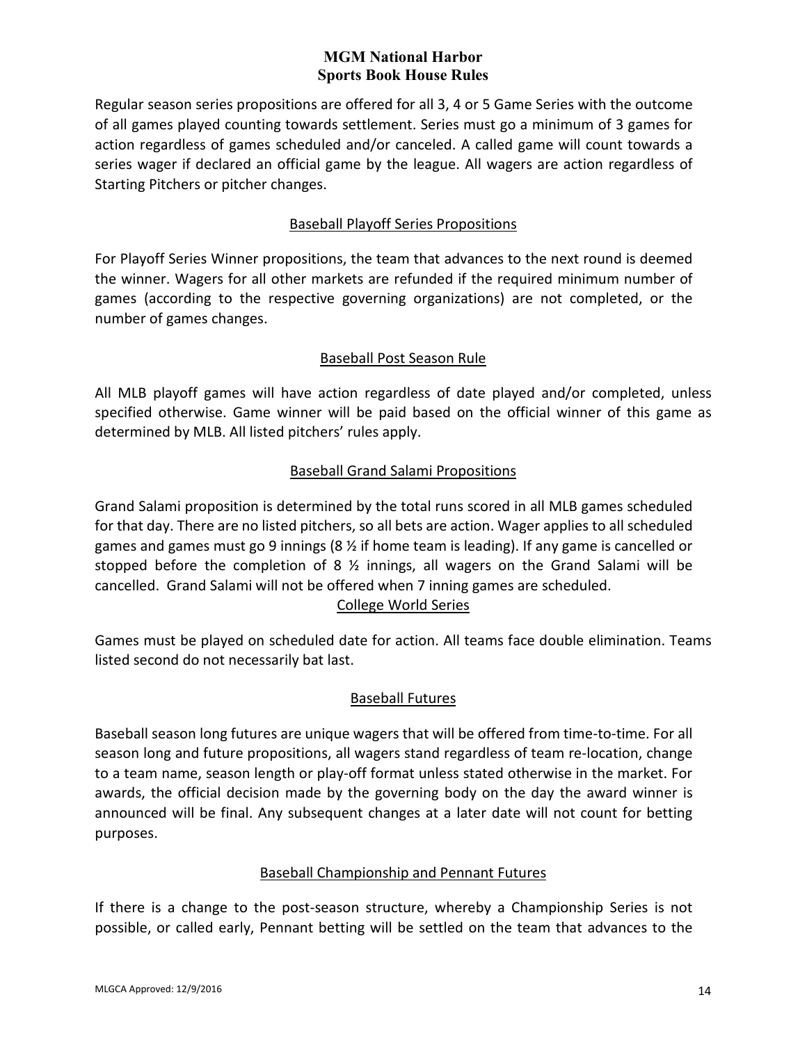Regular season series propositions are offered for all 3, 4 or 5 Game Series with the outcome of all games played counting towards settlement. Series must go a minimum of 3 games for action regardless of games scheduled and/or canceled. A called game will count towards a series wager if declared an official game by the league. All wagers are action regardless of Starting Pitchers or pitcher changes.

## Baseball Playoff Series Propositions

For Playoff Series Winner propositions, the team that advances to the next round is deemed the winner. Wagers for all other markets are refunded if the required minimum number of games (according to the respective governing organizations) are not completed, or the number of games changes.

## Baseball Post Season Rule

All MLB playoff games will have action regardless of date played and/or completed, unless specified otherwise. Game winner will be paid based on the official winner of this game as determined by MLB. All listed pitchers' rules apply.

## Baseball Grand Salami Propositions

Grand Salami proposition is determined by the total runs scored in all MLB games scheduled for that day. There are no listed pitchers, so all bets are action. Wager applies to all scheduled games and games must go 9 innings (8 ½ if home team is leading). If any game is cancelled or stopped before the completion of 8 ½ innings, all wagers on the Grand Salami will be cancelled. Grand Salami will not be offered when 7 inning games are scheduled.

## College World Series

Games must be played on scheduled date for action. All teams face double elimination. Teams listed second do not necessarily bat last.

## Baseball Futures

Baseball season long futures are unique wagers that will be offered from time-to-time. For all season long and future propositions, all wagers stand regardless of team re-location, change to a team name, season length or play-off format unless stated otherwise in the market. For awards, the official decision made by the governing body on the day the award winner is announced will be final. Any subsequent changes at a later date will not count for betting purposes.

## Baseball Championship and Pennant Futures

If there is a change to the post-season structure, whereby a Championship Series is not possible, or called early, Pennant betting will be settled on the team that advances to the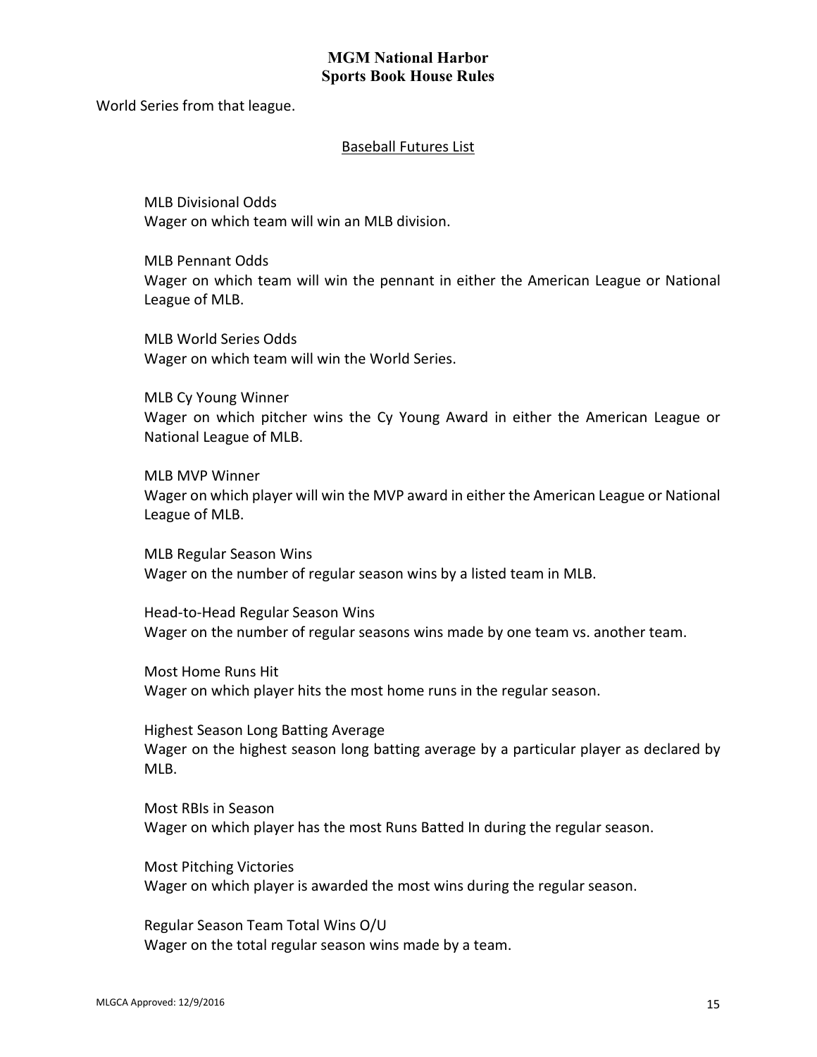World Series from that league.

## Baseball Futures List

MLB Divisional Odds
Wager on which team will win an MLB division.

MLB Pennant Odds
Wager on which team will win the pennant in either the American League or National League of MLB.

MLB World Series Odds
Wager on which team will win the World Series.

MLB Cy Young Winner
Wager on which pitcher wins the Cy Young Award in either the American League or National League of MLB.

MLB MVP Winner
Wager on which player will win the MVP award in either the American League or National League of MLB.

MLB Regular Season Wins
Wager on the number of regular season wins by a listed team in MLB.

Head-to-Head Regular Season Wins
Wager on the number of regular seasons wins made by one team vs. another team.

Most Home Runs Hit
Wager on which player hits the most home runs in the regular season.

Highest Season Long Batting Average
Wager on the highest season long batting average by a particular player as declared by MLB.

Most RBIs in Season
Wager on which player has the most Runs Batted In during the regular season.

Most Pitching Victories
Wager on which player is awarded the most wins during the regular season.

Regular Season Team Total Wins O/U
Wager on the total regular season wins made by a team.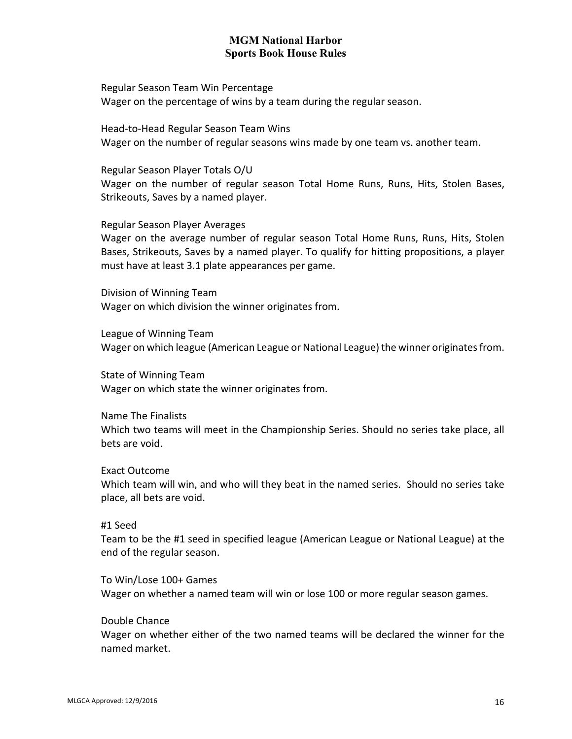Regular Season Team Win Percentage
Wager on the percentage of wins by a team during the regular season.

Head-to-Head Regular Season Team Wins
Wager on the number of regular seasons wins made by one team vs. another team.

Regular Season Player Totals O/U
Wager on the number of regular season Total Home Runs, Runs, Hits, Stolen Bases, Strikeouts, Saves by a named player.

Regular Season Player Averages
Wager on the average number of regular season Total Home Runs, Runs, Hits, Stolen Bases, Strikeouts, Saves by a named player. To qualify for hitting propositions, a player must have at least 3.1 plate appearances per game.

Division of Winning Team
Wager on which division the winner originates from.

League of Winning Team
Wager on which league (American League or National League) the winner originates from.

State of Winning Team
Wager on which state the winner originates from.

Name The Finalists
Which two teams will meet in the Championship Series. Should no series take place, all bets are void.

Exact Outcome
Which team will win, and who will they beat in the named series. Should no series take place, all bets are void.

#1 Seed
Team to be the #1 seed in specified league (American League or National League) at the end of the regular season.

To Win/Lose 100+ Games
Wager on whether a named team will win or lose 100 or more regular season games.

Double Chance
Wager on whether either of the two named teams will be declared the winner for the named market.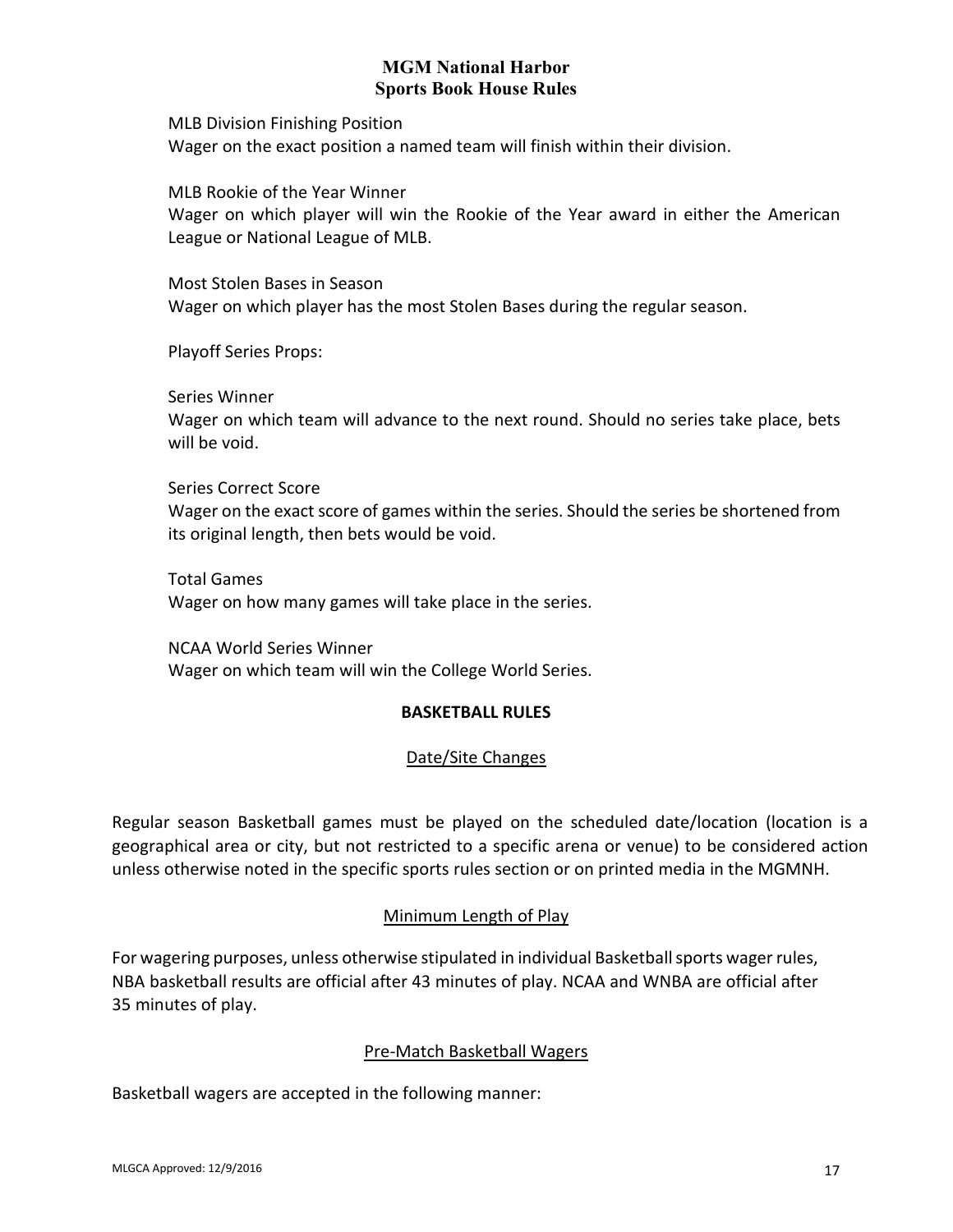MLB Division Finishing Position
Wager on the exact position a named team will finish within their division.

MLB Rookie of the Year Winner
Wager on which player will win the Rookie of the Year award in either the American League or National League of MLB.

Most Stolen Bases in Season
Wager on which player has the most Stolen Bases during the regular season.

Playoff Series Props:

Series Winner
Wager on which team will advance to the next round. Should no series take place, bets will be void.

Series Correct Score
Wager on the exact score of games within the series. Should the series be shortened from its original length, then bets would be void.

Total Games
Wager on how many games will take place in the series.

NCAA World Series Winner
Wager on which team will win the College World Series.

## BASKETBALL RULES

### Date/Site Changes

Regular season Basketball games must be played on the scheduled date/location (location is a geographical area or city, but not restricted to a specific arena or venue) to be considered action unless otherwise noted in the specific sports rules section or on printed media in the MGMNH.

### Minimum Length of Play

For wagering purposes, unless otherwise stipulated in individual Basketball sports wager rules, NBA basketball results are official after 43 minutes of play. NCAA and WNBA are official after 35 minutes of play.

### Pre-Match Basketball Wagers

Basketball wagers are accepted in the following manner: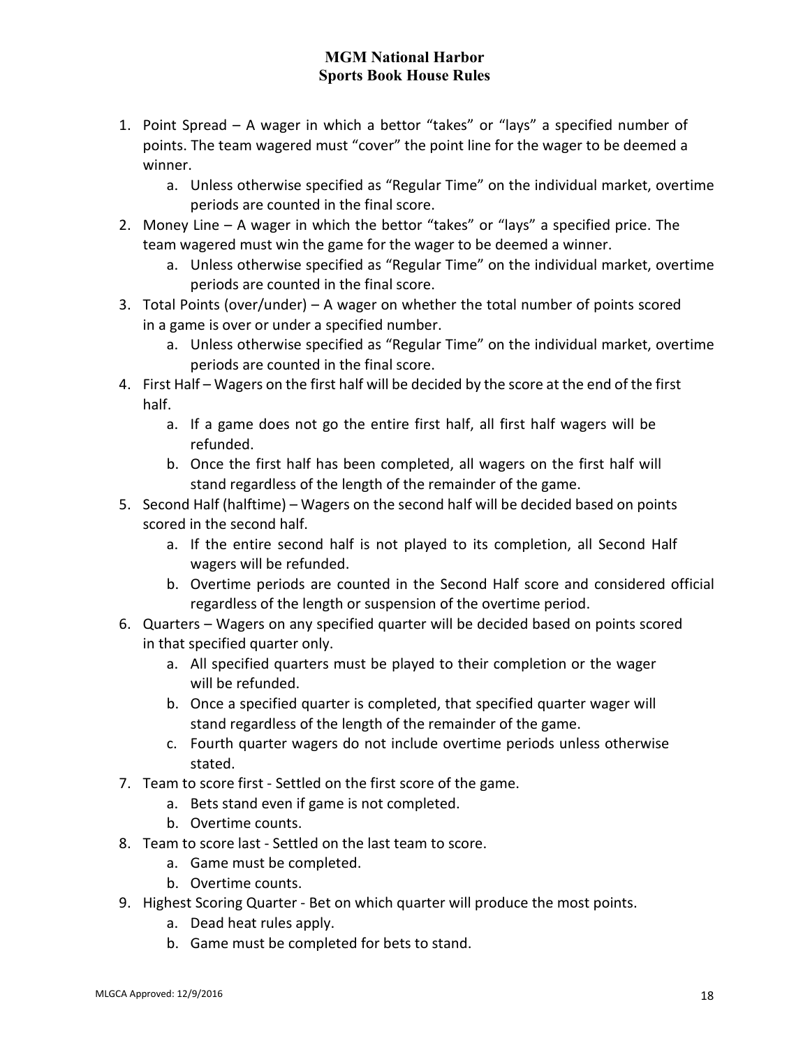# MGM National Harbor
## Sports Book House Rules

1. Point Spread – A wager in which a bettor "takes" or "lays" a specified number of points. The team wagered must "cover" the point line for the wager to be deemed a winner.
   a. Unless otherwise specified as "Regular Time" on the individual market, overtime periods are counted in the final score.
2. Money Line – A wager in which the bettor "takes" or "lays" a specified price. The team wagered must win the game for the wager to be deemed a winner.
   a. Unless otherwise specified as "Regular Time" on the individual market, overtime periods are counted in the final score.
3. Total Points (over/under) – A wager on whether the total number of points scored in a game is over or under a specified number.
   a. Unless otherwise specified as "Regular Time" on the individual market, overtime periods are counted in the final score.
4. First Half – Wagers on the first half will be decided by the score at the end of the first half.
   a. If a game does not go the entire first half, all first half wagers will be refunded.
   b. Once the first half has been completed, all wagers on the first half will stand regardless of the length of the remainder of the game.
5. Second Half (halftime) – Wagers on the second half will be decided based on points scored in the second half.
   a. If the entire second half is not played to its completion, all Second Half wagers will be refunded.
   b. Overtime periods are counted in the Second Half score and considered official regardless of the length or suspension of the overtime period.
6. Quarters – Wagers on any specified quarter will be decided based on points scored in that specified quarter only.
   a. All specified quarters must be played to their completion or the wager will be refunded.
   b. Once a specified quarter is completed, that specified quarter wager will stand regardless of the length of the remainder of the game.
   c. Fourth quarter wagers do not include overtime periods unless otherwise stated.
7. Team to score first - Settled on the first score of the game.
   a. Bets stand even if game is not completed.
   b. Overtime counts.
8. Team to score last - Settled on the last team to score.
   a. Game must be completed.
   b. Overtime counts.
9. Highest Scoring Quarter - Bet on which quarter will produce the most points.
   a. Dead heat rules apply.
   b. Game must be completed for bets to stand.

MLGCA Approved: 12/9/2016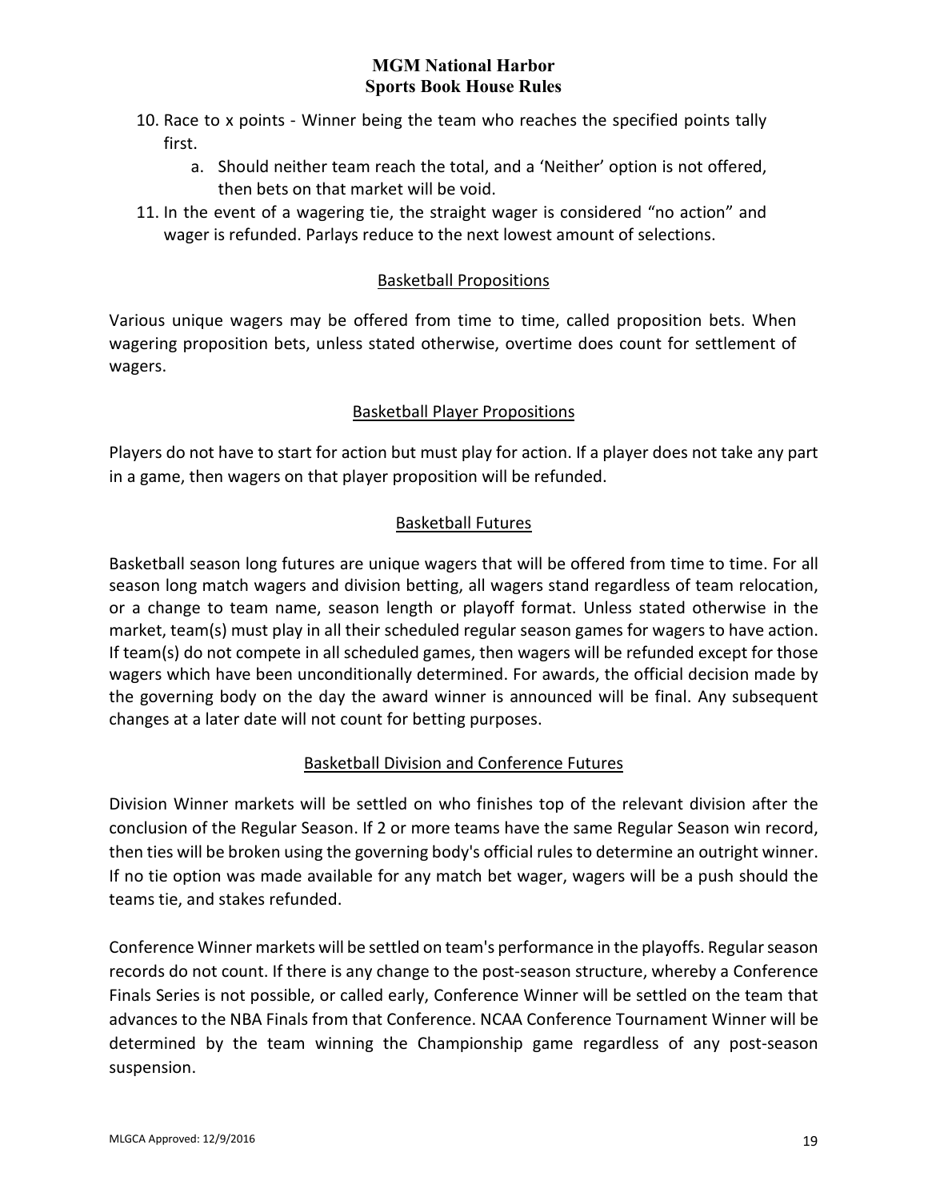10. Race to x points - Winner being the team who reaches the specified points tally first.
    a. Should neither team reach the total, and a 'Neither' option is not offered, then bets on that market will be void.
11. In the event of a wagering tie, the straight wager is considered "no action" and wager is refunded. Parlays reduce to the next lowest amount of selections.

## Basketball Propositions

Various unique wagers may be offered from time to time, called proposition bets. When wagering proposition bets, unless stated otherwise, overtime does count for settlement of wagers.

## Basketball Player Propositions

Players do not have to start for action but must play for action. If a player does not take any part in a game, then wagers on that player proposition will be refunded.

## Basketball Futures

Basketball season long futures are unique wagers that will be offered from time to time. For all season long match wagers and division betting, all wagers stand regardless of team relocation, or a change to team name, season length or playoff format. Unless stated otherwise in the market, team(s) must play in all their scheduled regular season games for wagers to have action. If team(s) do not compete in all scheduled games, then wagers will be refunded except for those wagers which have been unconditionally determined. For awards, the official decision made by the governing body on the day the award winner is announced will be final. Any subsequent changes at a later date will not count for betting purposes.

## Basketball Division and Conference Futures

Division Winner markets will be settled on who finishes top of the relevant division after the conclusion of the Regular Season. If 2 or more teams have the same Regular Season win record, then ties will be broken using the governing body's official rules to determine an outright winner. If no tie option was made available for any match bet wager, wagers will be a push should the teams tie, and stakes refunded.

Conference Winner markets will be settled on team's performance in the playoffs. Regular season records do not count. If there is any change to the post-season structure, whereby a Conference Finals Series is not possible, or called early, Conference Winner will be settled on the team that advances to the NBA Finals from that Conference. NCAA Conference Tournament Winner will be determined by the team winning the Championship game regardless of any post-season suspension.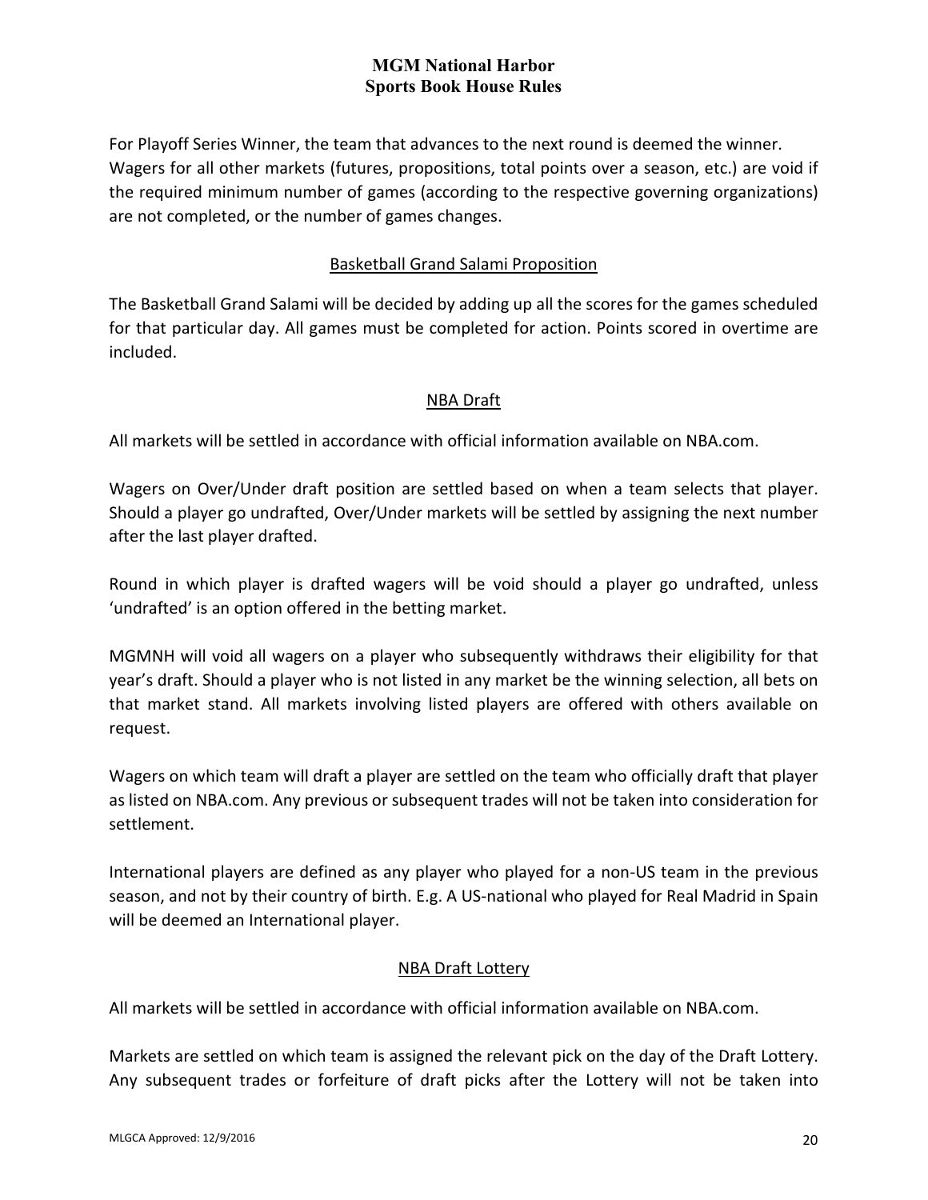For Playoff Series Winner, the team that advances to the next round is deemed the winner. Wagers for all other markets (futures, propositions, total points over a season, etc.) are void if the required minimum number of games (according to the respective governing organizations) are not completed, or the number of games changes.

### Basketball Grand Salami Proposition

The Basketball Grand Salami will be decided by adding up all the scores for the games scheduled for that particular day. All games must be completed for action. Points scored in overtime are included.

### NBA Draft

All markets will be settled in accordance with official information available on NBA.com.

Wagers on Over/Under draft position are settled based on when a team selects that player. Should a player go undrafted, Over/Under markets will be settled by assigning the next number after the last player drafted.

Round in which player is drafted wagers will be void should a player go undrafted, unless 'undrafted' is an option offered in the betting market.

MGMNH will void all wagers on a player who subsequently withdraws their eligibility for that year's draft. Should a player who is not listed in any market be the winning selection, all bets on that market stand. All markets involving listed players are offered with others available on request.

Wagers on which team will draft a player are settled on the team who officially draft that player as listed on NBA.com. Any previous or subsequent trades will not be taken into consideration for settlement.

International players are defined as any player who played for a non-US team in the previous season, and not by their country of birth. E.g. A US-national who played for Real Madrid in Spain will be deemed an International player.

### NBA Draft Lottery

All markets will be settled in accordance with official information available on NBA.com.

Markets are settled on which team is assigned the relevant pick on the day of the Draft Lottery. Any subsequent trades or forfeiture of draft picks after the Lottery will not be taken into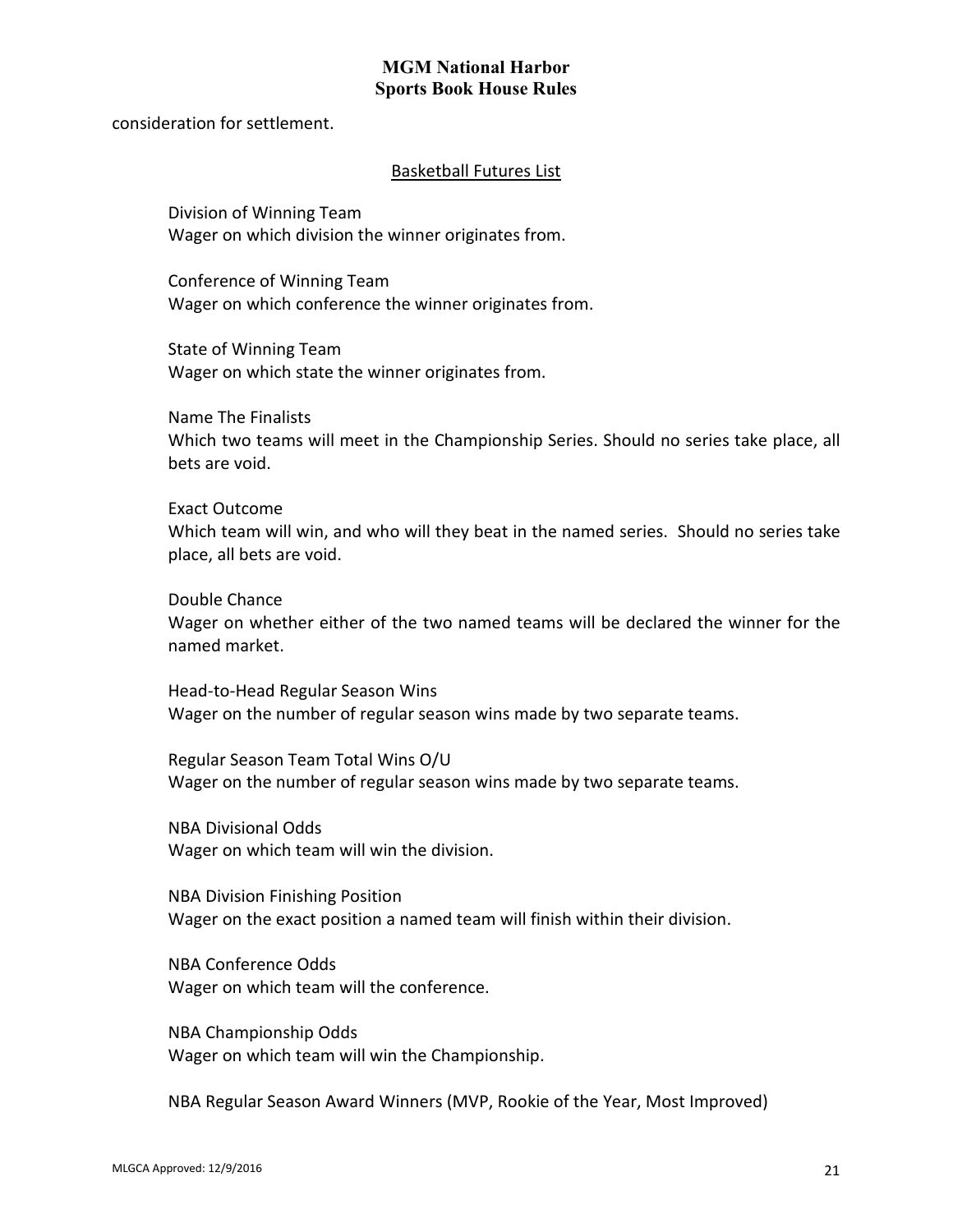consideration for settlement.

## Basketball Futures List

Division of Winning Team
Wager on which division the winner originates from.

Conference of Winning Team
Wager on which conference the winner originates from.

State of Winning Team
Wager on which state the winner originates from.

Name The Finalists
Which two teams will meet in the Championship Series. Should no series take place, all bets are void.

Exact Outcome
Which team will win, and who will they beat in the named series. Should no series take place, all bets are void.

Double Chance
Wager on whether either of the two named teams will be declared the winner for the named market.

Head-to-Head Regular Season Wins
Wager on the number of regular season wins made by two separate teams.

Regular Season Team Total Wins O/U
Wager on the number of regular season wins made by two separate teams.

NBA Divisional Odds
Wager on which team will win the division.

NBA Division Finishing Position
Wager on the exact position a named team will finish within their division.

NBA Conference Odds
Wager on which team will the conference.

NBA Championship Odds
Wager on which team will win the Championship.

NBA Regular Season Award Winners (MVP, Rookie of the Year, Most Improved)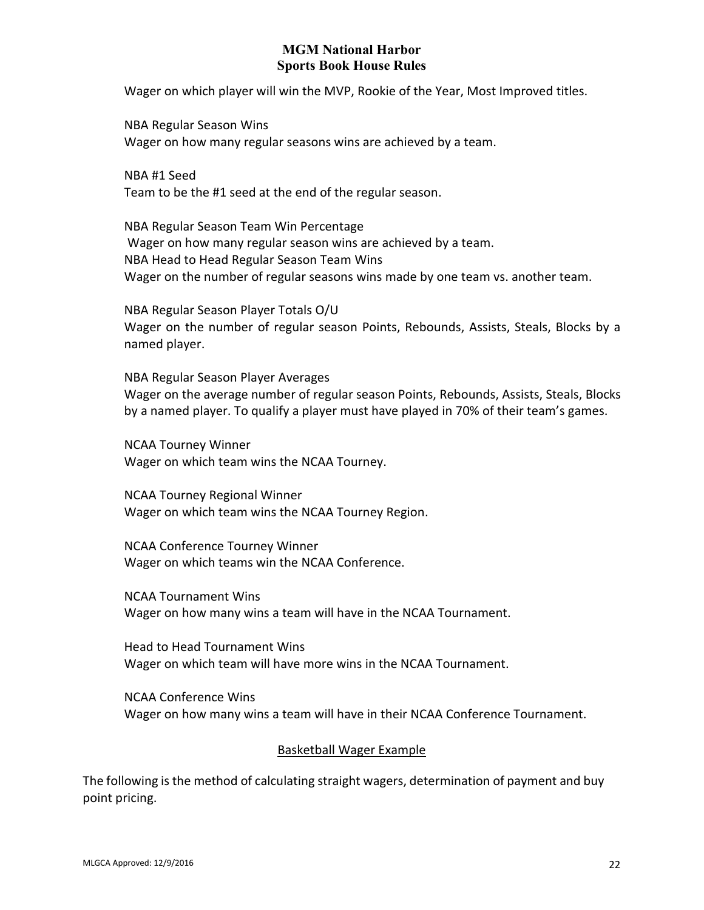Wager on which player will win the MVP, Rookie of the Year, Most Improved titles.

NBA Regular Season Wins
Wager on how many regular seasons wins are achieved by a team.

NBA #1 Seed
Team to be the #1 seed at the end of the regular season.

NBA Regular Season Team Win Percentage
Wager on how many regular season wins are achieved by a team.
NBA Head to Head Regular Season Team Wins
Wager on the number of regular seasons wins made by one team vs. another team.

NBA Regular Season Player Totals O/U
Wager on the number of regular season Points, Rebounds, Assists, Steals, Blocks by a named player.

NBA Regular Season Player Averages
Wager on the average number of regular season Points, Rebounds, Assists, Steals, Blocks by a named player. To qualify a player must have played in 70% of their team's games.

NCAA Tourney Winner
Wager on which team wins the NCAA Tourney.

NCAA Tourney Regional Winner
Wager on which team wins the NCAA Tourney Region.

NCAA Conference Tourney Winner
Wager on which teams win the NCAA Conference.

NCAA Tournament Wins
Wager on how many wins a team will have in the NCAA Tournament.

Head to Head Tournament Wins
Wager on which team will have more wins in the NCAA Tournament.

NCAA Conference Wins
Wager on how many wins a team will have in their NCAA Conference Tournament.

## Basketball Wager Example

The following is the method of calculating straight wagers, determination of payment and buy point pricing.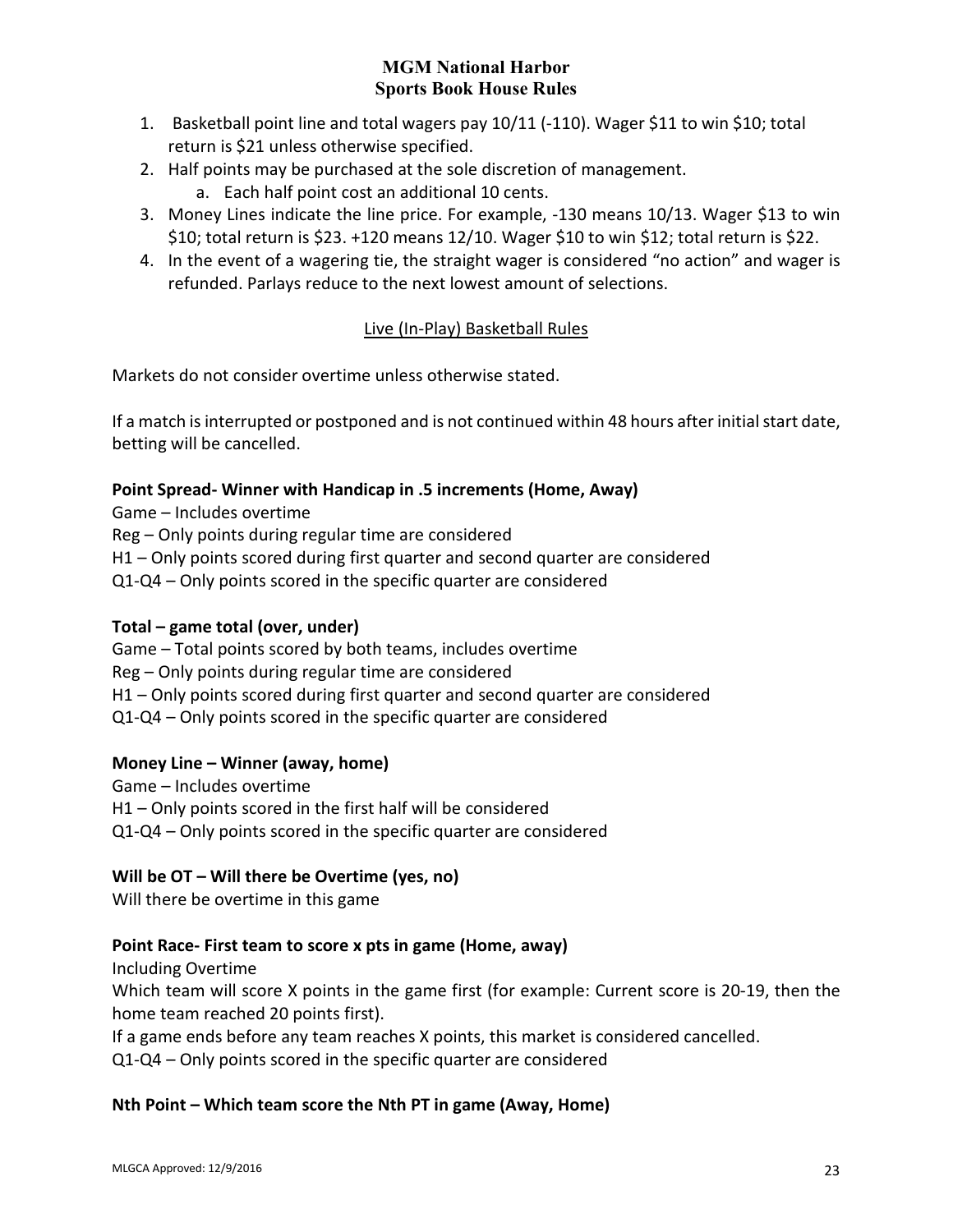# MGM National Harbor
# Sports Book House Rules

1. Basketball point line and total wagers pay 10/11 (-110). Wager $11 to win $10; total return is $21 unless otherwise specified.
2. Half points may be purchased at the sole discretion of management.
   a. Each half point cost an additional 10 cents.
3. Money Lines indicate the line price. For example, -130 means 10/13. Wager $13 to win $10; total return is $23. +120 means 12/10. Wager $10 to win $12; total return is $22.
4. In the event of a wagering tie, the straight wager is considered "no action" and wager is refunded. Parlays reduce to the next lowest amount of selections.

## Live (In-Play) Basketball Rules

Markets do not consider overtime unless otherwise stated.

If a match is interrupted or postponed and is not continued within 48 hours after initial start date, betting will be cancelled.

**Point Spread- Winner with Handicap in .5 increments (Home, Away)**

Game – Includes overtime

Reg – Only points during regular time are considered

H1 – Only points scored during first quarter and second quarter are considered

Q1-Q4 – Only points scored in the specific quarter are considered

**Total – game total (over, under)**

Game – Total points scored by both teams, includes overtime

Reg – Only points during regular time are considered

H1 – Only points scored during first quarter and second quarter are considered

Q1-Q4 – Only points scored in the specific quarter are considered

**Money Line – Winner (away, home)**

Game – Includes overtime

H1 – Only points scored in the first half will be considered

Q1-Q4 – Only points scored in the specific quarter are considered

**Will be OT – Will there be Overtime (yes, no)**

Will there be overtime in this game

**Point Race- First team to score x pts in game (Home, away)**

Including Overtime

Which team will score X points in the game first (for example: Current score is 20-19, then the home team reached 20 points first).

If a game ends before any team reaches X points, this market is considered cancelled.

Q1-Q4 – Only points scored in the specific quarter are considered

**Nth Point – Which team score the Nth PT in game (Away, Home)**

MLGCA Approved: 12/9/2016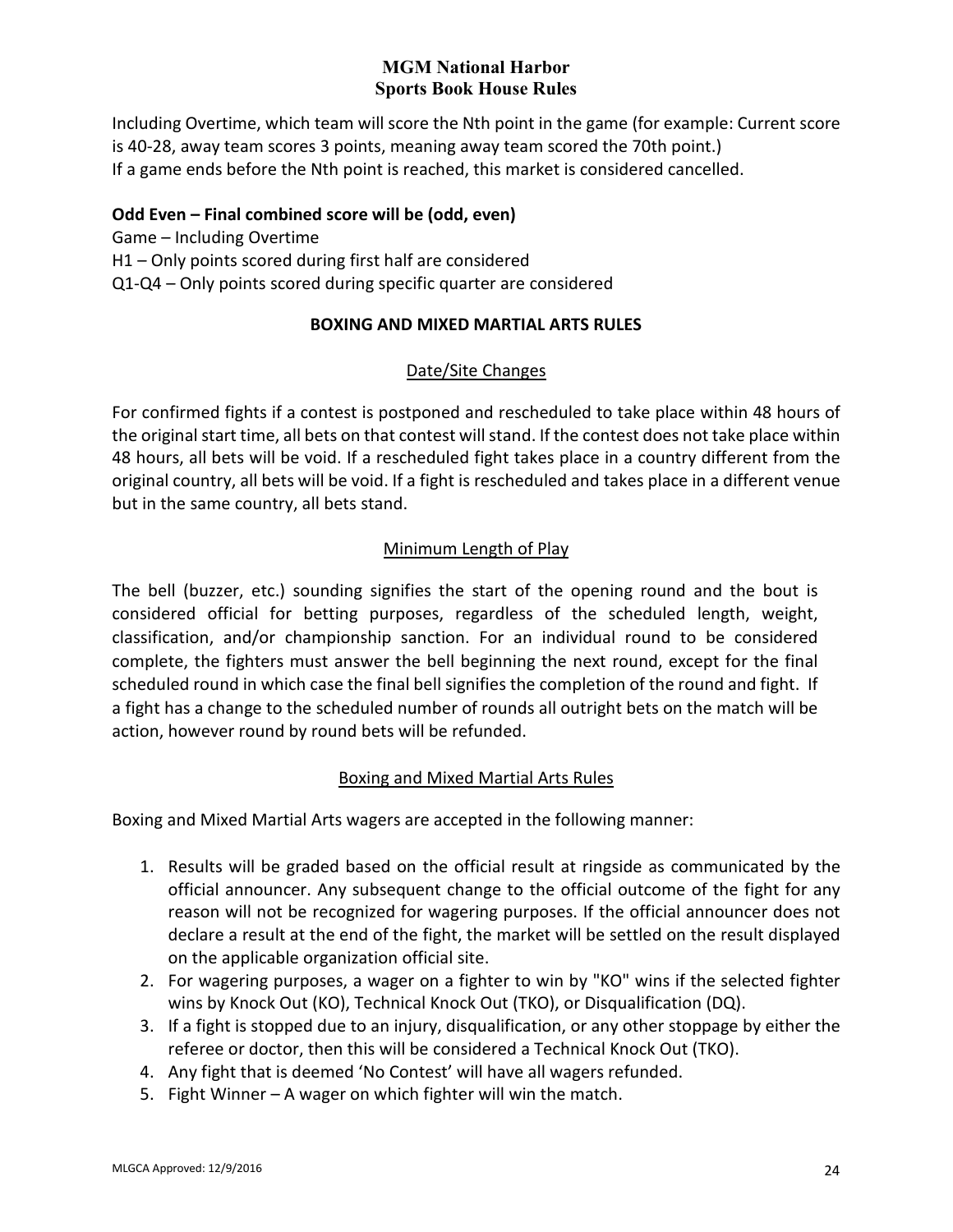Including Overtime, which team will score the Nth point in the game (for example: Current score is 40-28, away team scores 3 points, meaning away team scored the 70th point.)
If a game ends before the Nth point is reached, this market is considered cancelled.

**Odd Even – Final combined score will be (odd, even)**
Game – Including Overtime
H1 – Only points scored during first half are considered
Q1-Q4 – Only points scored during specific quarter are considered

## BOXING AND MIXED MARTIAL ARTS RULES

### Date/Site Changes

For confirmed fights if a contest is postponed and rescheduled to take place within 48 hours of the original start time, all bets on that contest will stand. If the contest does not take place within 48 hours, all bets will be void. If a rescheduled fight takes place in a country different from the original country, all bets will be void. If a fight is rescheduled and takes place in a different venue but in the same country, all bets stand.

### Minimum Length of Play

The bell (buzzer, etc.) sounding signifies the start of the opening round and the bout is considered official for betting purposes, regardless of the scheduled length, weight, classification, and/or championship sanction. For an individual round to be considered complete, the fighters must answer the bell beginning the next round, except for the final scheduled round in which case the final bell signifies the completion of the round and fight. If a fight has a change to the scheduled number of rounds all outright bets on the match will be action, however round by round bets will be refunded.

### Boxing and Mixed Martial Arts Rules

Boxing and Mixed Martial Arts wagers are accepted in the following manner:

1. Results will be graded based on the official result at ringside as communicated by the official announcer. Any subsequent change to the official outcome of the fight for any reason will not be recognized for wagering purposes. If the official announcer does not declare a result at the end of the fight, the market will be settled on the result displayed on the applicable organization official site.
2. For wagering purposes, a wager on a fighter to win by "KO" wins if the selected fighter wins by Knock Out (KO), Technical Knock Out (TKO), or Disqualification (DQ).
3. If a fight is stopped due to an injury, disqualification, or any other stoppage by either the referee or doctor, then this will be considered a Technical Knock Out (TKO).
4. Any fight that is deemed 'No Contest' will have all wagers refunded.
5. Fight Winner – A wager on which fighter will win the match.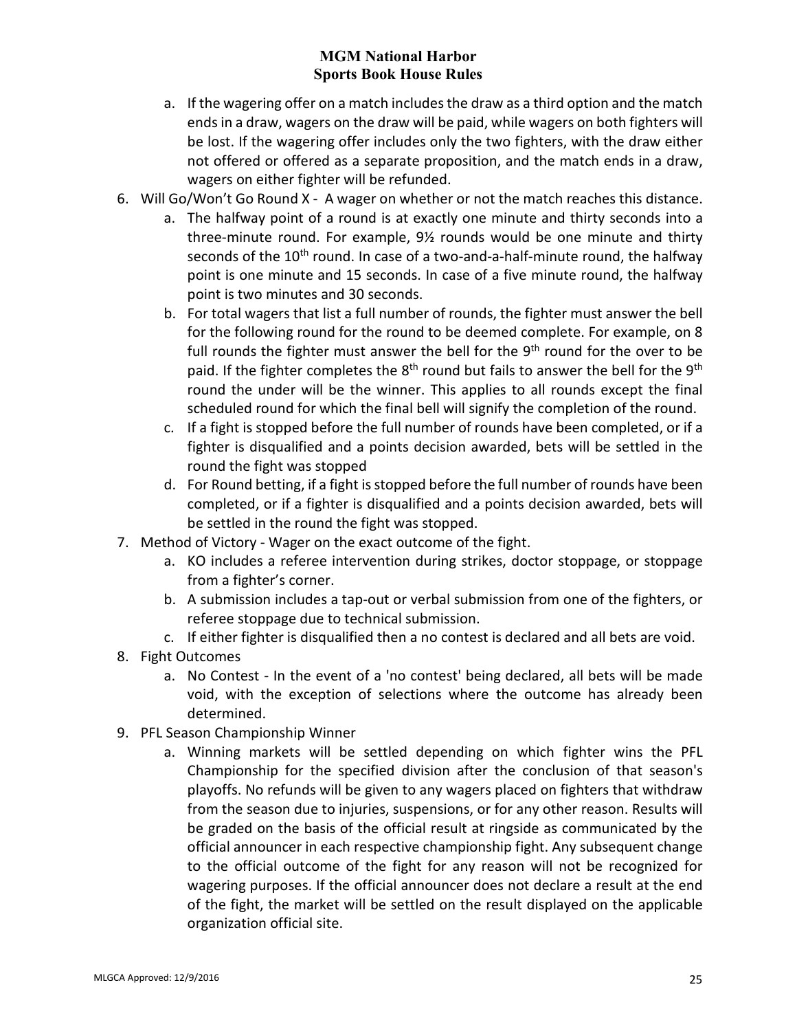a. If the wagering offer on a match includes the draw as a third option and the match ends in a draw, wagers on the draw will be paid, while wagers on both fighters will be lost. If the wagering offer includes only the two fighters, with the draw either not offered or offered as a separate proposition, and the match ends in a draw, wagers on either fighter will be refunded.

6. Will Go/Won't Go Round X - A wager on whether or not the match reaches this distance.
   a. The halfway point of a round is at exactly one minute and thirty seconds into a three-minute round. For example, 9½ rounds would be one minute and thirty seconds of the 10th round. In case of a two-and-a-half-minute round, the halfway point is one minute and 15 seconds. In case of a five minute round, the halfway point is two minutes and 30 seconds.
   b. For total wagers that list a full number of rounds, the fighter must answer the bell for the following round for the round to be deemed complete. For example, on 8 full rounds the fighter must answer the bell for the 9th round for the over to be paid. If the fighter completes the 8th round but fails to answer the bell for the 9th round the under will be the winner. This applies to all rounds except the final scheduled round for which the final bell will signify the completion of the round.
   c. If a fight is stopped before the full number of rounds have been completed, or if a fighter is disqualified and a points decision awarded, bets will be settled in the round the fight was stopped
   d. For Round betting, if a fight is stopped before the full number of rounds have been completed, or if a fighter is disqualified and a points decision awarded, bets will be settled in the round the fight was stopped.

7. Method of Victory - Wager on the exact outcome of the fight.
   a. KO includes a referee intervention during strikes, doctor stoppage, or stoppage from a fighter's corner.
   b. A submission includes a tap-out or verbal submission from one of the fighters, or referee stoppage due to technical submission.
   c. If either fighter is disqualified then a no contest is declared and all bets are void.

8. Fight Outcomes
   a. No Contest - In the event of a 'no contest' being declared, all bets will be made void, with the exception of selections where the outcome has already been determined.

9. PFL Season Championship Winner
   a. Winning markets will be settled depending on which fighter wins the PFL Championship for the specified division after the conclusion of that season's playoffs. No refunds will be given to any wagers placed on fighters that withdraw from the season due to injuries, suspensions, or for any other reason. Results will be graded on the basis of the official result at ringside as communicated by the official announcer in each respective championship fight. Any subsequent change to the official outcome of the fight for any reason will not be recognized for wagering purposes. If the official announcer does not declare a result at the end of the fight, the market will be settled on the result displayed on the applicable organization official site.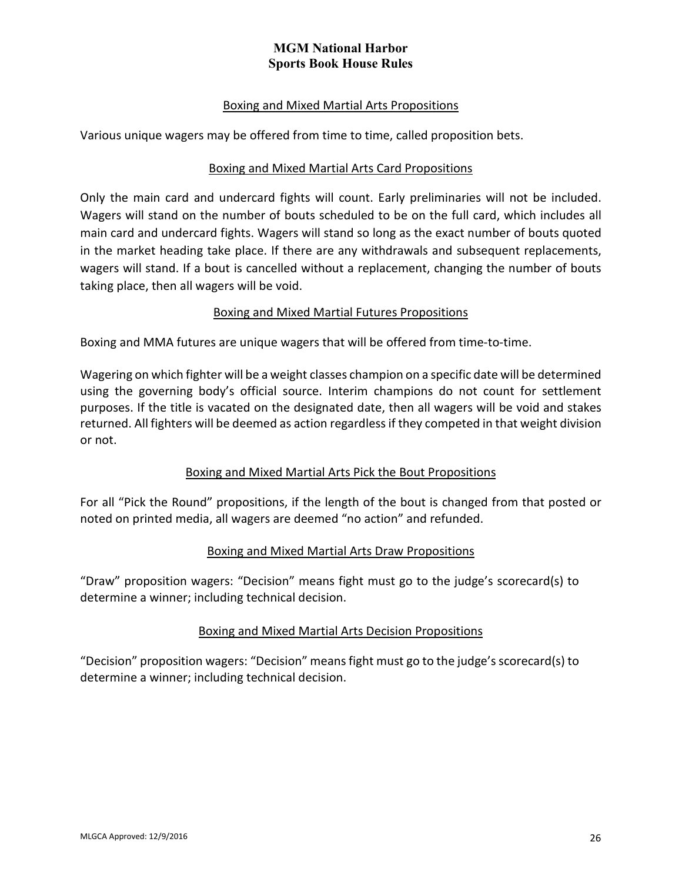## Boxing and Mixed Martial Arts Propositions

Various unique wagers may be offered from time to time, called proposition bets.

### Boxing and Mixed Martial Arts Card Propositions

Only the main card and undercard fights will count. Early preliminaries will not be included. Wagers will stand on the number of bouts scheduled to be on the full card, which includes all main card and undercard fights. Wagers will stand so long as the exact number of bouts quoted in the market heading take place. If there are any withdrawals and subsequent replacements, wagers will stand. If a bout is cancelled without a replacement, changing the number of bouts taking place, then all wagers will be void.

### Boxing and Mixed Martial Futures Propositions

Boxing and MMA futures are unique wagers that will be offered from time-to-time.

Wagering on which fighter will be a weight classes champion on a specific date will be determined using the governing body's official source. Interim champions do not count for settlement purposes. If the title is vacated on the designated date, then all wagers will be void and stakes returned. All fighters will be deemed as action regardless if they competed in that weight division or not.

### Boxing and Mixed Martial Arts Pick the Bout Propositions

For all "Pick the Round" propositions, if the length of the bout is changed from that posted or noted on printed media, all wagers are deemed "no action" and refunded.

### Boxing and Mixed Martial Arts Draw Propositions

"Draw" proposition wagers: "Decision" means fight must go to the judge's scorecard(s) to determine a winner; including technical decision.

### Boxing and Mixed Martial Arts Decision Propositions

"Decision" proposition wagers: "Decision" means fight must go to the judge's scorecard(s) to determine a winner; including technical decision.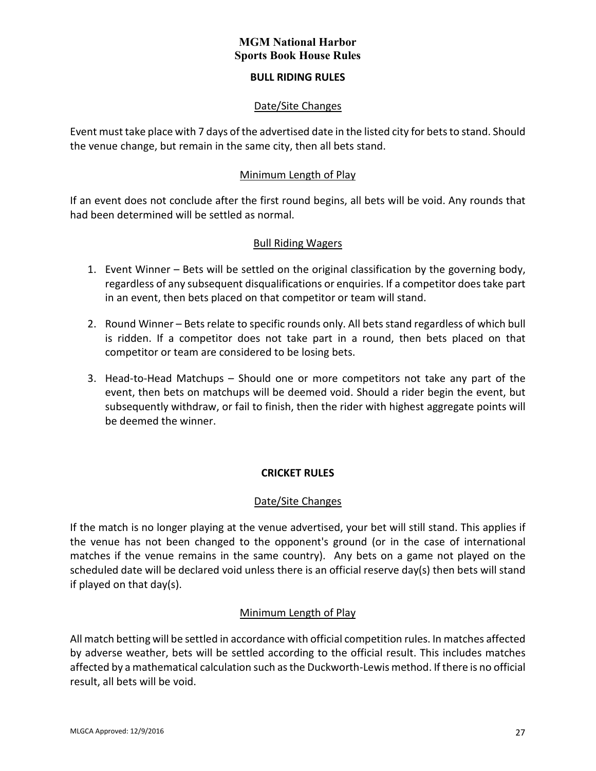**MGM National Harbor**
**Sports Book House Rules**

## BULL RIDING RULES

### Date/Site Changes

Event must take place with 7 days of the advertised date in the listed city for bets to stand. Should the venue change, but remain in the same city, then all bets stand.

### Minimum Length of Play

If an event does not conclude after the first round begins, all bets will be void. Any rounds that had been determined will be settled as normal.

### Bull Riding Wagers

1. Event Winner – Bets will be settled on the original classification by the governing body, regardless of any subsequent disqualifications or enquiries. If a competitor does take part in an event, then bets placed on that competitor or team will stand.
2. Round Winner – Bets relate to specific rounds only. All bets stand regardless of which bull is ridden. If a competitor does not take part in a round, then bets placed on that competitor or team are considered to be losing bets.
3. Head-to-Head Matchups – Should one or more competitors not take any part of the event, then bets on matchups will be deemed void. Should a rider begin the event, but subsequently withdraw, or fail to finish, then the rider with highest aggregate points will be deemed the winner.

## CRICKET RULES

### Date/Site Changes

If the match is no longer playing at the venue advertised, your bet will still stand. This applies if the venue has not been changed to the opponent's ground (or in the case of international matches if the venue remains in the same country). Any bets on a game not played on the scheduled date will be declared void unless there is an official reserve day(s) then bets will stand if played on that day(s).

### Minimum Length of Play

All match betting will be settled in accordance with official competition rules. In matches affected by adverse weather, bets will be settled according to the official result. This includes matches affected by a mathematical calculation such as the Duckworth-Lewis method. If there is no official result, all bets will be void.

MLGCA Approved: 12/9/2016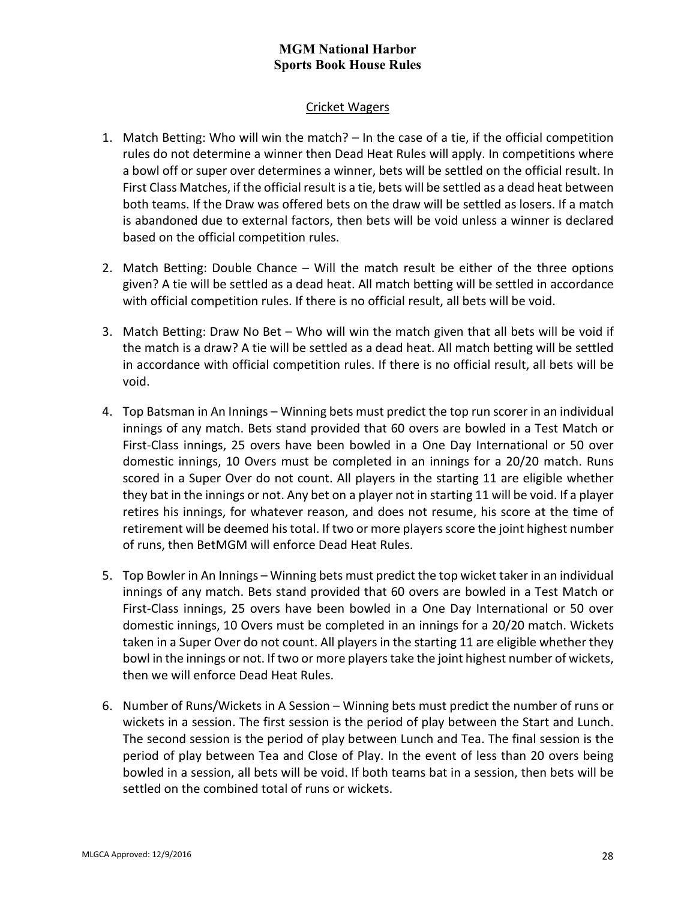# MGM National Harbor
# Sports Book House Rules

## Cricket Wagers

1. Match Betting: Who will win the match? – In the case of a tie, if the official competition rules do not determine a winner then Dead Heat Rules will apply. In competitions where a bowl off or super over determines a winner, bets will be settled on the official result. In First Class Matches, if the official result is a tie, bets will be settled as a dead heat between both teams. If the Draw was offered bets on the draw will be settled as losers. If a match is abandoned due to external factors, then bets will be void unless a winner is declared based on the official competition rules.

2. Match Betting: Double Chance – Will the match result be either of the three options given? A tie will be settled as a dead heat. All match betting will be settled in accordance with official competition rules. If there is no official result, all bets will be void.

3. Match Betting: Draw No Bet – Who will win the match given that all bets will be void if the match is a draw? A tie will be settled as a dead heat. All match betting will be settled in accordance with official competition rules. If there is no official result, all bets will be void.

4. Top Batsman in An Innings – Winning bets must predict the top run scorer in an individual innings of any match. Bets stand provided that 60 overs are bowled in a Test Match or First-Class innings, 25 overs have been bowled in a One Day International or 50 over domestic innings, 10 Overs must be completed in an innings for a 20/20 match. Runs scored in a Super Over do not count. All players in the starting 11 are eligible whether they bat in the innings or not. Any bet on a player not in starting 11 will be void. If a player retires his innings, for whatever reason, and does not resume, his score at the time of retirement will be deemed his total. If two or more players score the joint highest number of runs, then BetMGM will enforce Dead Heat Rules.

5. Top Bowler in An Innings – Winning bets must predict the top wicket taker in an individual innings of any match. Bets stand provided that 60 overs are bowled in a Test Match or First-Class innings, 25 overs have been bowled in a One Day International or 50 over domestic innings, 10 Overs must be completed in an innings for a 20/20 match. Wickets taken in a Super Over do not count. All players in the starting 11 are eligible whether they bowl in the innings or not. If two or more players take the joint highest number of wickets, then we will enforce Dead Heat Rules.

6. Number of Runs/Wickets in A Session – Winning bets must predict the number of runs or wickets in a session. The first session is the period of play between the Start and Lunch. The second session is the period of play between Lunch and Tea. The final session is the period of play between Tea and Close of Play. In the event of less than 20 overs being bowled in a session, all bets will be void. If both teams bat in a session, then bets will be settled on the combined total of runs or wickets.

MLGCA Approved: 12/9/2016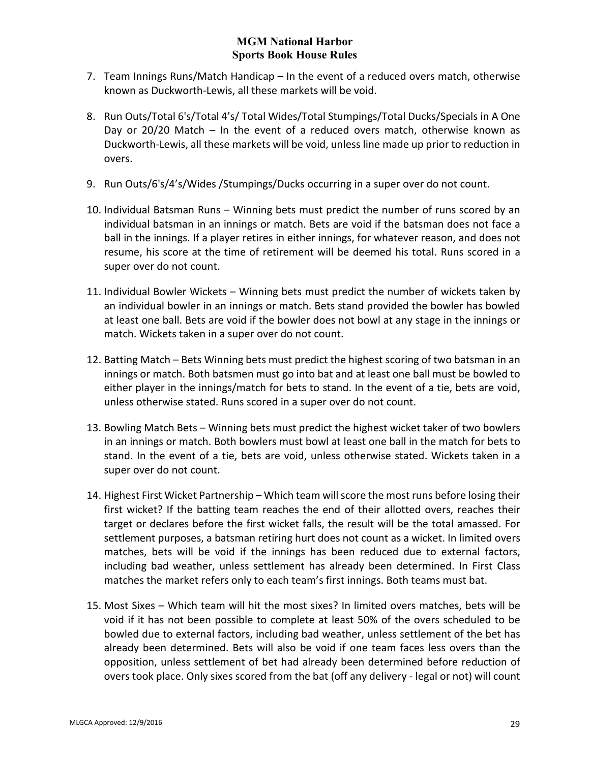7. Team Innings Runs/Match Handicap – In the event of a reduced overs match, otherwise known as Duckworth-Lewis, all these markets will be void.

8. Run Outs/Total 6's/Total 4's/ Total Wides/Total Stumpings/Total Ducks/Specials in A One Day or 20/20 Match – In the event of a reduced overs match, otherwise known as Duckworth-Lewis, all these markets will be void, unless line made up prior to reduction in overs.

9. Run Outs/6's/4's/Wides /Stumpings/Ducks occurring in a super over do not count.

10. Individual Batsman Runs – Winning bets must predict the number of runs scored by an individual batsman in an innings or match. Bets are void if the batsman does not face a ball in the innings. If a player retires in either innings, for whatever reason, and does not resume, his score at the time of retirement will be deemed his total. Runs scored in a super over do not count.

11. Individual Bowler Wickets – Winning bets must predict the number of wickets taken by an individual bowler in an innings or match. Bets stand provided the bowler has bowled at least one ball. Bets are void if the bowler does not bowl at any stage in the innings or match. Wickets taken in a super over do not count.

12. Batting Match – Bets Winning bets must predict the highest scoring of two batsman in an innings or match. Both batsmen must go into bat and at least one ball must be bowled to either player in the innings/match for bets to stand. In the event of a tie, bets are void, unless otherwise stated. Runs scored in a super over do not count.

13. Bowling Match Bets – Winning bets must predict the highest wicket taker of two bowlers in an innings or match. Both bowlers must bowl at least one ball in the match for bets to stand. In the event of a tie, bets are void, unless otherwise stated. Wickets taken in a super over do not count.

14. Highest First Wicket Partnership – Which team will score the most runs before losing their first wicket? If the batting team reaches the end of their allotted overs, reaches their target or declares before the first wicket falls, the result will be the total amassed. For settlement purposes, a batsman retiring hurt does not count as a wicket. In limited overs matches, bets will be void if the innings has been reduced due to external factors, including bad weather, unless settlement has already been determined. In First Class matches the market refers only to each team's first innings. Both teams must bat.

15. Most Sixes – Which team will hit the most sixes? In limited overs matches, bets will be void if it has not been possible to complete at least 50% of the overs scheduled to be bowled due to external factors, including bad weather, unless settlement of the bet has already been determined. Bets will also be void if one team faces less overs than the opposition, unless settlement of bet had already been determined before reduction of overs took place. Only sixes scored from the bat (off any delivery - legal or not) will count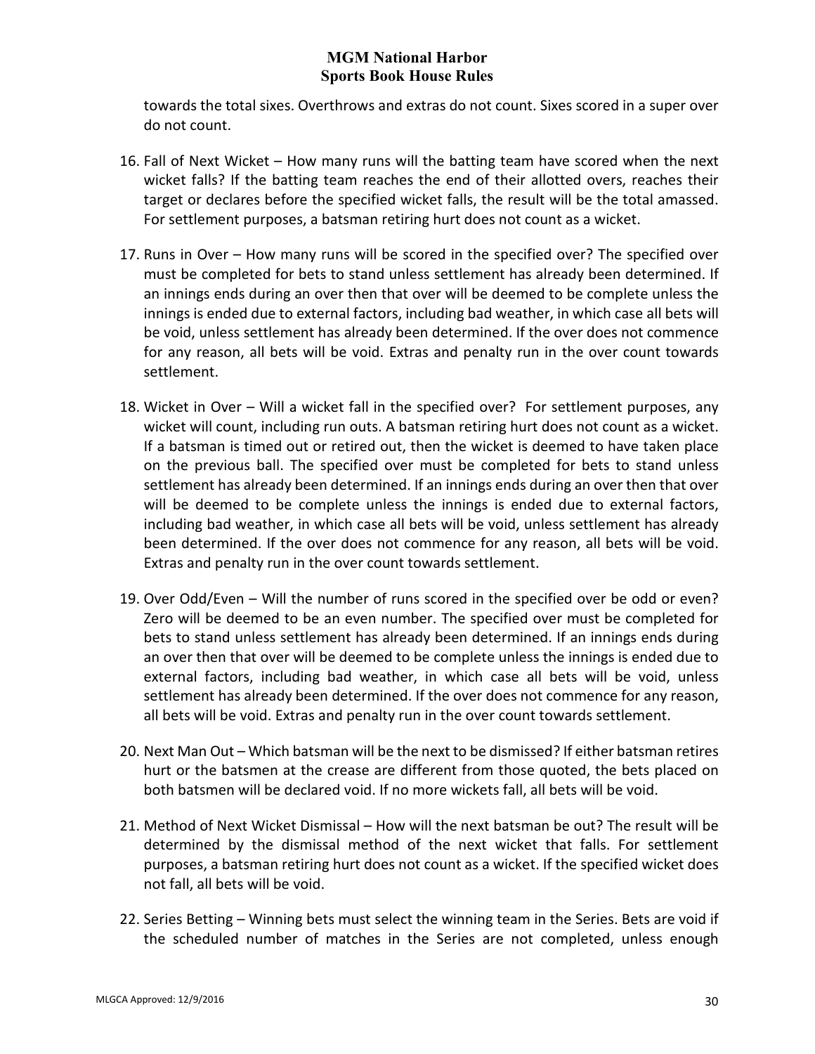towards the total sixes. Overthrows and extras do not count. Sixes scored in a super over do not count.

16. Fall of Next Wicket – How many runs will the batting team have scored when the next wicket falls? If the batting team reaches the end of their allotted overs, reaches their target or declares before the specified wicket falls, the result will be the total amassed. For settlement purposes, a batsman retiring hurt does not count as a wicket.

17. Runs in Over – How many runs will be scored in the specified over? The specified over must be completed for bets to stand unless settlement has already been determined. If an innings ends during an over then that over will be deemed to be complete unless the innings is ended due to external factors, including bad weather, in which case all bets will be void, unless settlement has already been determined. If the over does not commence for any reason, all bets will be void. Extras and penalty run in the over count towards settlement.

18. Wicket in Over – Will a wicket fall in the specified over? For settlement purposes, any wicket will count, including run outs. A batsman retiring hurt does not count as a wicket. If a batsman is timed out or retired out, then the wicket is deemed to have taken place on the previous ball. The specified over must be completed for bets to stand unless settlement has already been determined. If an innings ends during an over then that over will be deemed to be complete unless the innings is ended due to external factors, including bad weather, in which case all bets will be void, unless settlement has already been determined. If the over does not commence for any reason, all bets will be void. Extras and penalty run in the over count towards settlement.

19. Over Odd/Even – Will the number of runs scored in the specified over be odd or even? Zero will be deemed to be an even number. The specified over must be completed for bets to stand unless settlement has already been determined. If an innings ends during an over then that over will be deemed to be complete unless the innings is ended due to external factors, including bad weather, in which case all bets will be void, unless settlement has already been determined. If the over does not commence for any reason, all bets will be void. Extras and penalty run in the over count towards settlement.

20. Next Man Out – Which batsman will be the next to be dismissed? If either batsman retires hurt or the batsmen at the crease are different from those quoted, the bets placed on both batsmen will be declared void. If no more wickets fall, all bets will be void.

21. Method of Next Wicket Dismissal – How will the next batsman be out? The result will be determined by the dismissal method of the next wicket that falls. For settlement purposes, a batsman retiring hurt does not count as a wicket. If the specified wicket does not fall, all bets will be void.

22. Series Betting – Winning bets must select the winning team in the Series. Bets are void if the scheduled number of matches in the Series are not completed, unless enough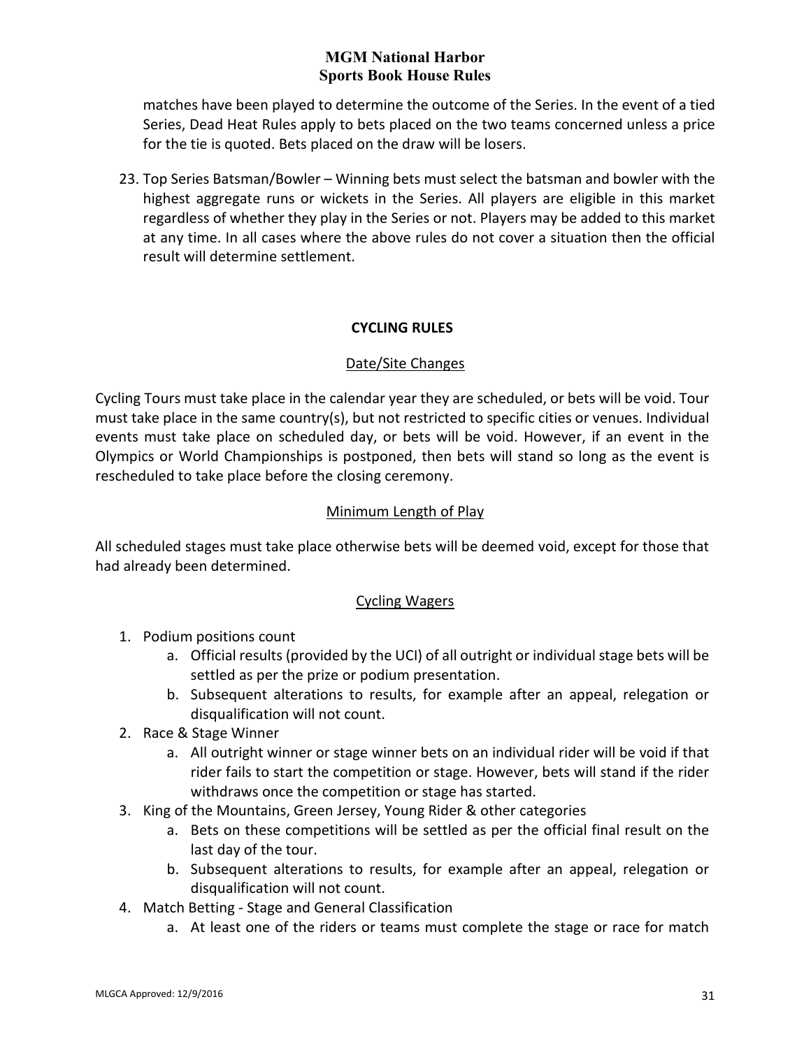matches have been played to determine the outcome of the Series. In the event of a tied Series, Dead Heat Rules apply to bets placed on the two teams concerned unless a price for the tie is quoted. Bets placed on the draw will be losers.

23. Top Series Batsman/Bowler – Winning bets must select the batsman and bowler with the highest aggregate runs or wickets in the Series. All players are eligible in this market regardless of whether they play in the Series or not. Players may be added to this market at any time. In all cases where the above rules do not cover a situation then the official result will determine settlement.

## CYCLING RULES

### Date/Site Changes

Cycling Tours must take place in the calendar year they are scheduled, or bets will be void. Tour must take place in the same country(s), but not restricted to specific cities or venues. Individual events must take place on scheduled day, or bets will be void. However, if an event in the Olympics or World Championships is postponed, then bets will stand so long as the event is rescheduled to take place before the closing ceremony.

### Minimum Length of Play

All scheduled stages must take place otherwise bets will be deemed void, except for those that had already been determined.

### Cycling Wagers

1. Podium positions count
   a. Official results (provided by the UCI) of all outright or individual stage bets will be settled as per the prize or podium presentation.
   b. Subsequent alterations to results, for example after an appeal, relegation or disqualification will not count.
2. Race & Stage Winner
   a. All outright winner or stage winner bets on an individual rider will be void if that rider fails to start the competition or stage. However, bets will stand if the rider withdraws once the competition or stage has started.
3. King of the Mountains, Green Jersey, Young Rider & other categories
   a. Bets on these competitions will be settled as per the official final result on the last day of the tour.
   b. Subsequent alterations to results, for example after an appeal, relegation or disqualification will not count.
4. Match Betting - Stage and General Classification
   a. At least one of the riders or teams must complete the stage or race for match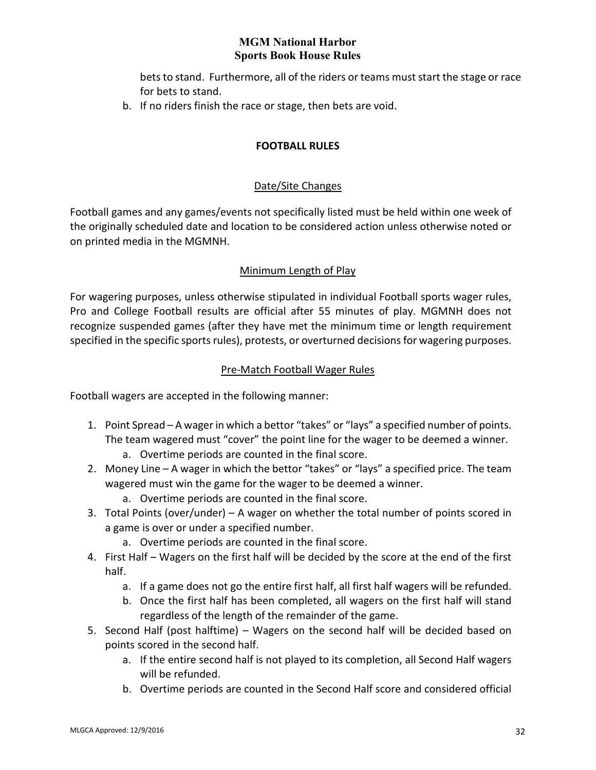bets to stand. Furthermore, all of the riders or teams must start the stage or race for bets to stand.

b. If no riders finish the race or stage, then bets are void.

## FOOTBALL RULES

### Date/Site Changes

Football games and any games/events not specifically listed must be held within one week of the originally scheduled date and location to be considered action unless otherwise noted or on printed media in the MGMNH.

### Minimum Length of Play

For wagering purposes, unless otherwise stipulated in individual Football sports wager rules, Pro and College Football results are official after 55 minutes of play. MGMNH does not recognize suspended games (after they have met the minimum time or length requirement specified in the specific sports rules), protests, or overturned decisions for wagering purposes.

### Pre-Match Football Wager Rules

Football wagers are accepted in the following manner:

1. Point Spread – A wager in which a bettor "takes" or "lays" a specified number of points. The team wagered must "cover" the point line for the wager to be deemed a winner.
    a. Overtime periods are counted in the final score.
2. Money Line – A wager in which the bettor "takes" or "lays" a specified price. The team wagered must win the game for the wager to be deemed a winner.
    a. Overtime periods are counted in the final score.
3. Total Points (over/under) – A wager on whether the total number of points scored in a game is over or under a specified number.
    a. Overtime periods are counted in the final score.
4. First Half – Wagers on the first half will be decided by the score at the end of the first half.
    a. If a game does not go the entire first half, all first half wagers will be refunded.
    b. Once the first half has been completed, all wagers on the first half will stand regardless of the length of the remainder of the game.
5. Second Half (post halftime) – Wagers on the second half will be decided based on points scored in the second half.
    a. If the entire second half is not played to its completion, all Second Half wagers will be refunded.
    b. Overtime periods are counted in the Second Half score and considered official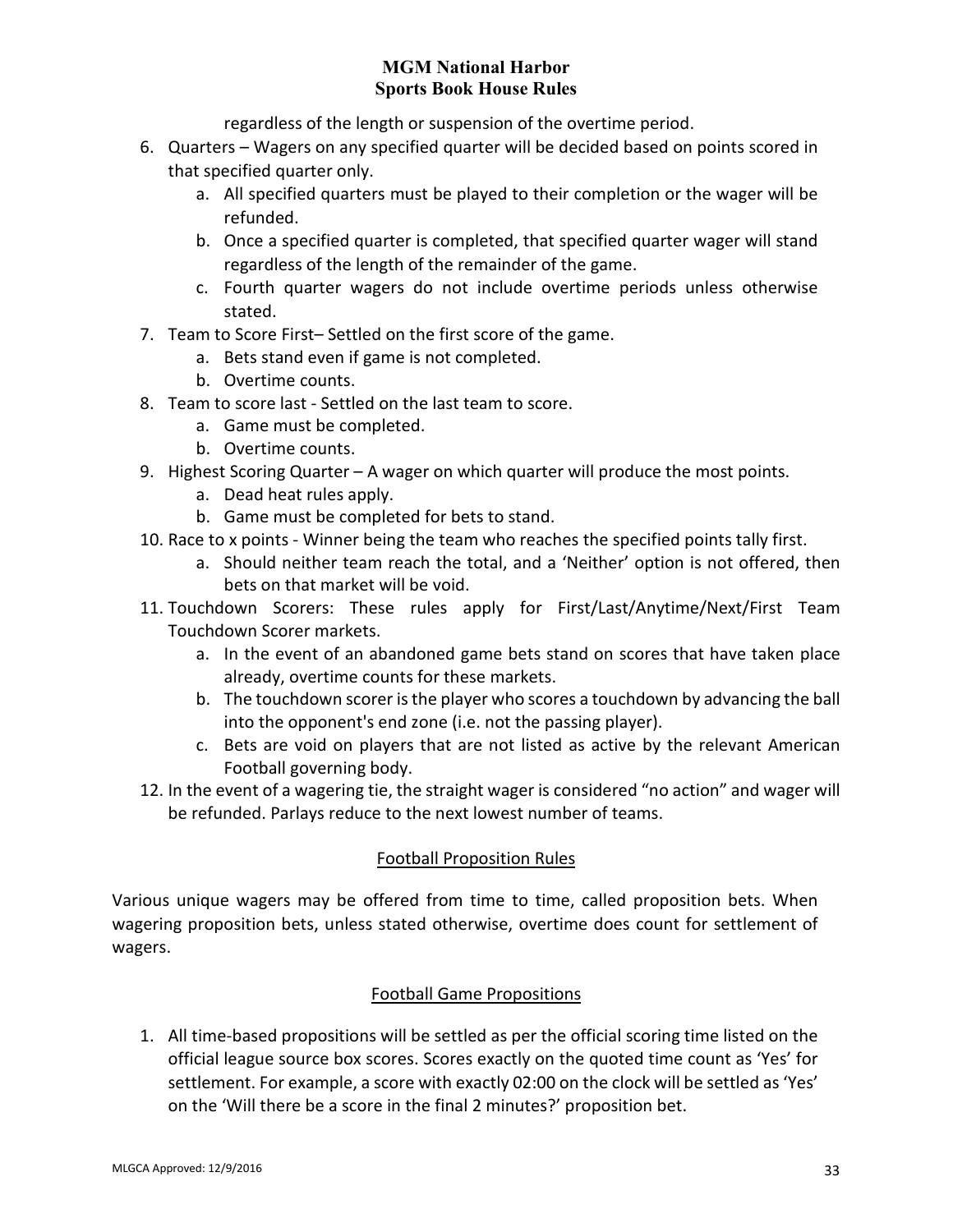regardless of the length or suspension of the overtime period.

6. Quarters – Wagers on any specified quarter will be decided based on points scored in that specified quarter only.
   a. All specified quarters must be played to their completion or the wager will be refunded.
   b. Once a specified quarter is completed, that specified quarter wager will stand regardless of the length of the remainder of the game.
   c. Fourth quarter wagers do not include overtime periods unless otherwise stated.
7. Team to Score First– Settled on the first score of the game.
   a. Bets stand even if game is not completed.
   b. Overtime counts.
8. Team to score last - Settled on the last team to score.
   a. Game must be completed.
   b. Overtime counts.
9. Highest Scoring Quarter – A wager on which quarter will produce the most points.
   a. Dead heat rules apply.
   b. Game must be completed for bets to stand.
10. Race to x points - Winner being the team who reaches the specified points tally first.
    a. Should neither team reach the total, and a 'Neither' option is not offered, then bets on that market will be void.
11. Touchdown Scorers: These rules apply for First/Last/Anytime/Next/First Team Touchdown Scorer markets.
    a. In the event of an abandoned game bets stand on scores that have taken place already, overtime counts for these markets.
    b. The touchdown scorer is the player who scores a touchdown by advancing the ball into the opponent's end zone (i.e. not the passing player).
    c. Bets are void on players that are not listed as active by the relevant American Football governing body.
12. In the event of a wagering tie, the straight wager is considered "no action" and wager will be refunded. Parlays reduce to the next lowest number of teams.

## Football Proposition Rules

Various unique wagers may be offered from time to time, called proposition bets. When wagering proposition bets, unless stated otherwise, overtime does count for settlement of wagers.

## Football Game Propositions

1. All time-based propositions will be settled as per the official scoring time listed on the official league source box scores. Scores exactly on the quoted time count as 'Yes' for settlement. For example, a score with exactly 02:00 on the clock will be settled as 'Yes' on the 'Will there be a score in the final 2 minutes?' proposition bet.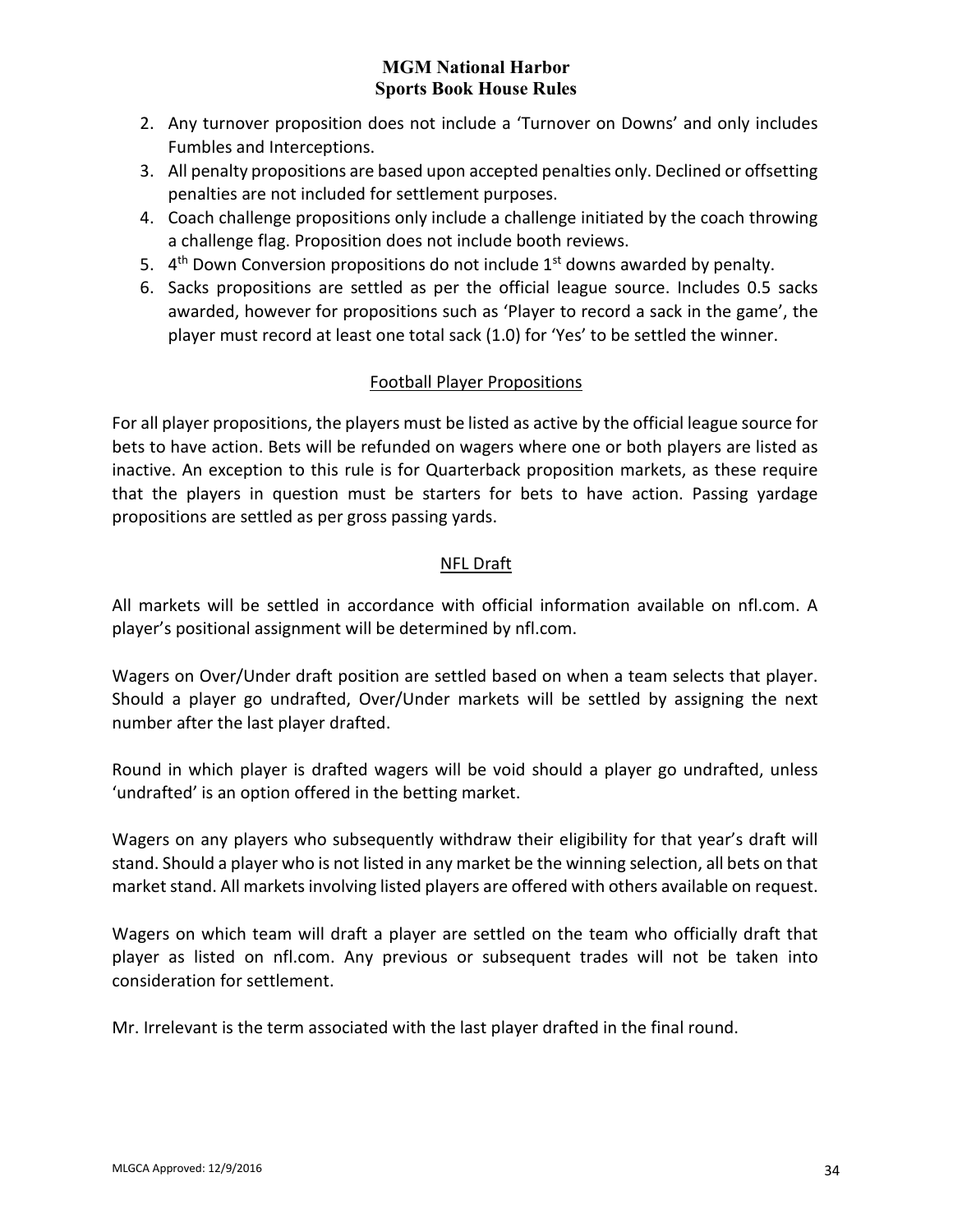2. Any turnover proposition does not include a 'Turnover on Downs' and only includes Fumbles and Interceptions.
3. All penalty propositions are based upon accepted penalties only. Declined or offsetting penalties are not included for settlement purposes.
4. Coach challenge propositions only include a challenge initiated by the coach throwing a challenge flag. Proposition does not include booth reviews.
5. 4th Down Conversion propositions do not include 1st downs awarded by penalty.
6. Sacks propositions are settled as per the official league source. Includes 0.5 sacks awarded, however for propositions such as 'Player to record a sack in the game', the player must record at least one total sack (1.0) for 'Yes' to be settled the winner.

## Football Player Propositions

For all player propositions, the players must be listed as active by the official league source for bets to have action. Bets will be refunded on wagers where one or both players are listed as inactive. An exception to this rule is for Quarterback proposition markets, as these require that the players in question must be starters for bets to have action. Passing yardage propositions are settled as per gross passing yards.

## NFL Draft

All markets will be settled in accordance with official information available on nfl.com. A player's positional assignment will be determined by nfl.com.

Wagers on Over/Under draft position are settled based on when a team selects that player. Should a player go undrafted, Over/Under markets will be settled by assigning the next number after the last player drafted.

Round in which player is drafted wagers will be void should a player go undrafted, unless 'undrafted' is an option offered in the betting market.

Wagers on any players who subsequently withdraw their eligibility for that year's draft will stand. Should a player who is not listed in any market be the winning selection, all bets on that market stand. All markets involving listed players are offered with others available on request.

Wagers on which team will draft a player are settled on the team who officially draft that player as listed on nfl.com. Any previous or subsequent trades will not be taken into consideration for settlement.

Mr. Irrelevant is the term associated with the last player drafted in the final round.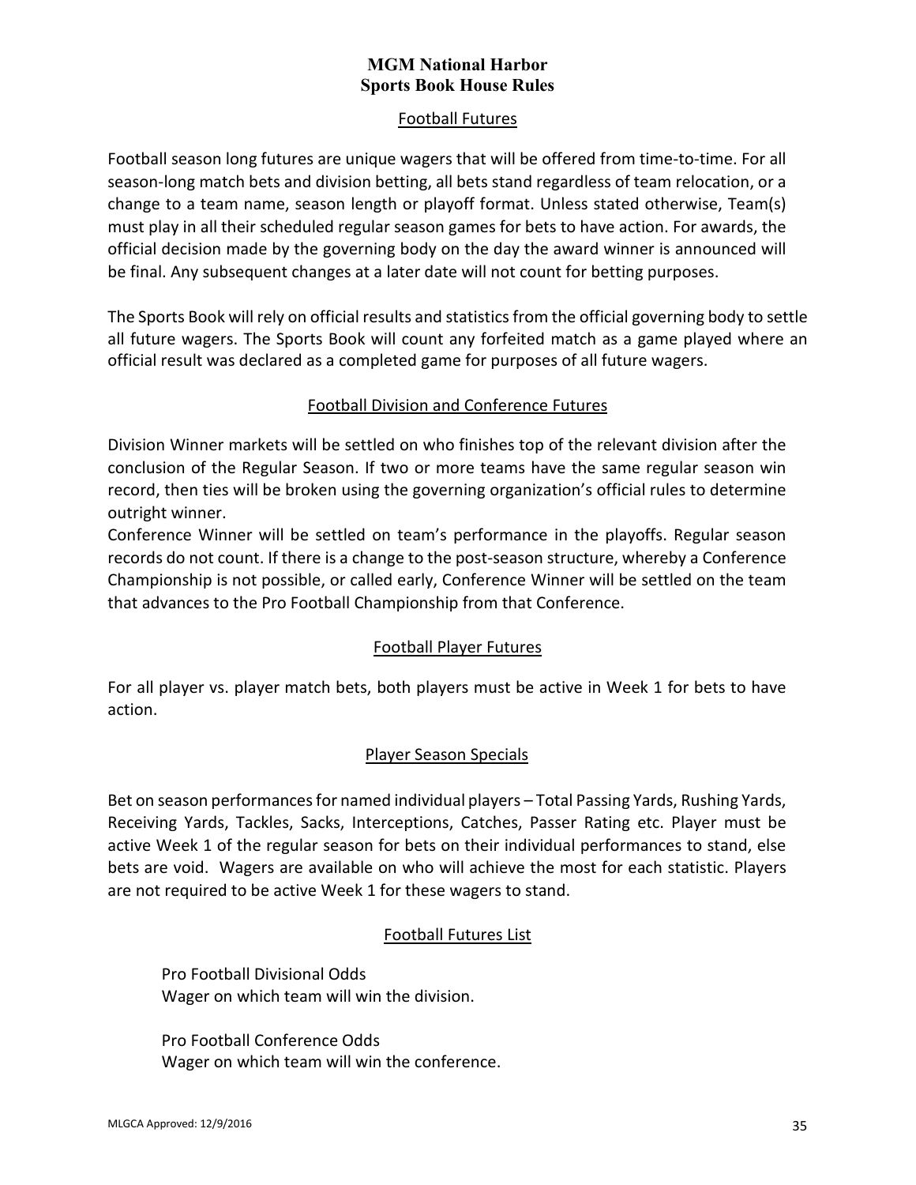## Football Futures

Football season long futures are unique wagers that will be offered from time-to-time. For all season-long match bets and division betting, all bets stand regardless of team relocation, or a change to a team name, season length or playoff format. Unless stated otherwise, Team(s) must play in all their scheduled regular season games for bets to have action. For awards, the official decision made by the governing body on the day the award winner is announced will be final. Any subsequent changes at a later date will not count for betting purposes.

The Sports Book will rely on official results and statistics from the official governing body to settle all future wagers. The Sports Book will count any forfeited match as a game played where an official result was declared as a completed game for purposes of all future wagers.

## Football Division and Conference Futures

Division Winner markets will be settled on who finishes top of the relevant division after the conclusion of the Regular Season. If two or more teams have the same regular season win record, then ties will be broken using the governing organization's official rules to determine outright winner.

Conference Winner will be settled on team's performance in the playoffs. Regular season records do not count. If there is a change to the post-season structure, whereby a Conference Championship is not possible, or called early, Conference Winner will be settled on the team that advances to the Pro Football Championship from that Conference.

## Football Player Futures

For all player vs. player match bets, both players must be active in Week 1 for bets to have action.

## Player Season Specials

Bet on season performances for named individual players – Total Passing Yards, Rushing Yards, Receiving Yards, Tackles, Sacks, Interceptions, Catches, Passer Rating etc. Player must be active Week 1 of the regular season for bets on their individual performances to stand, else bets are void. Wagers are available on who will achieve the most for each statistic. Players are not required to be active Week 1 for these wagers to stand.

## Football Futures List

Pro Football Divisional Odds
Wager on which team will win the division.

Pro Football Conference Odds
Wager on which team will win the conference.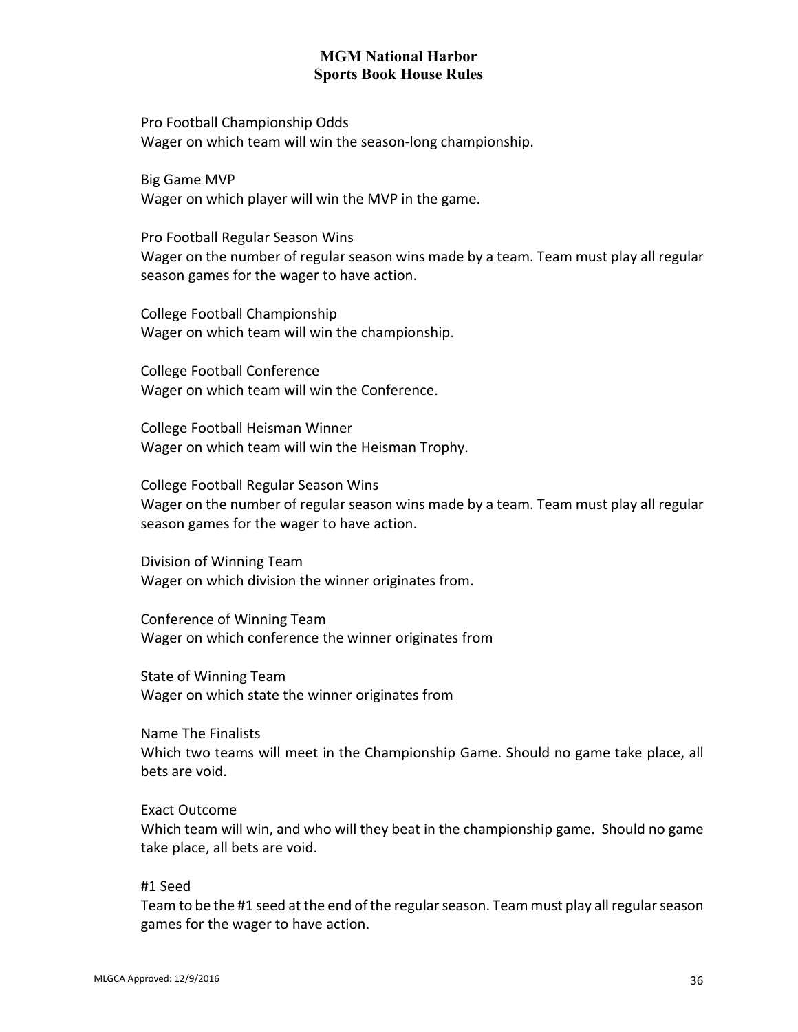Pro Football Championship Odds
Wager on which team will win the season-long championship.

Big Game MVP
Wager on which player will win the MVP in the game.

Pro Football Regular Season Wins
Wager on the number of regular season wins made by a team. Team must play all regular season games for the wager to have action.

College Football Championship
Wager on which team will win the championship.

College Football Conference
Wager on which team will win the Conference.

College Football Heisman Winner
Wager on which team will win the Heisman Trophy.

College Football Regular Season Wins
Wager on the number of regular season wins made by a team. Team must play all regular season games for the wager to have action.

Division of Winning Team
Wager on which division the winner originates from.

Conference of Winning Team
Wager on which conference the winner originates from

State of Winning Team
Wager on which state the winner originates from

Name The Finalists
Which two teams will meet in the Championship Game. Should no game take place, all bets are void.

Exact Outcome
Which team will win, and who will they beat in the championship game. Should no game take place, all bets are void.

#1 Seed
Team to be the #1 seed at the end of the regular season. Team must play all regular season games for the wager to have action.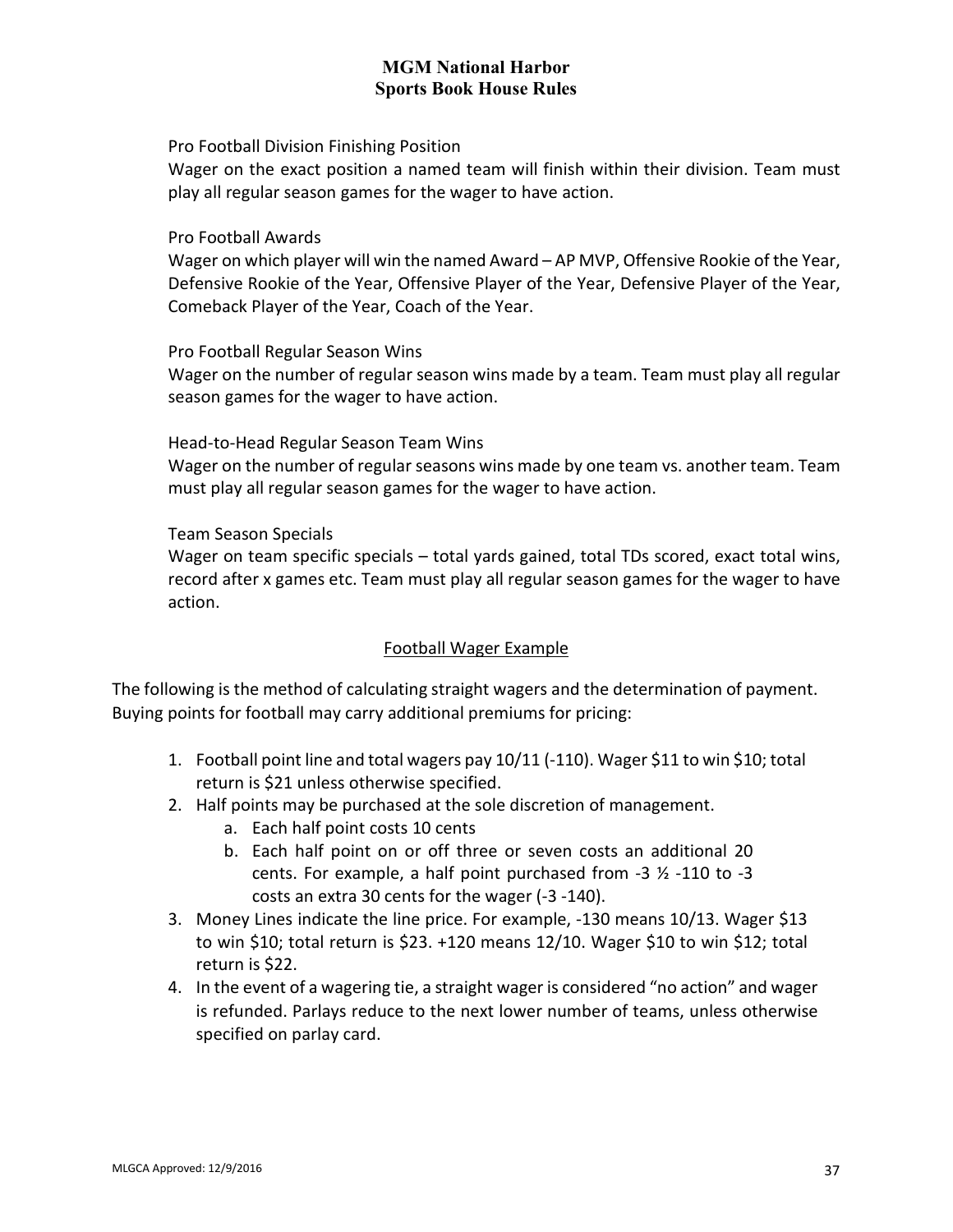Pro Football Division Finishing Position

Wager on the exact position a named team will finish within their division. Team must play all regular season games for the wager to have action.

Pro Football Awards

Wager on which player will win the named Award – AP MVP, Offensive Rookie of the Year, Defensive Rookie of the Year, Offensive Player of the Year, Defensive Player of the Year, Comeback Player of the Year, Coach of the Year.

Pro Football Regular Season Wins

Wager on the number of regular season wins made by a team. Team must play all regular season games for the wager to have action.

Head-to-Head Regular Season Team Wins

Wager on the number of regular seasons wins made by one team vs. another team. Team must play all regular season games for the wager to have action.

Team Season Specials

Wager on team specific specials – total yards gained, total TDs scored, exact total wins, record after x games etc. Team must play all regular season games for the wager to have action.

## Football Wager Example

The following is the method of calculating straight wagers and the determination of payment. Buying points for football may carry additional premiums for pricing:

1. Football point line and total wagers pay 10/11 (-110). Wager $11 to win $10; total return is $21 unless otherwise specified.
2. Half points may be purchased at the sole discretion of management.
   a. Each half point costs 10 cents
   b. Each half point on or off three or seven costs an additional 20 cents. For example, a half point purchased from -3 ½ -110 to -3 costs an extra 30 cents for the wager (-3 -140).
3. Money Lines indicate the line price. For example, -130 means 10/13. Wager $13 to win $10; total return is $23. +120 means 12/10. Wager $10 to win $12; total return is $22.
4. In the event of a wagering tie, a straight wager is considered "no action" and wager is refunded. Parlays reduce to the next lower number of teams, unless otherwise specified on parlay card.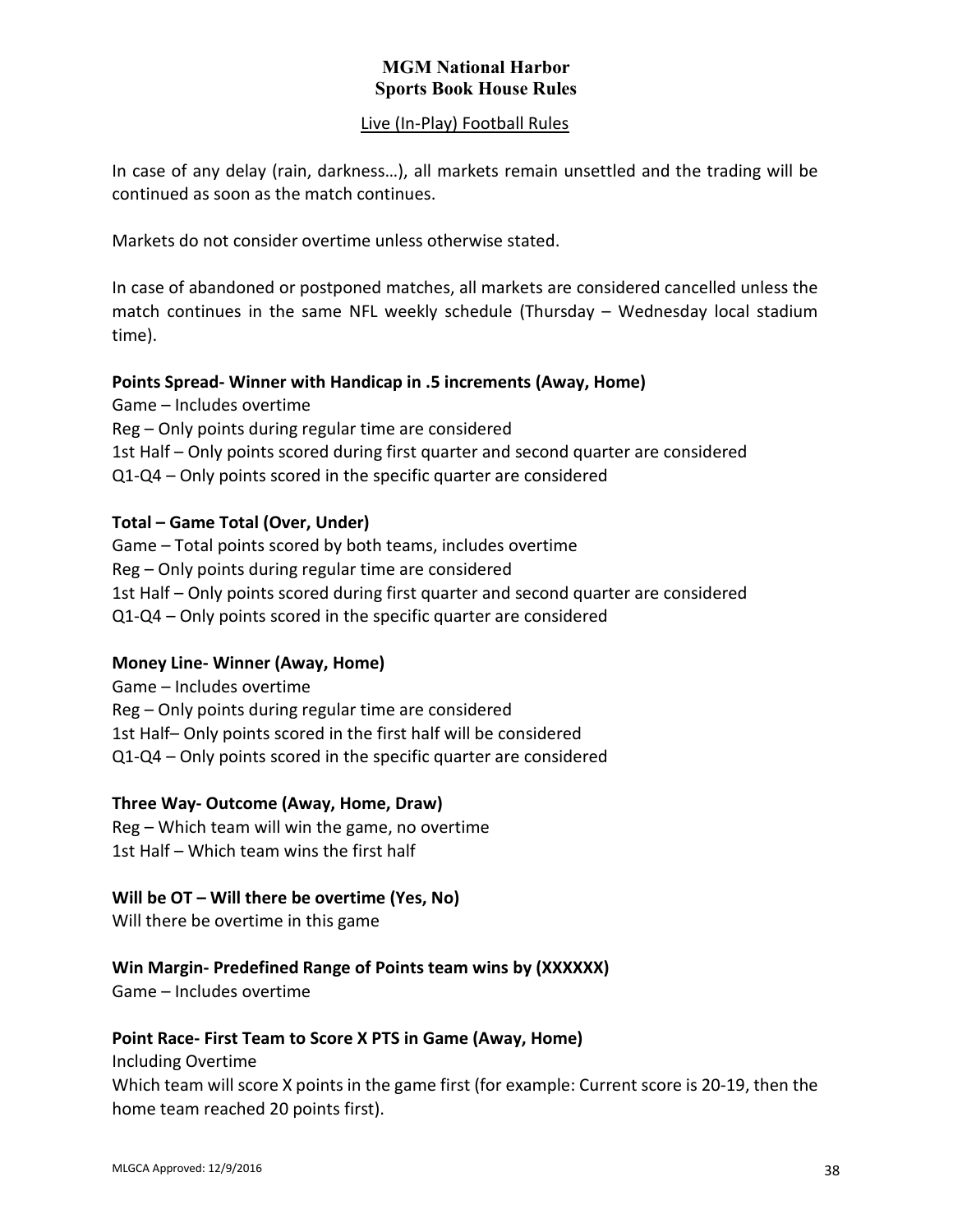# MGM National Harbor
# Sports Book House Rules

## Live (In-Play) Football Rules

In case of any delay (rain, darkness…), all markets remain unsettled and the trading will be continued as soon as the match continues.

Markets do not consider overtime unless otherwise stated.

In case of abandoned or postponed matches, all markets are considered cancelled unless the match continues in the same NFL weekly schedule (Thursday – Wednesday local stadium time).

**Points Spread- Winner with Handicap in .5 increments (Away, Home)**
Game – Includes overtime
Reg – Only points during regular time are considered
1st Half – Only points scored during first quarter and second quarter are considered
Q1-Q4 – Only points scored in the specific quarter are considered

**Total – Game Total (Over, Under)**
Game – Total points scored by both teams, includes overtime
Reg – Only points during regular time are considered
1st Half – Only points scored during first quarter and second quarter are considered
Q1-Q4 – Only points scored in the specific quarter are considered

**Money Line- Winner (Away, Home)**
Game – Includes overtime
Reg – Only points during regular time are considered
1st Half– Only points scored in the first half will be considered
Q1-Q4 – Only points scored in the specific quarter are considered

**Three Way- Outcome (Away, Home, Draw)**
Reg – Which team will win the game, no overtime
1st Half – Which team wins the first half

**Will be OT – Will there be overtime (Yes, No)**
Will there be overtime in this game

**Win Margin- Predefined Range of Points team wins by (XXXXXX)**
Game – Includes overtime

**Point Race- First Team to Score X PTS in Game (Away, Home)**
Including Overtime
Which team will score X points in the game first (for example: Current score is 20-19, then the home team reached 20 points first).

MLGCA Approved: 12/9/2016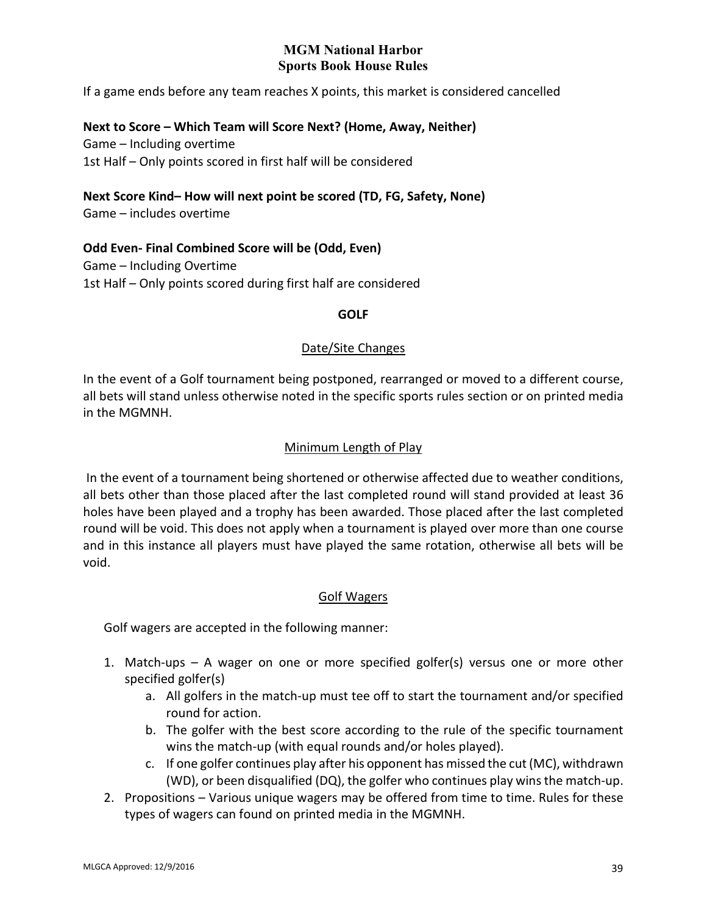If a game ends before any team reaches X points, this market is considered cancelled

**Next to Score – Which Team will Score Next? (Home, Away, Neither)**

Game – Including overtime

1st Half – Only points scored in first half will be considered

**Next Score Kind– How will next point be scored (TD, FG, Safety, None)**

Game – includes overtime

**Odd Even- Final Combined Score will be (Odd, Even)**

Game – Including Overtime

1st Half – Only points scored during first half are considered

## GOLF

### Date/Site Changes

In the event of a Golf tournament being postponed, rearranged or moved to a different course, all bets will stand unless otherwise noted in the specific sports rules section or on printed media in the MGMNH.

### Minimum Length of Play

In the event of a tournament being shortened or otherwise affected due to weather conditions, all bets other than those placed after the last completed round will stand provided at least 36 holes have been played and a trophy has been awarded. Those placed after the last completed round will be void. This does not apply when a tournament is played over more than one course and in this instance all players must have played the same rotation, otherwise all bets will be void.

### Golf Wagers

Golf wagers are accepted in the following manner:

1. Match-ups – A wager on one or more specified golfer(s) versus one or more other specified golfer(s)
   a. All golfers in the match-up must tee off to start the tournament and/or specified round for action.
   b. The golfer with the best score according to the rule of the specific tournament wins the match-up (with equal rounds and/or holes played).
   c. If one golfer continues play after his opponent has missed the cut (MC), withdrawn (WD), or been disqualified (DQ), the golfer who continues play wins the match-up.
2. Propositions – Various unique wagers may be offered from time to time. Rules for these types of wagers can found on printed media in the MGMNH.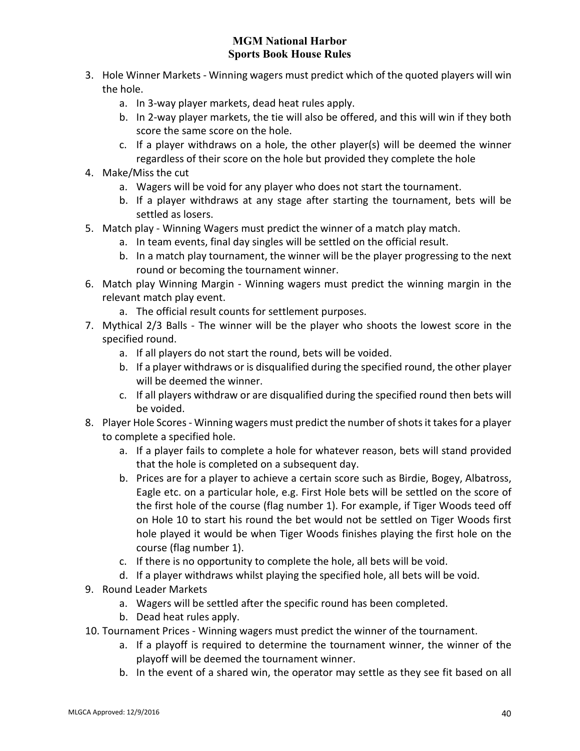3. Hole Winner Markets - Winning wagers must predict which of the quoted players will win the hole.
    a. In 3-way player markets, dead heat rules apply.
    b. In 2-way player markets, the tie will also be offered, and this will win if they both score the same score on the hole.
    c. If a player withdraws on a hole, the other player(s) will be deemed the winner regardless of their score on the hole but provided they complete the hole
4. Make/Miss the cut
    a. Wagers will be void for any player who does not start the tournament.
    b. If a player withdraws at any stage after starting the tournament, bets will be settled as losers.
5. Match play - Winning Wagers must predict the winner of a match play match.
    a. In team events, final day singles will be settled on the official result.
    b. In a match play tournament, the winner will be the player progressing to the next round or becoming the tournament winner.
6. Match play Winning Margin - Winning wagers must predict the winning margin in the relevant match play event.
    a. The official result counts for settlement purposes.
7. Mythical 2/3 Balls - The winner will be the player who shoots the lowest score in the specified round.
    a. If all players do not start the round, bets will be voided.
    b. If a player withdraws or is disqualified during the specified round, the other player will be deemed the winner.
    c. If all players withdraw or are disqualified during the specified round then bets will be voided.
8. Player Hole Scores - Winning wagers must predict the number of shots it takes for a player to complete a specified hole.
    a. If a player fails to complete a hole for whatever reason, bets will stand provided that the hole is completed on a subsequent day.
    b. Prices are for a player to achieve a certain score such as Birdie, Bogey, Albatross, Eagle etc. on a particular hole, e.g. First Hole bets will be settled on the score of the first hole of the course (flag number 1). For example, if Tiger Woods teed off on Hole 10 to start his round the bet would not be settled on Tiger Woods first hole played it would be when Tiger Woods finishes playing the first hole on the course (flag number 1).
    c. If there is no opportunity to complete the hole, all bets will be void.
    d. If a player withdraws whilst playing the specified hole, all bets will be void.
9. Round Leader Markets
    a. Wagers will be settled after the specific round has been completed.
    b. Dead heat rules apply.
10. Tournament Prices - Winning wagers must predict the winner of the tournament.
    a. If a playoff is required to determine the tournament winner, the winner of the playoff will be deemed the tournament winner.
    b. In the event of a shared win, the operator may settle as they see fit based on all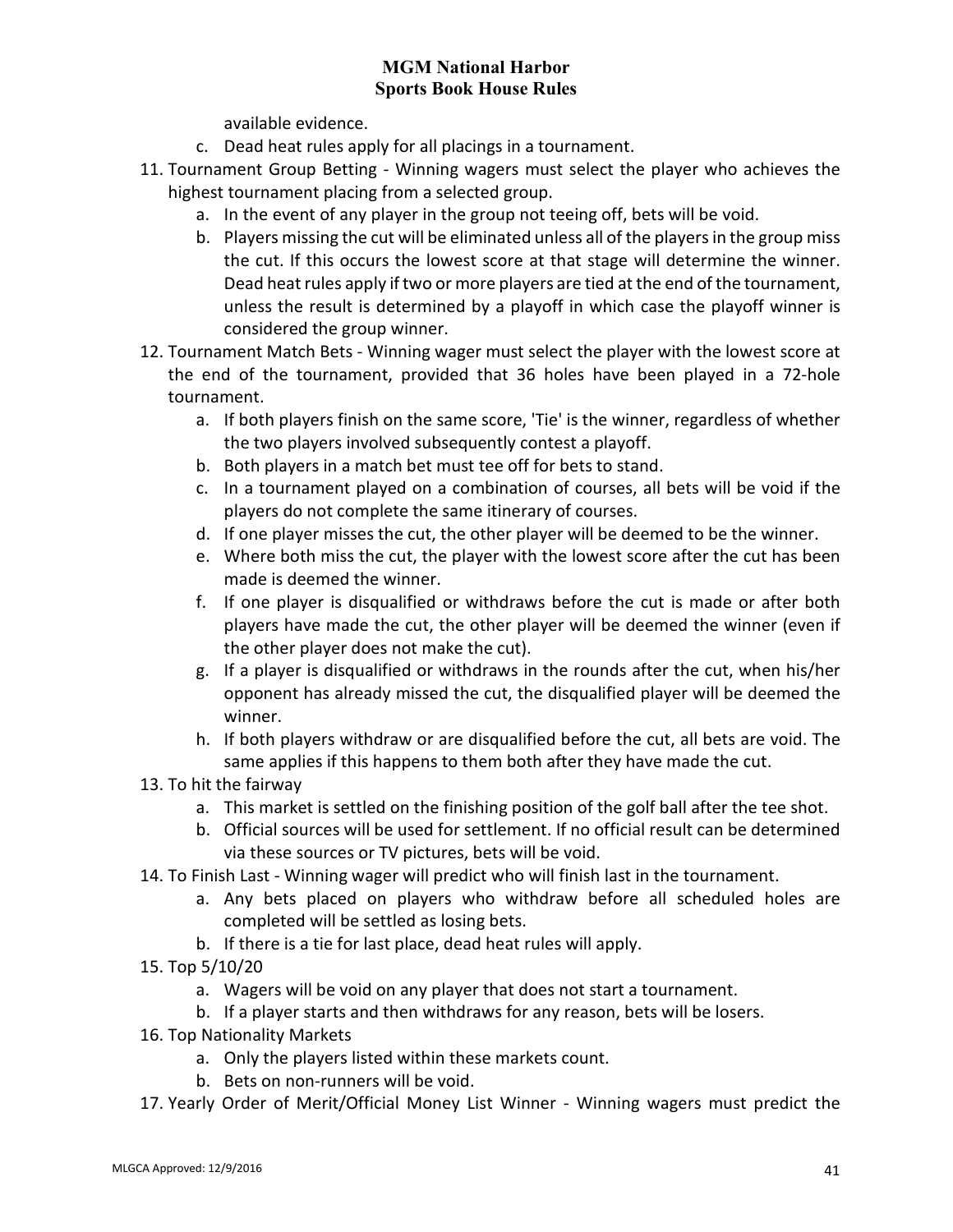available evidence.

c. Dead heat rules apply for all placings in a tournament.

11. Tournament Group Betting - Winning wagers must select the player who achieves the highest tournament placing from a selected group.
    a. In the event of any player in the group not teeing off, bets will be void.
    b. Players missing the cut will be eliminated unless all of the players in the group miss the cut. If this occurs the lowest score at that stage will determine the winner. Dead heat rules apply if two or more players are tied at the end of the tournament, unless the result is determined by a playoff in which case the playoff winner is considered the group winner.
12. Tournament Match Bets - Winning wager must select the player with the lowest score at the end of the tournament, provided that 36 holes have been played in a 72-hole tournament.
    a. If both players finish on the same score, 'Tie' is the winner, regardless of whether the two players involved subsequently contest a playoff.
    b. Both players in a match bet must tee off for bets to stand.
    c. In a tournament played on a combination of courses, all bets will be void if the players do not complete the same itinerary of courses.
    d. If one player misses the cut, the other player will be deemed to be the winner.
    e. Where both miss the cut, the player with the lowest score after the cut has been made is deemed the winner.
    f. If one player is disqualified or withdraws before the cut is made or after both players have made the cut, the other player will be deemed the winner (even if the other player does not make the cut).
    g. If a player is disqualified or withdraws in the rounds after the cut, when his/her opponent has already missed the cut, the disqualified player will be deemed the winner.
    h. If both players withdraw or are disqualified before the cut, all bets are void. The same applies if this happens to them both after they have made the cut.
13. To hit the fairway
    a. This market is settled on the finishing position of the golf ball after the tee shot.
    b. Official sources will be used for settlement. If no official result can be determined via these sources or TV pictures, bets will be void.
14. To Finish Last - Winning wager will predict who will finish last in the tournament.
    a. Any bets placed on players who withdraw before all scheduled holes are completed will be settled as losing bets.
    b. If there is a tie for last place, dead heat rules will apply.
15. Top 5/10/20
    a. Wagers will be void on any player that does not start a tournament.
    b. If a player starts and then withdraws for any reason, bets will be losers.
16. Top Nationality Markets
    a. Only the players listed within these markets count.
    b. Bets on non-runners will be void.
17. Yearly Order of Merit/Official Money List Winner - Winning wagers must predict the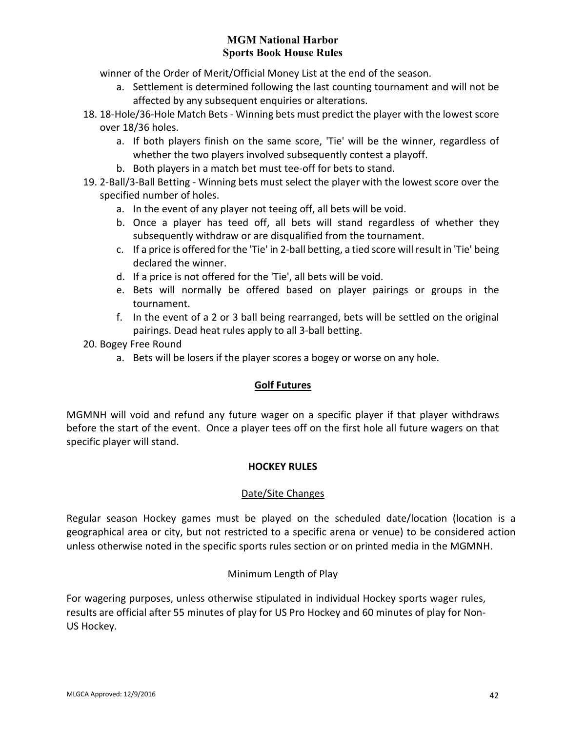winner of the Order of Merit/Official Money List at the end of the season.

   a. Settlement is determined following the last counting tournament and will not be affected by any subsequent enquiries or alterations.

18. 18-Hole/36-Hole Match Bets - Winning bets must predict the player with the lowest score over 18/36 holes.
   a. If both players finish on the same score, 'Tie' will be the winner, regardless of whether the two players involved subsequently contest a playoff.
   b. Both players in a match bet must tee-off for bets to stand.
19. 2-Ball/3-Ball Betting - Winning bets must select the player with the lowest score over the specified number of holes.
   a. In the event of any player not teeing off, all bets will be void.
   b. Once a player has teed off, all bets will stand regardless of whether they subsequently withdraw or are disqualified from the tournament.
   c. If a price is offered for the 'Tie' in 2-ball betting, a tied score will result in 'Tie' being declared the winner.
   d. If a price is not offered for the 'Tie', all bets will be void.
   e. Bets will normally be offered based on player pairings or groups in the tournament.
   f. In the event of a 2 or 3 ball being rearranged, bets will be settled on the original pairings. Dead heat rules apply to all 3-ball betting.
20. Bogey Free Round
   a. Bets will be losers if the player scores a bogey or worse on any hole.

## Golf Futures

MGMNH will void and refund any future wager on a specific player if that player withdraws before the start of the event. Once a player tees off on the first hole all future wagers on that specific player will stand.

## HOCKEY RULES

### Date/Site Changes

Regular season Hockey games must be played on the scheduled date/location (location is a geographical area or city, but not restricted to a specific arena or venue) to be considered action unless otherwise noted in the specific sports rules section or on printed media in the MGMNH.

### Minimum Length of Play

For wagering purposes, unless otherwise stipulated in individual Hockey sports wager rules, results are official after 55 minutes of play for US Pro Hockey and 60 minutes of play for Non-US Hockey.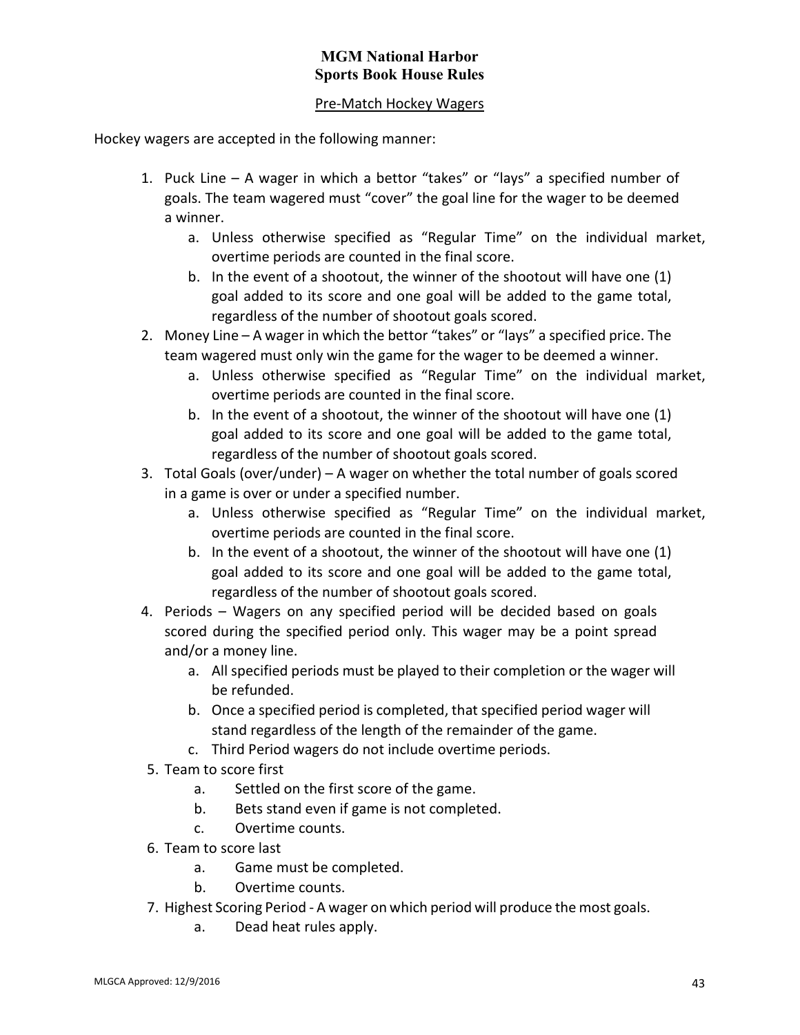# MGM National Harbor
# Sports Book House Rules

## Pre-Match Hockey Wagers

Hockey wagers are accepted in the following manner:

1. Puck Line – A wager in which a bettor “takes” or “lays” a specified number of goals. The team wagered must “cover” the goal line for the wager to be deemed a winner.
    a. Unless otherwise specified as “Regular Time” on the individual market, overtime periods are counted in the final score.
    b. In the event of a shootout, the winner of the shootout will have one (1) goal added to its score and one goal will be added to the game total, regardless of the number of shootout goals scored.
2. Money Line – A wager in which the bettor “takes” or “lays” a specified price. The team wagered must only win the game for the wager to be deemed a winner.
    a. Unless otherwise specified as “Regular Time” on the individual market, overtime periods are counted in the final score.
    b. In the event of a shootout, the winner of the shootout will have one (1) goal added to its score and one goal will be added to the game total, regardless of the number of shootout goals scored.
3. Total Goals (over/under) – A wager on whether the total number of goals scored in a game is over or under a specified number.
    a. Unless otherwise specified as “Regular Time” on the individual market, overtime periods are counted in the final score.
    b. In the event of a shootout, the winner of the shootout will have one (1) goal added to its score and one goal will be added to the game total, regardless of the number of shootout goals scored.
4. Periods – Wagers on any specified period will be decided based on goals scored during the specified period only. This wager may be a point spread and/or a money line.
    a. All specified periods must be played to their completion or the wager will be refunded.
    b. Once a specified period is completed, that specified period wager will stand regardless of the length of the remainder of the game.
    c. Third Period wagers do not include overtime periods.
5. Team to score first
    a. Settled on the first score of the game.
    b. Bets stand even if game is not completed.
    c. Overtime counts.
6. Team to score last
    a. Game must be completed.
    b. Overtime counts.
7. Highest Scoring Period - A wager on which period will produce the most goals.
    a. Dead heat rules apply.

MLGCA Approved: 12/9/2016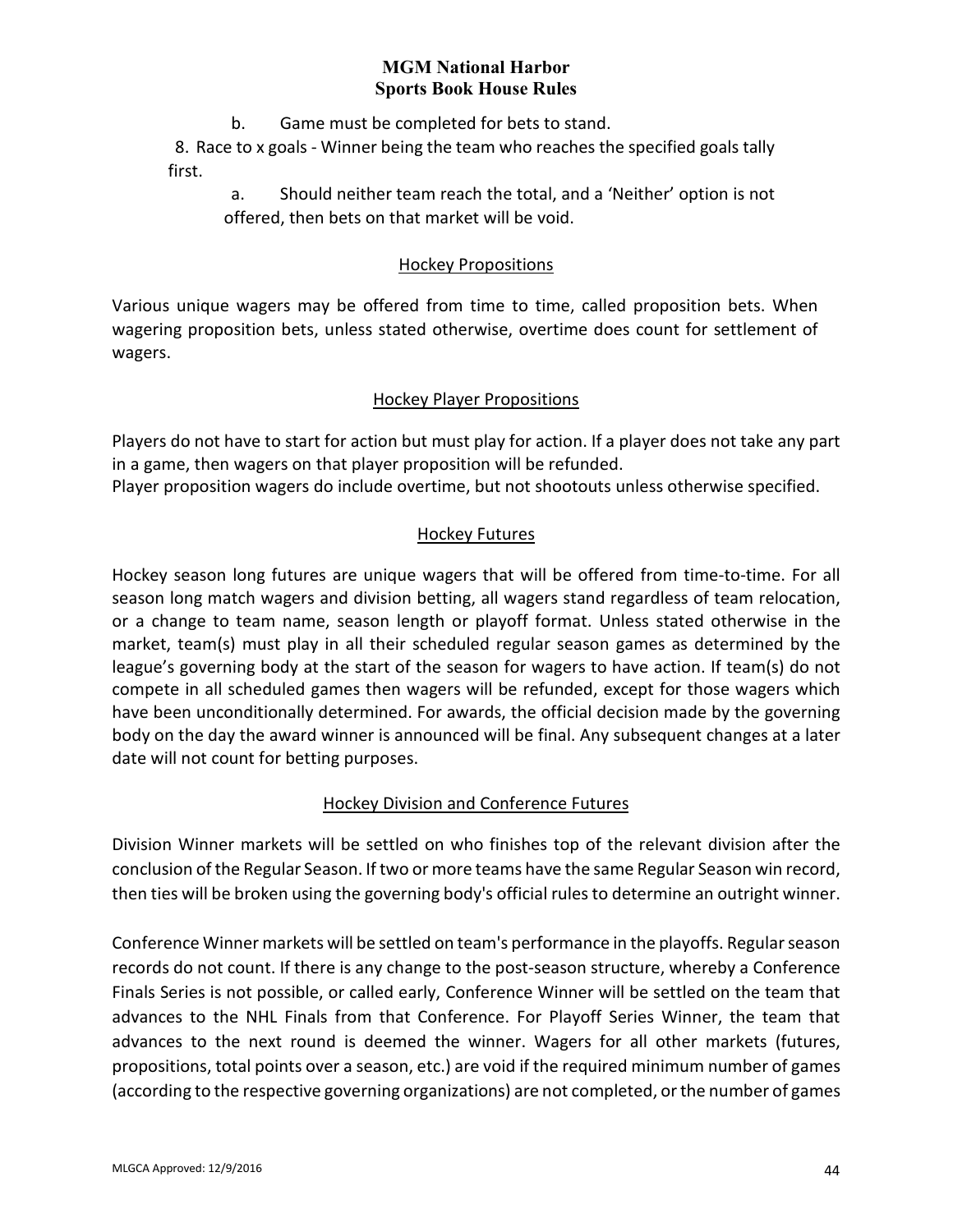b. Game must be completed for bets to stand.

8. Race to x goals - Winner being the team who reaches the specified goals tally first.

   a. Should neither team reach the total, and a 'Neither' option is not offered, then bets on that market will be void.

### Hockey Propositions

Various unique wagers may be offered from time to time, called proposition bets. When wagering proposition bets, unless stated otherwise, overtime does count for settlement of wagers.

### Hockey Player Propositions

Players do not have to start for action but must play for action. If a player does not take any part in a game, then wagers on that player proposition will be refunded.
Player proposition wagers do include overtime, but not shootouts unless otherwise specified.

### Hockey Futures

Hockey season long futures are unique wagers that will be offered from time-to-time. For all season long match wagers and division betting, all wagers stand regardless of team relocation, or a change to team name, season length or playoff format. Unless stated otherwise in the market, team(s) must play in all their scheduled regular season games as determined by the league's governing body at the start of the season for wagers to have action. If team(s) do not compete in all scheduled games then wagers will be refunded, except for those wagers which have been unconditionally determined. For awards, the official decision made by the governing body on the day the award winner is announced will be final. Any subsequent changes at a later date will not count for betting purposes.

### Hockey Division and Conference Futures

Division Winner markets will be settled on who finishes top of the relevant division after the conclusion of the Regular Season. If two or more teams have the same Regular Season win record, then ties will be broken using the governing body's official rules to determine an outright winner.

Conference Winner markets will be settled on team's performance in the playoffs. Regular season records do not count. If there is any change to the post-season structure, whereby a Conference Finals Series is not possible, or called early, Conference Winner will be settled on the team that advances to the NHL Finals from that Conference. For Playoff Series Winner, the team that advances to the next round is deemed the winner. Wagers for all other markets (futures, propositions, total points over a season, etc.) are void if the required minimum number of games (according to the respective governing organizations) are not completed, or the number of games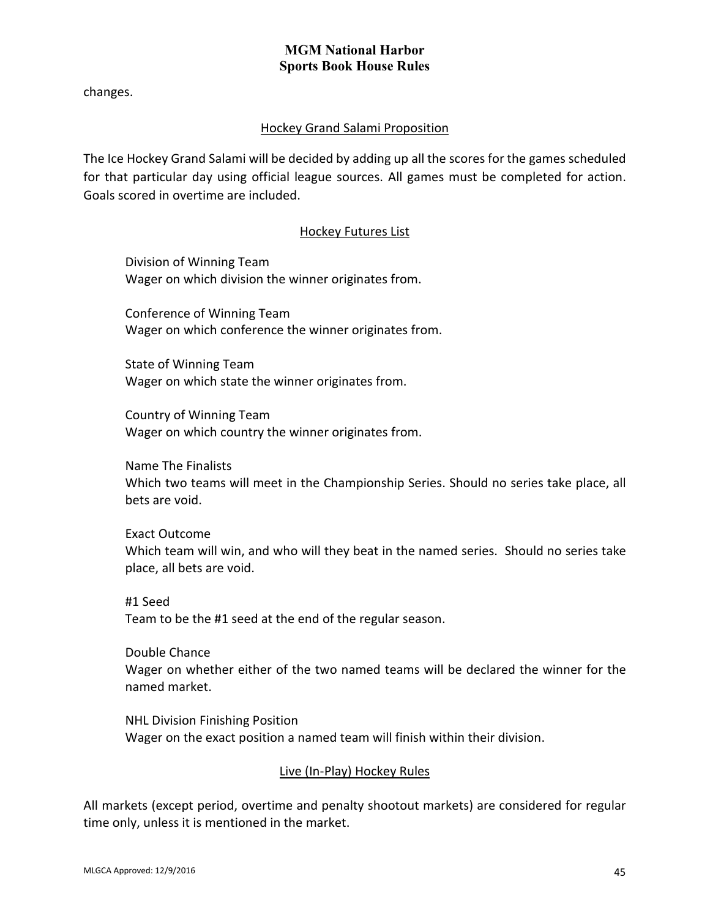changes.

## Hockey Grand Salami Proposition

The Ice Hockey Grand Salami will be decided by adding up all the scores for the games scheduled for that particular day using official league sources. All games must be completed for action. Goals scored in overtime are included.

## Hockey Futures List

Division of Winning Team
Wager on which division the winner originates from.

Conference of Winning Team
Wager on which conference the winner originates from.

State of Winning Team
Wager on which state the winner originates from.

Country of Winning Team
Wager on which country the winner originates from.

Name The Finalists
Which two teams will meet in the Championship Series. Should no series take place, all bets are void.

Exact Outcome
Which team will win, and who will they beat in the named series. Should no series take place, all bets are void.

#1 Seed
Team to be the #1 seed at the end of the regular season.

Double Chance
Wager on whether either of the two named teams will be declared the winner for the named market.

NHL Division Finishing Position
Wager on the exact position a named team will finish within their division.

## Live (In-Play) Hockey Rules

All markets (except period, overtime and penalty shootout markets) are considered for regular time only, unless it is mentioned in the market.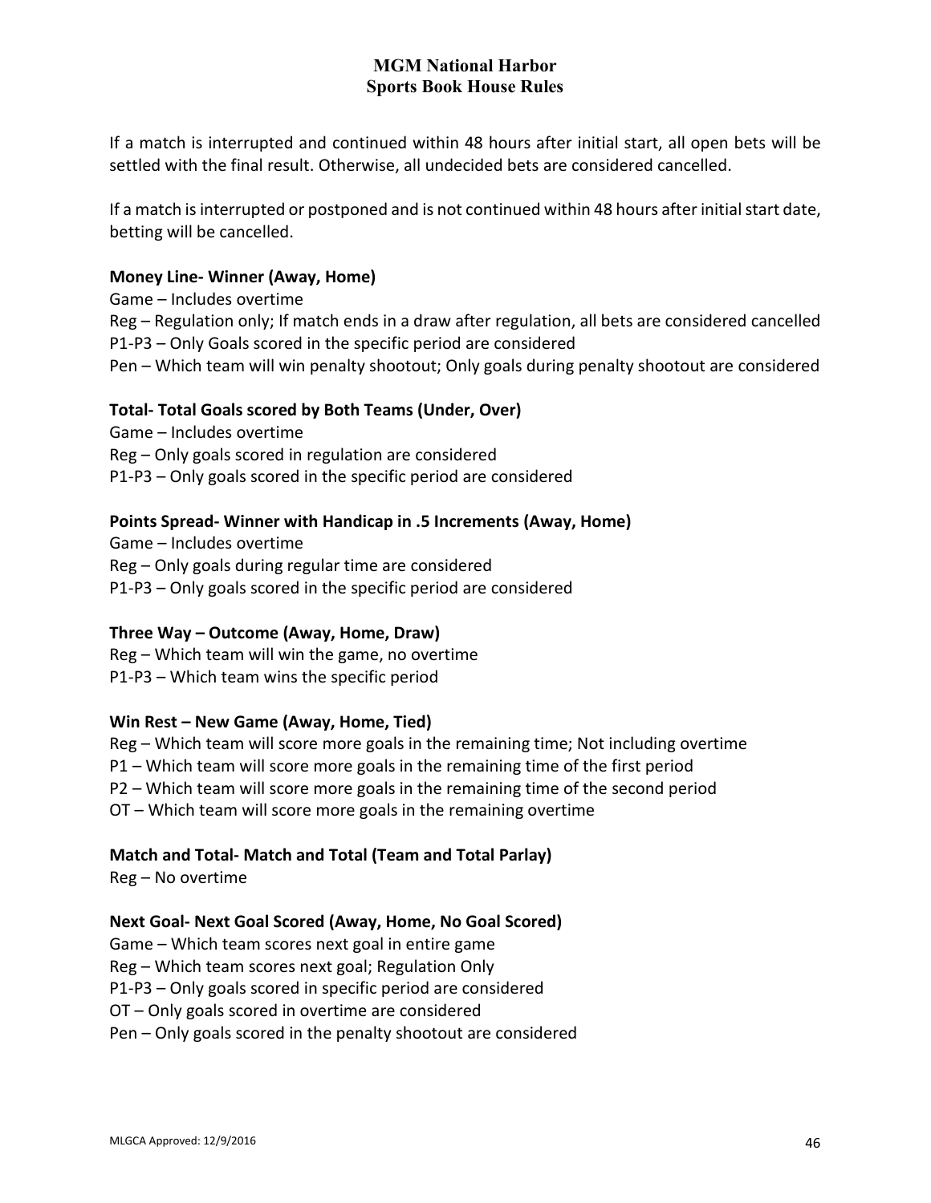If a match is interrupted and continued within 48 hours after initial start, all open bets will be settled with the final result. Otherwise, all undecided bets are considered cancelled.

If a match is interrupted or postponed and is not continued within 48 hours after initial start date, betting will be cancelled.

**Money Line- Winner (Away, Home)**

Game – Includes overtime
Reg – Regulation only; If match ends in a draw after regulation, all bets are considered cancelled
P1-P3 – Only Goals scored in the specific period are considered
Pen – Which team will win penalty shootout; Only goals during penalty shootout are considered

**Total- Total Goals scored by Both Teams (Under, Over)**

Game – Includes overtime
Reg – Only goals scored in regulation are considered
P1-P3 – Only goals scored in the specific period are considered

**Points Spread- Winner with Handicap in .5 Increments (Away, Home)**

Game – Includes overtime
Reg – Only goals during regular time are considered
P1-P3 – Only goals scored in the specific period are considered

**Three Way – Outcome (Away, Home, Draw)**

Reg – Which team will win the game, no overtime
P1-P3 – Which team wins the specific period

**Win Rest – New Game (Away, Home, Tied)**

Reg – Which team will score more goals in the remaining time; Not including overtime
P1 – Which team will score more goals in the remaining time of the first period
P2 – Which team will score more goals in the remaining time of the second period
OT – Which team will score more goals in the remaining overtime

**Match and Total- Match and Total (Team and Total Parlay)**

Reg – No overtime

**Next Goal- Next Goal Scored (Away, Home, No Goal Scored)**

Game – Which team scores next goal in entire game
Reg – Which team scores next goal; Regulation Only
P1-P3 – Only goals scored in specific period are considered
OT – Only goals scored in overtime are considered
Pen – Only goals scored in the penalty shootout are considered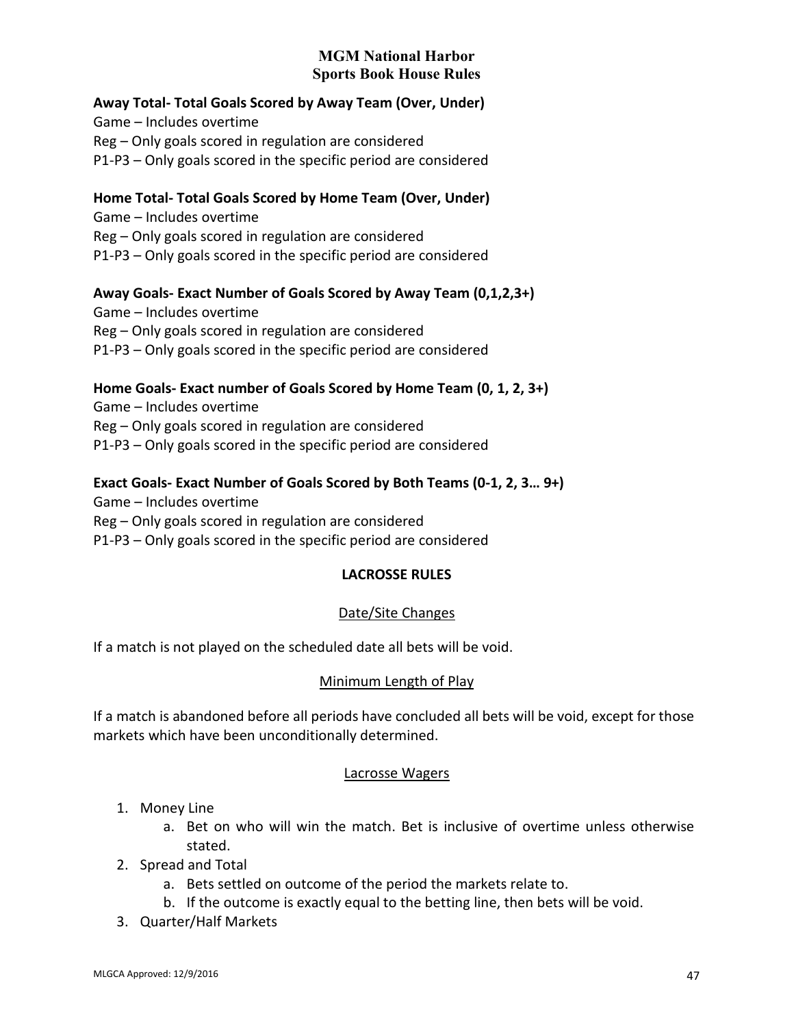**Away Total- Total Goals Scored by Away Team (Over, Under)**

Game – Includes overtime

Reg – Only goals scored in regulation are considered

P1-P3 – Only goals scored in the specific period are considered

**Home Total- Total Goals Scored by Home Team (Over, Under)**

Game – Includes overtime

Reg – Only goals scored in regulation are considered

P1-P3 – Only goals scored in the specific period are considered

**Away Goals- Exact Number of Goals Scored by Away Team (0,1,2,3+)**

Game – Includes overtime

Reg – Only goals scored in regulation are considered

P1-P3 – Only goals scored in the specific period are considered

**Home Goals- Exact number of Goals Scored by Home Team (0, 1, 2, 3+)**

Game – Includes overtime

Reg – Only goals scored in regulation are considered

P1-P3 – Only goals scored in the specific period are considered

**Exact Goals- Exact Number of Goals Scored by Both Teams (0-1, 2, 3… 9+)**

Game – Includes overtime

Reg – Only goals scored in regulation are considered

P1-P3 – Only goals scored in the specific period are considered

## LACROSSE RULES

### Date/Site Changes

If a match is not played on the scheduled date all bets will be void.

### Minimum Length of Play

If a match is abandoned before all periods have concluded all bets will be void, except for those markets which have been unconditionally determined.

### Lacrosse Wagers

1. Money Line
   a. Bet on who will win the match. Bet is inclusive of overtime unless otherwise stated.
2. Spread and Total
   a. Bets settled on outcome of the period the markets relate to.
   b. If the outcome is exactly equal to the betting line, then bets will be void.
3. Quarter/Half Markets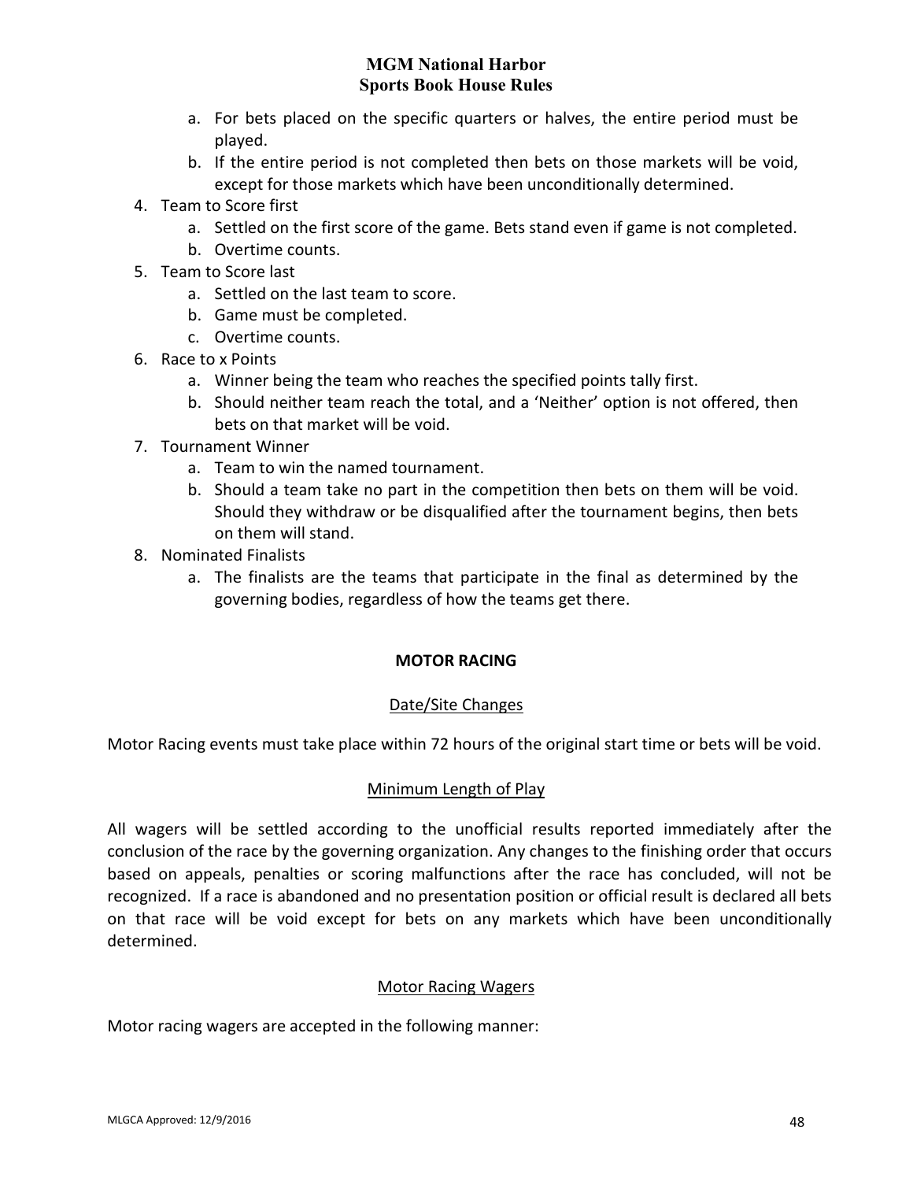a. For bets placed on the specific quarters or halves, the entire period must be played.
   b. If the entire period is not completed then bets on those markets will be void, except for those markets which have been unconditionally determined.
4. Team to Score first
   a. Settled on the first score of the game. Bets stand even if game is not completed.
   b. Overtime counts.
5. Team to Score last
   a. Settled on the last team to score.
   b. Game must be completed.
   c. Overtime counts.
6. Race to x Points
   a. Winner being the team who reaches the specified points tally first.
   b. Should neither team reach the total, and a 'Neither' option is not offered, then bets on that market will be void.
7. Tournament Winner
   a. Team to win the named tournament.
   b. Should a team take no part in the competition then bets on them will be void. Should they withdraw or be disqualified after the tournament begins, then bets on them will stand.
8. Nominated Finalists
   a. The finalists are the teams that participate in the final as determined by the governing bodies, regardless of how the teams get there.

## MOTOR RACING

### Date/Site Changes

Motor Racing events must take place within 72 hours of the original start time or bets will be void.

### Minimum Length of Play

All wagers will be settled according to the unofficial results reported immediately after the conclusion of the race by the governing organization. Any changes to the finishing order that occurs based on appeals, penalties or scoring malfunctions after the race has concluded, will not be recognized. If a race is abandoned and no presentation position or official result is declared all bets on that race will be void except for bets on any markets which have been unconditionally determined.

### Motor Racing Wagers

Motor racing wagers are accepted in the following manner: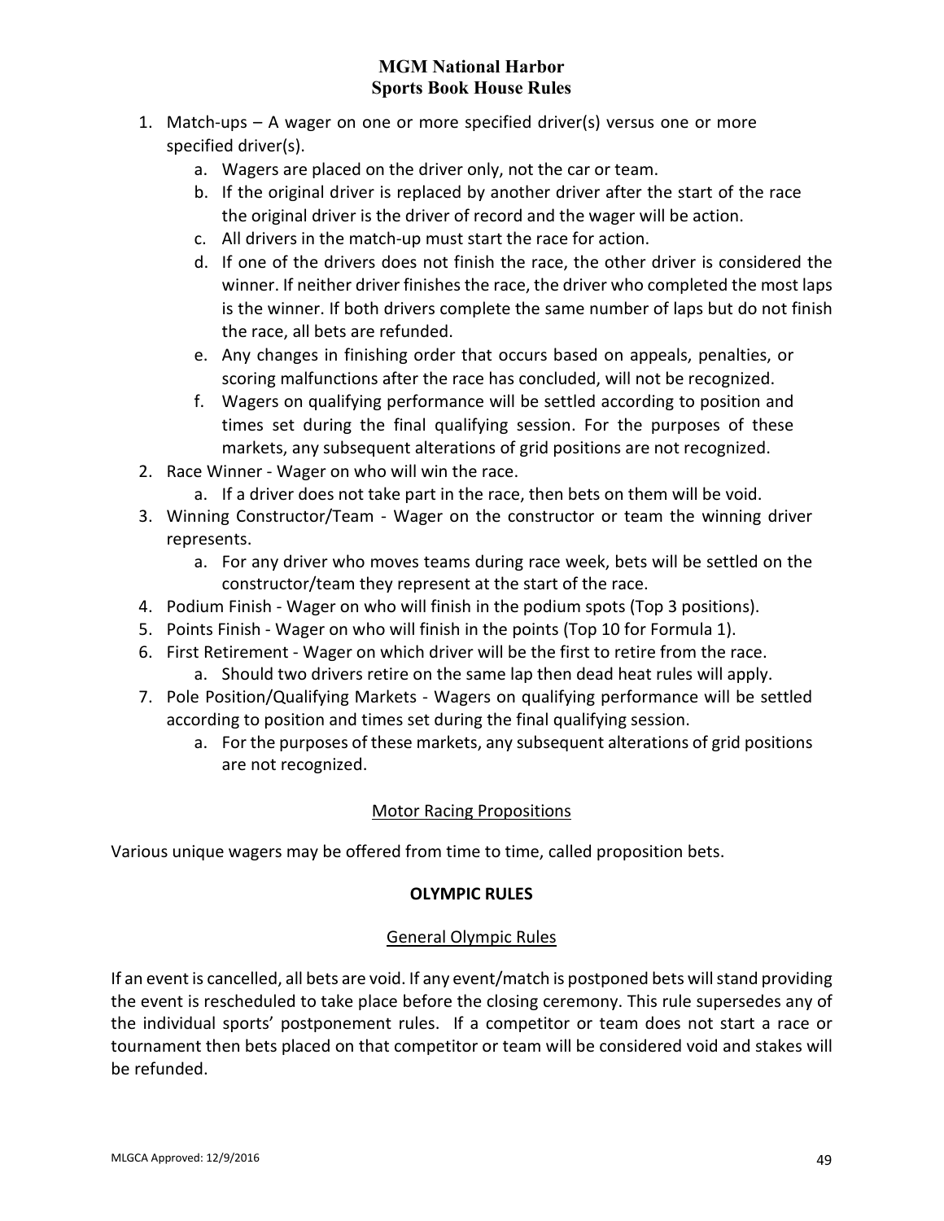1. Match-ups – A wager on one or more specified driver(s) versus one or more specified driver(s).
    a. Wagers are placed on the driver only, not the car or team.
    b. If the original driver is replaced by another driver after the start of the race the original driver is the driver of record and the wager will be action.
    c. All drivers in the match-up must start the race for action.
    d. If one of the drivers does not finish the race, the other driver is considered the winner. If neither driver finishes the race, the driver who completed the most laps is the winner. If both drivers complete the same number of laps but do not finish the race, all bets are refunded.
    e. Any changes in finishing order that occurs based on appeals, penalties, or scoring malfunctions after the race has concluded, will not be recognized.
    f. Wagers on qualifying performance will be settled according to position and times set during the final qualifying session. For the purposes of these markets, any subsequent alterations of grid positions are not recognized.
2. Race Winner - Wager on who will win the race.
    a. If a driver does not take part in the race, then bets on them will be void.
3. Winning Constructor/Team - Wager on the constructor or team the winning driver represents.
    a. For any driver who moves teams during race week, bets will be settled on the constructor/team they represent at the start of the race.
4. Podium Finish - Wager on who will finish in the podium spots (Top 3 positions).
5. Points Finish - Wager on who will finish in the points (Top 10 for Formula 1).
6. First Retirement - Wager on which driver will be the first to retire from the race.
    a. Should two drivers retire on the same lap then dead heat rules will apply.
7. Pole Position/Qualifying Markets - Wagers on qualifying performance will be settled according to position and times set during the final qualifying session.
    a. For the purposes of these markets, any subsequent alterations of grid positions are not recognized.

### Motor Racing Propositions

Various unique wagers may be offered from time to time, called proposition bets.

## OLYMPIC RULES

### General Olympic Rules

If an event is cancelled, all bets are void. If any event/match is postponed bets will stand providing the event is rescheduled to take place before the closing ceremony. This rule supersedes any of the individual sports' postponement rules. If a competitor or team does not start a race or tournament then bets placed on that competitor or team will be considered void and stakes will be refunded.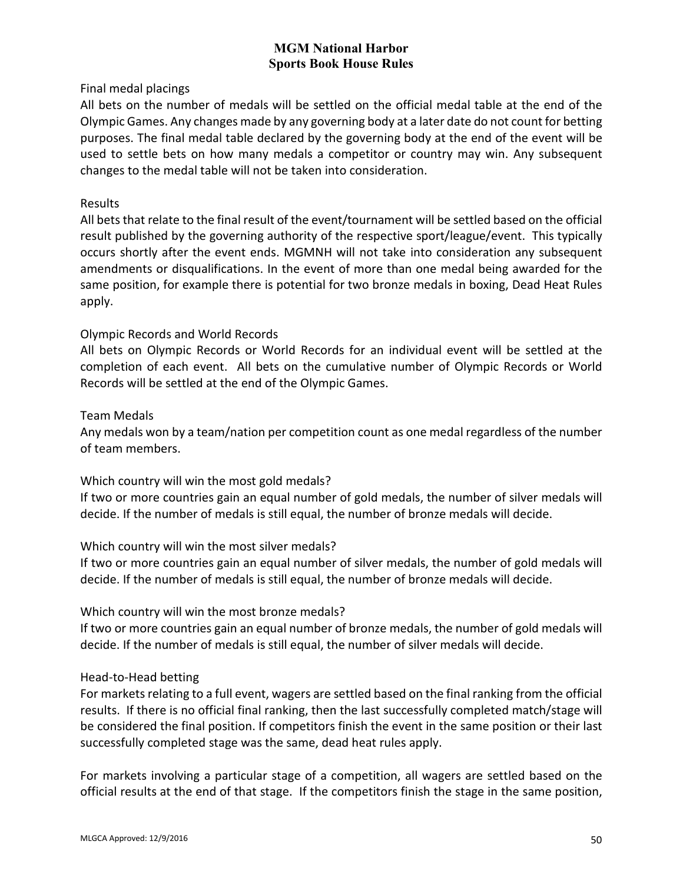Final medal placings

All bets on the number of medals will be settled on the official medal table at the end of the Olympic Games. Any changes made by any governing body at a later date do not count for betting purposes. The final medal table declared by the governing body at the end of the event will be used to settle bets on how many medals a competitor or country may win. Any subsequent changes to the medal table will not be taken into consideration.

Results

All bets that relate to the final result of the event/tournament will be settled based on the official result published by the governing authority of the respective sport/league/event. This typically occurs shortly after the event ends. MGMNH will not take into consideration any subsequent amendments or disqualifications. In the event of more than one medal being awarded for the same position, for example there is potential for two bronze medals in boxing, Dead Heat Rules apply.

Olympic Records and World Records

All bets on Olympic Records or World Records for an individual event will be settled at the completion of each event. All bets on the cumulative number of Olympic Records or World Records will be settled at the end of the Olympic Games.

Team Medals

Any medals won by a team/nation per competition count as one medal regardless of the number of team members.

Which country will win the most gold medals?

If two or more countries gain an equal number of gold medals, the number of silver medals will decide. If the number of medals is still equal, the number of bronze medals will decide.

Which country will win the most silver medals?

If two or more countries gain an equal number of silver medals, the number of gold medals will decide. If the number of medals is still equal, the number of bronze medals will decide.

Which country will win the most bronze medals?

If two or more countries gain an equal number of bronze medals, the number of gold medals will decide. If the number of medals is still equal, the number of silver medals will decide.

Head-to-Head betting

For markets relating to a full event, wagers are settled based on the final ranking from the official results. If there is no official final ranking, then the last successfully completed match/stage will be considered the final position. If competitors finish the event in the same position or their last successfully completed stage was the same, dead heat rules apply.

For markets involving a particular stage of a competition, all wagers are settled based on the official results at the end of that stage. If the competitors finish the stage in the same position,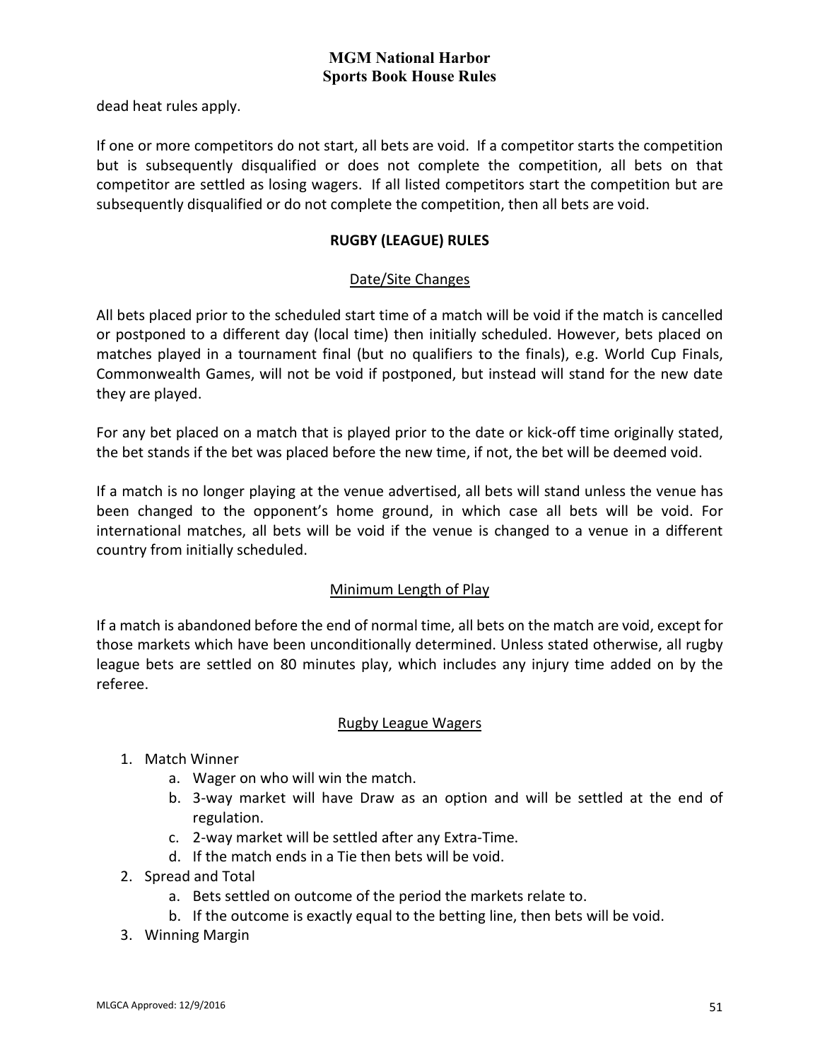dead heat rules apply.

If one or more competitors do not start, all bets are void. If a competitor starts the competition but is subsequently disqualified or does not complete the competition, all bets on that competitor are settled as losing wagers. If all listed competitors start the competition but are subsequently disqualified or do not complete the competition, then all bets are void.

## RUGBY (LEAGUE) RULES

### Date/Site Changes

All bets placed prior to the scheduled start time of a match will be void if the match is cancelled or postponed to a different day (local time) then initially scheduled. However, bets placed on matches played in a tournament final (but no qualifiers to the finals), e.g. World Cup Finals, Commonwealth Games, will not be void if postponed, but instead will stand for the new date they are played.

For any bet placed on a match that is played prior to the date or kick-off time originally stated, the bet stands if the bet was placed before the new time, if not, the bet will be deemed void.

If a match is no longer playing at the venue advertised, all bets will stand unless the venue has been changed to the opponent's home ground, in which case all bets will be void. For international matches, all bets will be void if the venue is changed to a venue in a different country from initially scheduled.

### Minimum Length of Play

If a match is abandoned before the end of normal time, all bets on the match are void, except for those markets which have been unconditionally determined. Unless stated otherwise, all rugby league bets are settled on 80 minutes play, which includes any injury time added on by the referee.

### Rugby League Wagers

1. Match Winner
   a. Wager on who will win the match.
   b. 3-way market will have Draw as an option and will be settled at the end of regulation.
   c. 2-way market will be settled after any Extra-Time.
   d. If the match ends in a Tie then bets will be void.
2. Spread and Total
   a. Bets settled on outcome of the period the markets relate to.
   b. If the outcome is exactly equal to the betting line, then bets will be void.
3. Winning Margin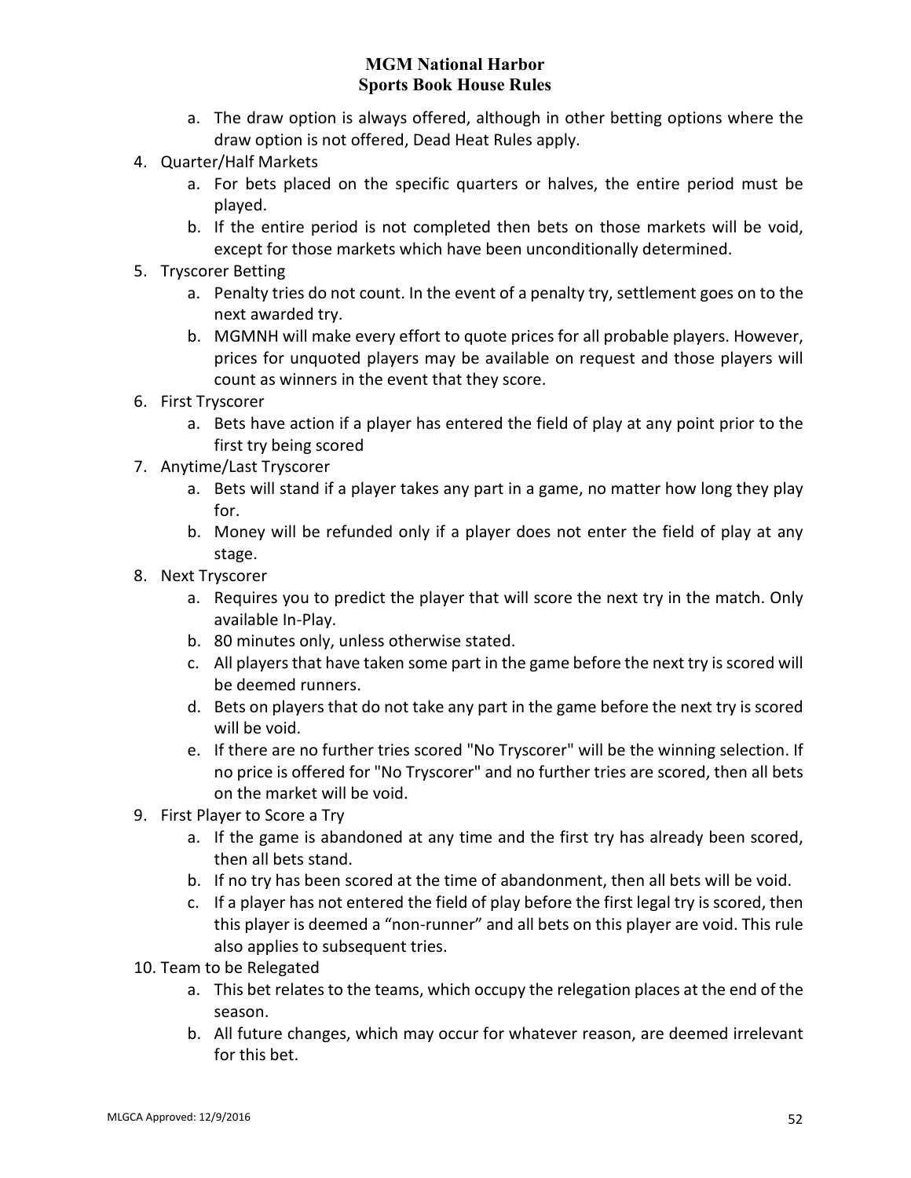a. The draw option is always offered, although in other betting options where the draw option is not offered, Dead Heat Rules apply.

4. Quarter/Half Markets
   a. For bets placed on the specific quarters or halves, the entire period must be played.
   b. If the entire period is not completed then bets on those markets will be void, except for those markets which have been unconditionally determined.
5. Tryscorer Betting
   a. Penalty tries do not count. In the event of a penalty try, settlement goes on to the next awarded try.
   b. MGMNH will make every effort to quote prices for all probable players. However, prices for unquoted players may be available on request and those players will count as winners in the event that they score.
6. First Tryscorer
   a. Bets have action if a player has entered the field of play at any point prior to the first try being scored
7. Anytime/Last Tryscorer
   a. Bets will stand if a player takes any part in a game, no matter how long they play for.
   b. Money will be refunded only if a player does not enter the field of play at any stage.
8. Next Tryscorer
   a. Requires you to predict the player that will score the next try in the match. Only available In-Play.
   b. 80 minutes only, unless otherwise stated.
   c. All players that have taken some part in the game before the next try is scored will be deemed runners.
   d. Bets on players that do not take any part in the game before the next try is scored will be void.
   e. If there are no further tries scored "No Tryscorer" will be the winning selection. If no price is offered for "No Tryscorer" and no further tries are scored, then all bets on the market will be void.
9. First Player to Score a Try
   a. If the game is abandoned at any time and the first try has already been scored, then all bets stand.
   b. If no try has been scored at the time of abandonment, then all bets will be void.
   c. If a player has not entered the field of play before the first legal try is scored, then this player is deemed a "non-runner" and all bets on this player are void. This rule also applies to subsequent tries.
10. Team to be Relegated
    a. This bet relates to the teams, which occupy the relegation places at the end of the season.
    b. All future changes, which may occur for whatever reason, are deemed irrelevant for this bet.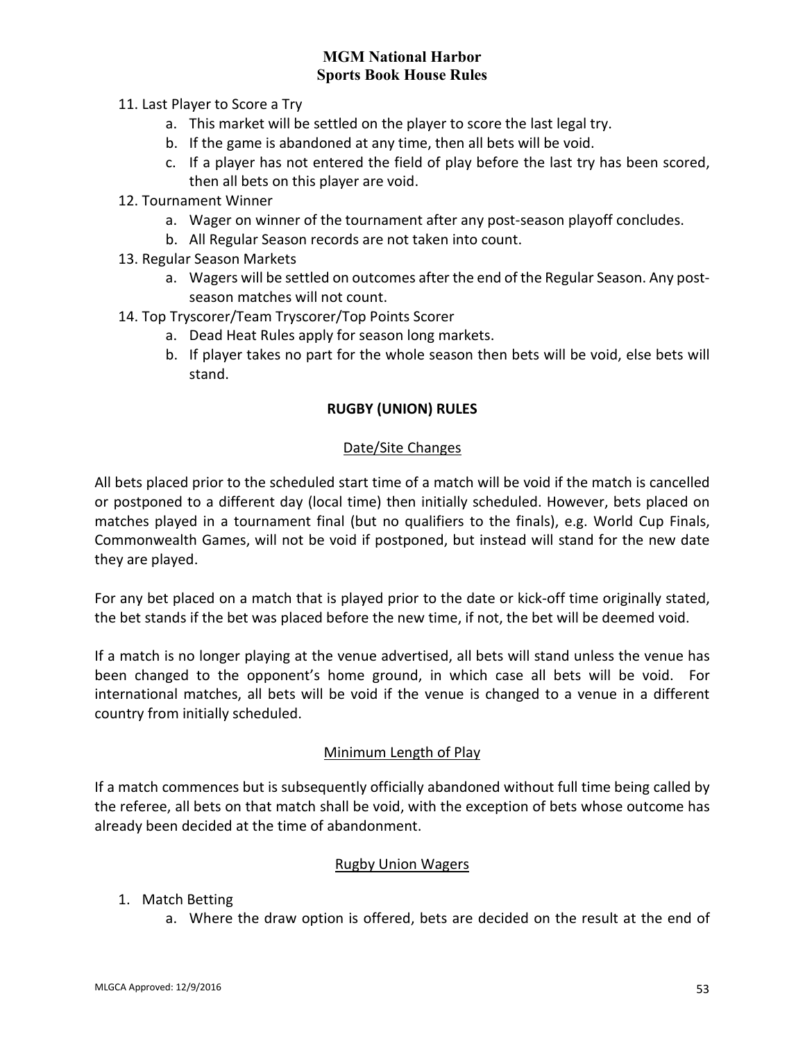11. Last Player to Score a Try
    a. This market will be settled on the player to score the last legal try.
    b. If the game is abandoned at any time, then all bets will be void.
    c. If a player has not entered the field of play before the last try has been scored, then all bets on this player are void.
12. Tournament Winner
    a. Wager on winner of the tournament after any post-season playoff concludes.
    b. All Regular Season records are not taken into count.
13. Regular Season Markets
    a. Wagers will be settled on outcomes after the end of the Regular Season. Any post-season matches will not count.
14. Top Tryscorer/Team Tryscorer/Top Points Scorer
    a. Dead Heat Rules apply for season long markets.
    b. If player takes no part for the whole season then bets will be void, else bets will stand.

## RUGBY (UNION) RULES

### Date/Site Changes

All bets placed prior to the scheduled start time of a match will be void if the match is cancelled or postponed to a different day (local time) then initially scheduled. However, bets placed on matches played in a tournament final (but no qualifiers to the finals), e.g. World Cup Finals, Commonwealth Games, will not be void if postponed, but instead will stand for the new date they are played.

For any bet placed on a match that is played prior to the date or kick-off time originally stated, the bet stands if the bet was placed before the new time, if not, the bet will be deemed void.

If a match is no longer playing at the venue advertised, all bets will stand unless the venue has been changed to the opponent's home ground, in which case all bets will be void. For international matches, all bets will be void if the venue is changed to a venue in a different country from initially scheduled.

### Minimum Length of Play

If a match commences but is subsequently officially abandoned without full time being called by the referee, all bets on that match shall be void, with the exception of bets whose outcome has already been decided at the time of abandonment.

### Rugby Union Wagers

1. Match Betting
    a. Where the draw option is offered, bets are decided on the result at the end of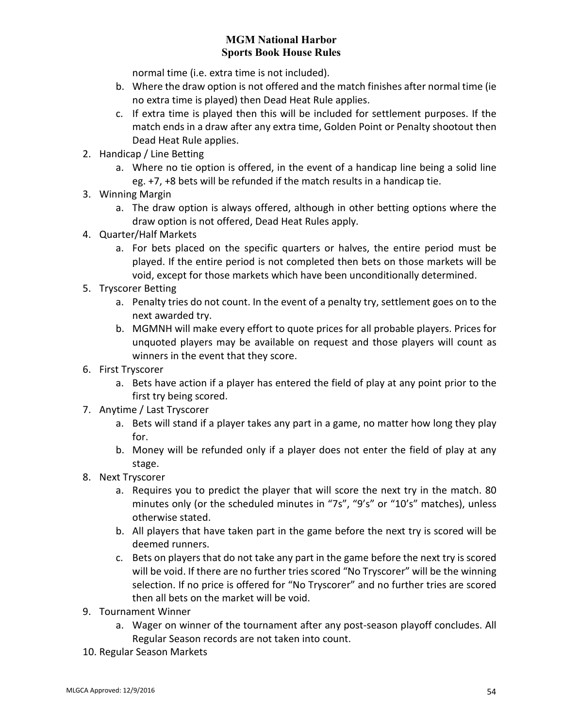normal time (i.e. extra time is not included).

   b. Where the draw option is not offered and the match finishes after normal time (ie no extra time is played) then Dead Heat Rule applies.
   c. If extra time is played then this will be included for settlement purposes. If the match ends in a draw after any extra time, Golden Point or Penalty shootout then Dead Heat Rule applies.

2. Handicap / Line Betting
   a. Where no tie option is offered, in the event of a handicap line being a solid line eg. +7, +8 bets will be refunded if the match results in a handicap tie.
3. Winning Margin
   a. The draw option is always offered, although in other betting options where the draw option is not offered, Dead Heat Rules apply.
4. Quarter/Half Markets
   a. For bets placed on the specific quarters or halves, the entire period must be played. If the entire period is not completed then bets on those markets will be void, except for those markets which have been unconditionally determined.
5. Tryscorer Betting
   a. Penalty tries do not count. In the event of a penalty try, settlement goes on to the next awarded try.
   b. MGMNH will make every effort to quote prices for all probable players. Prices for unquoted players may be available on request and those players will count as winners in the event that they score.
6. First Tryscorer
   a. Bets have action if a player has entered the field of play at any point prior to the first try being scored.
7. Anytime / Last Tryscorer
   a. Bets will stand if a player takes any part in a game, no matter how long they play for.
   b. Money will be refunded only if a player does not enter the field of play at any stage.
8. Next Tryscorer
   a. Requires you to predict the player that will score the next try in the match. 80 minutes only (or the scheduled minutes in "7s", "9's" or "10's" matches), unless otherwise stated.
   b. All players that have taken part in the game before the next try is scored will be deemed runners.
   c. Bets on players that do not take any part in the game before the next try is scored will be void. If there are no further tries scored "No Tryscorer" will be the winning selection. If no price is offered for "No Tryscorer" and no further tries are scored then all bets on the market will be void.
9. Tournament Winner
   a. Wager on winner of the tournament after any post-season playoff concludes. All Regular Season records are not taken into count.
10. Regular Season Markets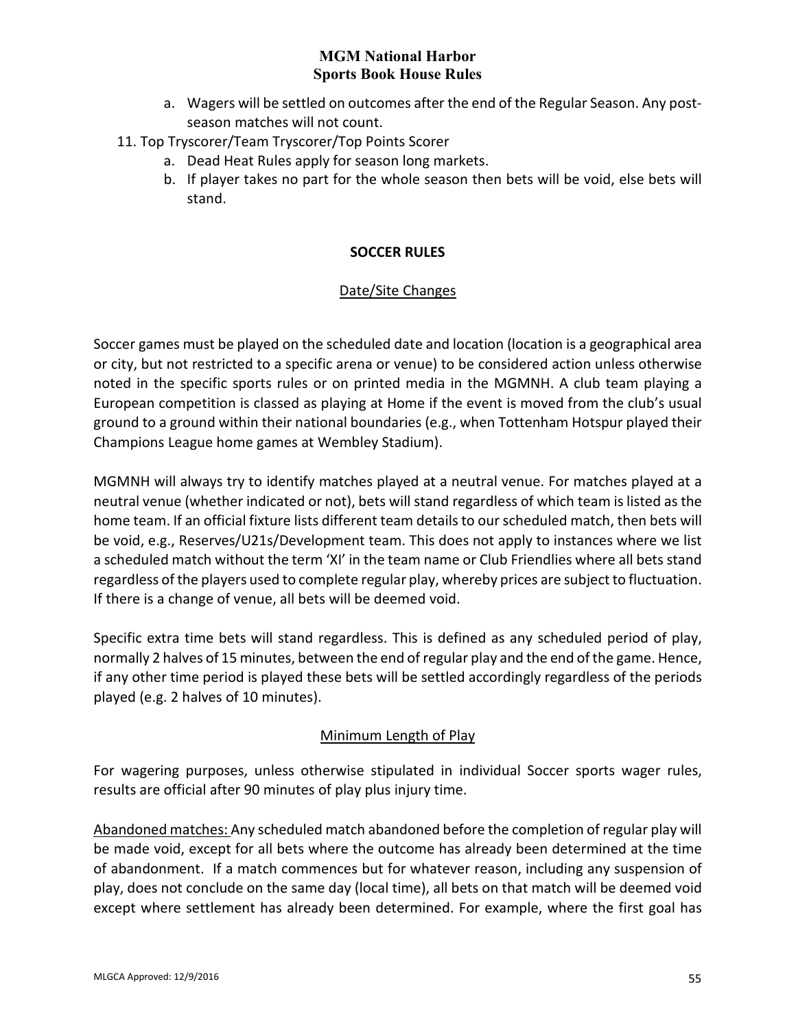a. Wagers will be settled on outcomes after the end of the Regular Season. Any post-season matches will not count.

11. Top Tryscorer/Team Tryscorer/Top Points Scorer
    a. Dead Heat Rules apply for season long markets.
    b. If player takes no part for the whole season then bets will be void, else bets will stand.

## SOCCER RULES

### Date/Site Changes

Soccer games must be played on the scheduled date and location (location is a geographical area or city, but not restricted to a specific arena or venue) to be considered action unless otherwise noted in the specific sports rules or on printed media in the MGMNH. A club team playing a European competition is classed as playing at Home if the event is moved from the club's usual ground to a ground within their national boundaries (e.g., when Tottenham Hotspur played their Champions League home games at Wembley Stadium).

MGMNH will always try to identify matches played at a neutral venue. For matches played at a neutral venue (whether indicated or not), bets will stand regardless of which team is listed as the home team. If an official fixture lists different team details to our scheduled match, then bets will be void, e.g., Reserves/U21s/Development team. This does not apply to instances where we list a scheduled match without the term 'XI' in the team name or Club Friendlies where all bets stand regardless of the players used to complete regular play, whereby prices are subject to fluctuation. If there is a change of venue, all bets will be deemed void.

Specific extra time bets will stand regardless. This is defined as any scheduled period of play, normally 2 halves of 15 minutes, between the end of regular play and the end of the game. Hence, if any other time period is played these bets will be settled accordingly regardless of the periods played (e.g. 2 halves of 10 minutes).

### Minimum Length of Play

For wagering purposes, unless otherwise stipulated in individual Soccer sports wager rules, results are official after 90 minutes of play plus injury time.

Abandoned matches: Any scheduled match abandoned before the completion of regular play will be made void, except for all bets where the outcome has already been determined at the time of abandonment. If a match commences but for whatever reason, including any suspension of play, does not conclude on the same day (local time), all bets on that match will be deemed void except where settlement has already been determined. For example, where the first goal has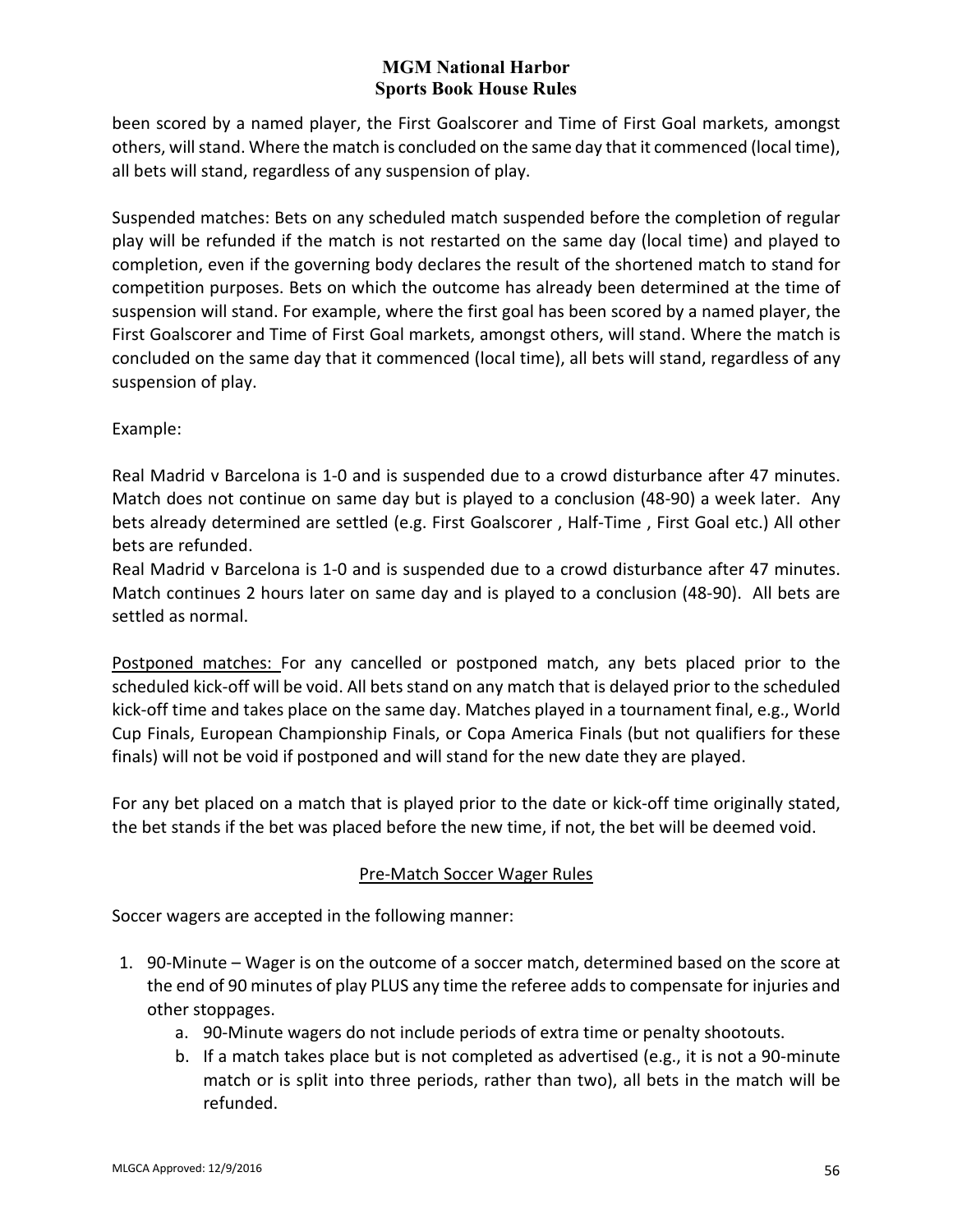been scored by a named player, the First Goalscorer and Time of First Goal markets, amongst others, will stand. Where the match is concluded on the same day that it commenced (local time), all bets will stand, regardless of any suspension of play.

Suspended matches: Bets on any scheduled match suspended before the completion of regular play will be refunded if the match is not restarted on the same day (local time) and played to completion, even if the governing body declares the result of the shortened match to stand for competition purposes. Bets on which the outcome has already been determined at the time of suspension will stand. For example, where the first goal has been scored by a named player, the First Goalscorer and Time of First Goal markets, amongst others, will stand. Where the match is concluded on the same day that it commenced (local time), all bets will stand, regardless of any suspension of play.

Example:

Real Madrid v Barcelona is 1-0 and is suspended due to a crowd disturbance after 47 minutes. Match does not continue on same day but is played to a conclusion (48-90) a week later. Any bets already determined are settled (e.g. First Goalscorer , Half-Time , First Goal etc.) All other bets are refunded.
Real Madrid v Barcelona is 1-0 and is suspended due to a crowd disturbance after 47 minutes. Match continues 2 hours later on same day and is played to a conclusion (48-90). All bets are settled as normal.

Postponed matches: For any cancelled or postponed match, any bets placed prior to the scheduled kick-off will be void. All bets stand on any match that is delayed prior to the scheduled kick-off time and takes place on the same day. Matches played in a tournament final, e.g., World Cup Finals, European Championship Finals, or Copa America Finals (but not qualifiers for these finals) will not be void if postponed and will stand for the new date they are played.

For any bet placed on a match that is played prior to the date or kick-off time originally stated, the bet stands if the bet was placed before the new time, if not, the bet will be deemed void.

## Pre-Match Soccer Wager Rules

Soccer wagers are accepted in the following manner:

1. 90-Minute – Wager is on the outcome of a soccer match, determined based on the score at the end of 90 minutes of play PLUS any time the referee adds to compensate for injuries and other stoppages.
    a. 90-Minute wagers do not include periods of extra time or penalty shootouts.
    b. If a match takes place but is not completed as advertised (e.g., it is not a 90-minute match or is split into three periods, rather than two), all bets in the match will be refunded.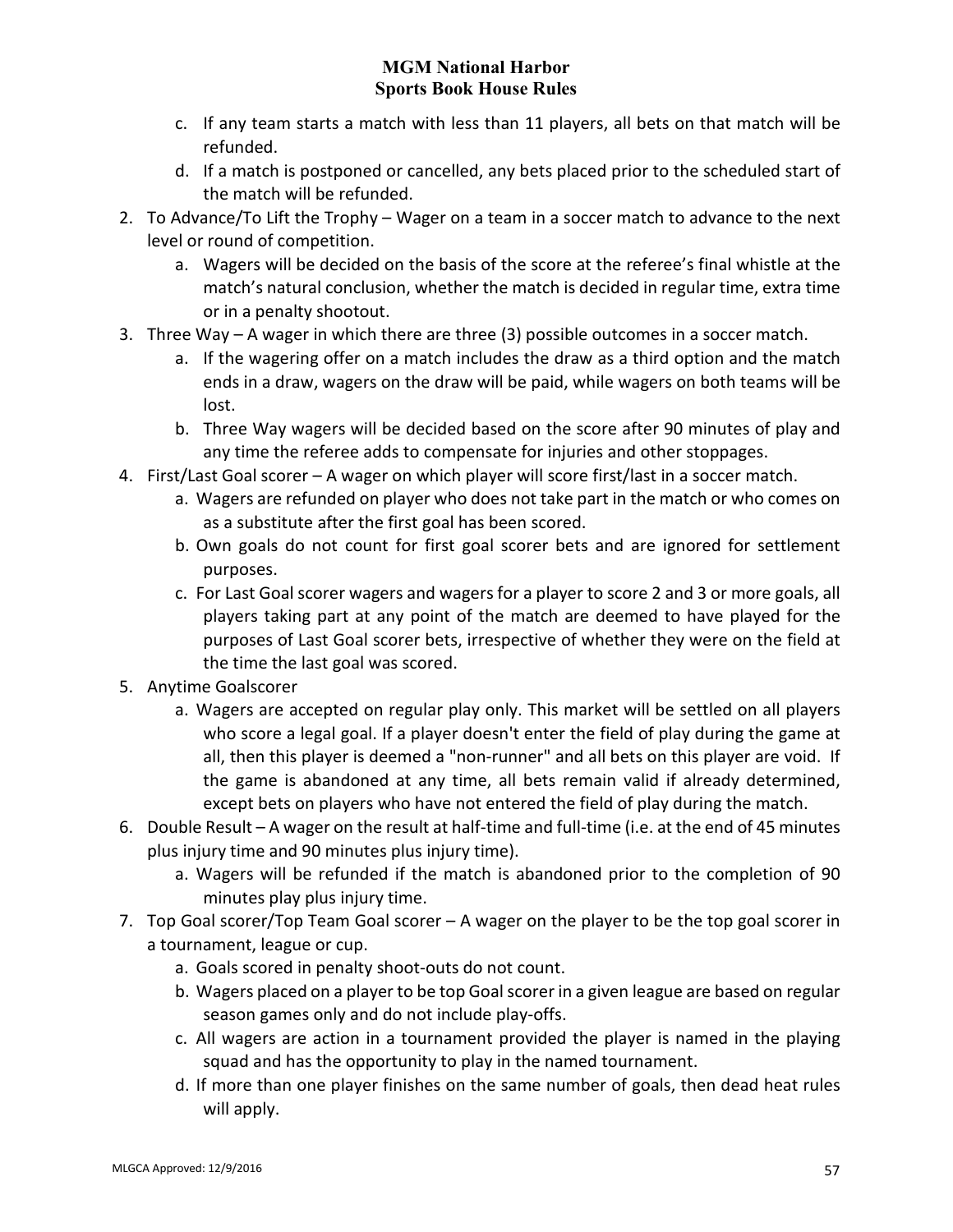c. If any team starts a match with less than 11 players, all bets on that match will be refunded.
   d. If a match is postponed or cancelled, any bets placed prior to the scheduled start of the match will be refunded.

2. To Advance/To Lift the Trophy – Wager on a team in a soccer match to advance to the next level or round of competition.
   a. Wagers will be decided on the basis of the score at the referee's final whistle at the match's natural conclusion, whether the match is decided in regular time, extra time or in a penalty shootout.
3. Three Way – A wager in which there are three (3) possible outcomes in a soccer match.
   a. If the wagering offer on a match includes the draw as a third option and the match ends in a draw, wagers on the draw will be paid, while wagers on both teams will be lost.
   b. Three Way wagers will be decided based on the score after 90 minutes of play and any time the referee adds to compensate for injuries and other stoppages.
4. First/Last Goal scorer – A wager on which player will score first/last in a soccer match.
   a. Wagers are refunded on player who does not take part in the match or who comes on as a substitute after the first goal has been scored.
   b. Own goals do not count for first goal scorer bets and are ignored for settlement purposes.
   c. For Last Goal scorer wagers and wagers for a player to score 2 and 3 or more goals, all players taking part at any point of the match are deemed to have played for the purposes of Last Goal scorer bets, irrespective of whether they were on the field at the time the last goal was scored.
5. Anytime Goalscorer
   a. Wagers are accepted on regular play only. This market will be settled on all players who score a legal goal. If a player doesn't enter the field of play during the game at all, then this player is deemed a "non-runner" and all bets on this player are void. If the game is abandoned at any time, all bets remain valid if already determined, except bets on players who have not entered the field of play during the match.
6. Double Result – A wager on the result at half-time and full-time (i.e. at the end of 45 minutes plus injury time and 90 minutes plus injury time).
   a. Wagers will be refunded if the match is abandoned prior to the completion of 90 minutes play plus injury time.
7. Top Goal scorer/Top Team Goal scorer – A wager on the player to be the top goal scorer in a tournament, league or cup.
   a. Goals scored in penalty shoot-outs do not count.
   b. Wagers placed on a player to be top Goal scorer in a given league are based on regular season games only and do not include play-offs.
   c. All wagers are action in a tournament provided the player is named in the playing squad and has the opportunity to play in the named tournament.
   d. If more than one player finishes on the same number of goals, then dead heat rules will apply.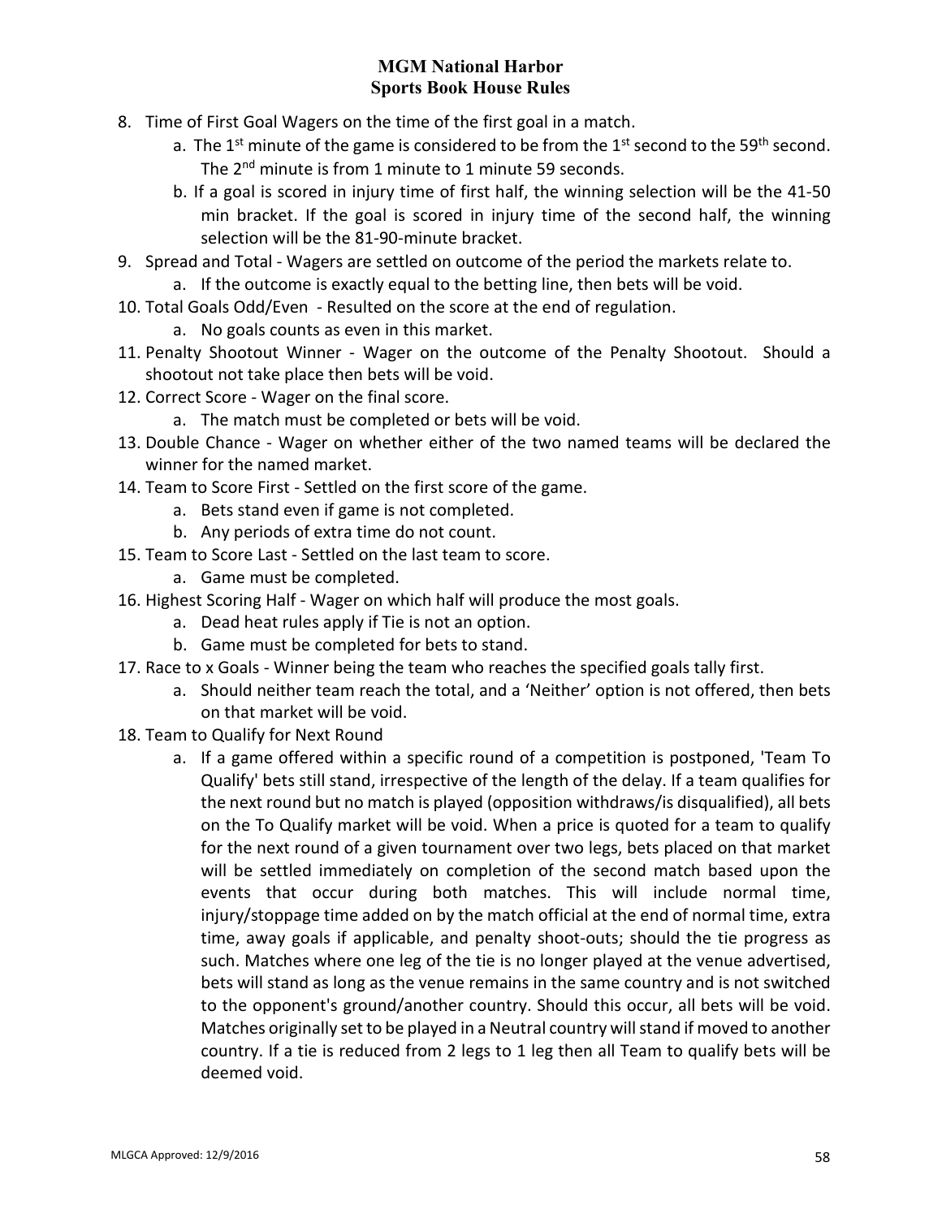8. Time of First Goal Wagers on the time of the first goal in a match.
    a. The 1st minute of the game is considered to be from the 1st second to the 59th second. The 2nd minute is from 1 minute to 1 minute 59 seconds.
    b. If a goal is scored in injury time of first half, the winning selection will be the 41-50 min bracket. If the goal is scored in injury time of the second half, the winning selection will be the 81-90-minute bracket.
9. Spread and Total - Wagers are settled on outcome of the period the markets relate to.
    a. If the outcome is exactly equal to the betting line, then bets will be void.
10. Total Goals Odd/Even - Resulted on the score at the end of regulation.
    a. No goals counts as even in this market.
11. Penalty Shootout Winner - Wager on the outcome of the Penalty Shootout. Should a shootout not take place then bets will be void.
12. Correct Score - Wager on the final score.
    a. The match must be completed or bets will be void.
13. Double Chance - Wager on whether either of the two named teams will be declared the winner for the named market.
14. Team to Score First - Settled on the first score of the game.
    a. Bets stand even if game is not completed.
    b. Any periods of extra time do not count.
15. Team to Score Last - Settled on the last team to score.
    a. Game must be completed.
16. Highest Scoring Half - Wager on which half will produce the most goals.
    a. Dead heat rules apply if Tie is not an option.
    b. Game must be completed for bets to stand.
17. Race to x Goals - Winner being the team who reaches the specified goals tally first.
    a. Should neither team reach the total, and a 'Neither' option is not offered, then bets on that market will be void.
18. Team to Qualify for Next Round
    a. If a game offered within a specific round of a competition is postponed, 'Team To Qualify' bets still stand, irrespective of the length of the delay. If a team qualifies for the next round but no match is played (opposition withdraws/is disqualified), all bets on the To Qualify market will be void. When a price is quoted for a team to qualify for the next round of a given tournament over two legs, bets placed on that market will be settled immediately on completion of the second match based upon the events that occur during both matches. This will include normal time, injury/stoppage time added on by the match official at the end of normal time, extra time, away goals if applicable, and penalty shoot-outs; should the tie progress as such. Matches where one leg of the tie is no longer played at the venue advertised, bets will stand as long as the venue remains in the same country and is not switched to the opponent's ground/another country. Should this occur, all bets will be void. Matches originally set to be played in a Neutral country will stand if moved to another country. If a tie is reduced from 2 legs to 1 leg then all Team to qualify bets will be deemed void.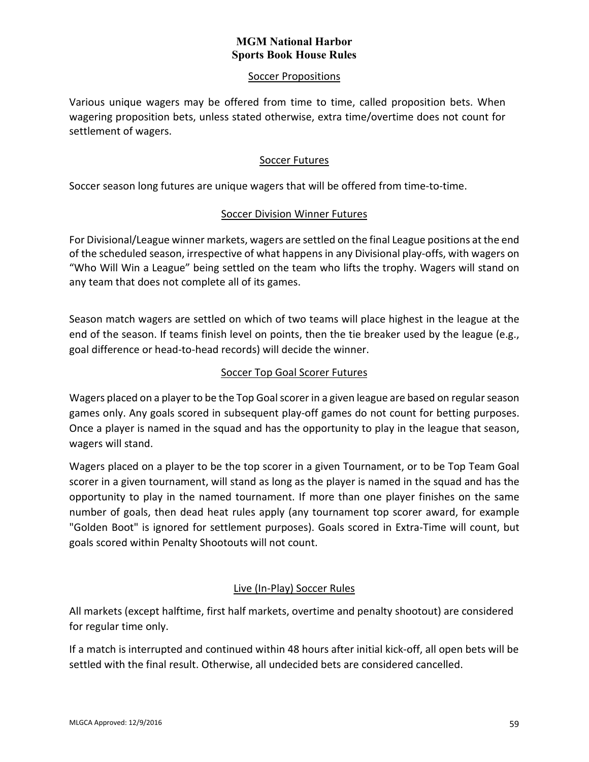# MGM National Harbor
# Sports Book House Rules

## Soccer Propositions

Various unique wagers may be offered from time to time, called proposition bets. When wagering proposition bets, unless stated otherwise, extra time/overtime does not count for settlement of wagers.

## Soccer Futures

Soccer season long futures are unique wagers that will be offered from time-to-time.

## Soccer Division Winner Futures

For Divisional/League winner markets, wagers are settled on the final League positions at the end of the scheduled season, irrespective of what happens in any Divisional play-offs, with wagers on "Who Will Win a League" being settled on the team who lifts the trophy. Wagers will stand on any team that does not complete all of its games.

Season match wagers are settled on which of two teams will place highest in the league at the end of the season. If teams finish level on points, then the tie breaker used by the league (e.g., goal difference or head-to-head records) will decide the winner.

## Soccer Top Goal Scorer Futures

Wagers placed on a player to be the Top Goal scorer in a given league are based on regular season games only. Any goals scored in subsequent play-off games do not count for betting purposes. Once a player is named in the squad and has the opportunity to play in the league that season, wagers will stand.

Wagers placed on a player to be the top scorer in a given Tournament, or to be Top Team Goal scorer in a given tournament, will stand as long as the player is named in the squad and has the opportunity to play in the named tournament. If more than one player finishes on the same number of goals, then dead heat rules apply (any tournament top scorer award, for example "Golden Boot" is ignored for settlement purposes). Goals scored in Extra-Time will count, but goals scored within Penalty Shootouts will not count.

## Live (In-Play) Soccer Rules

All markets (except halftime, first half markets, overtime and penalty shootout) are considered for regular time only.

If a match is interrupted and continued within 48 hours after initial kick-off, all open bets will be settled with the final result. Otherwise, all undecided bets are considered cancelled.

MLGCA Approved: 12/9/2016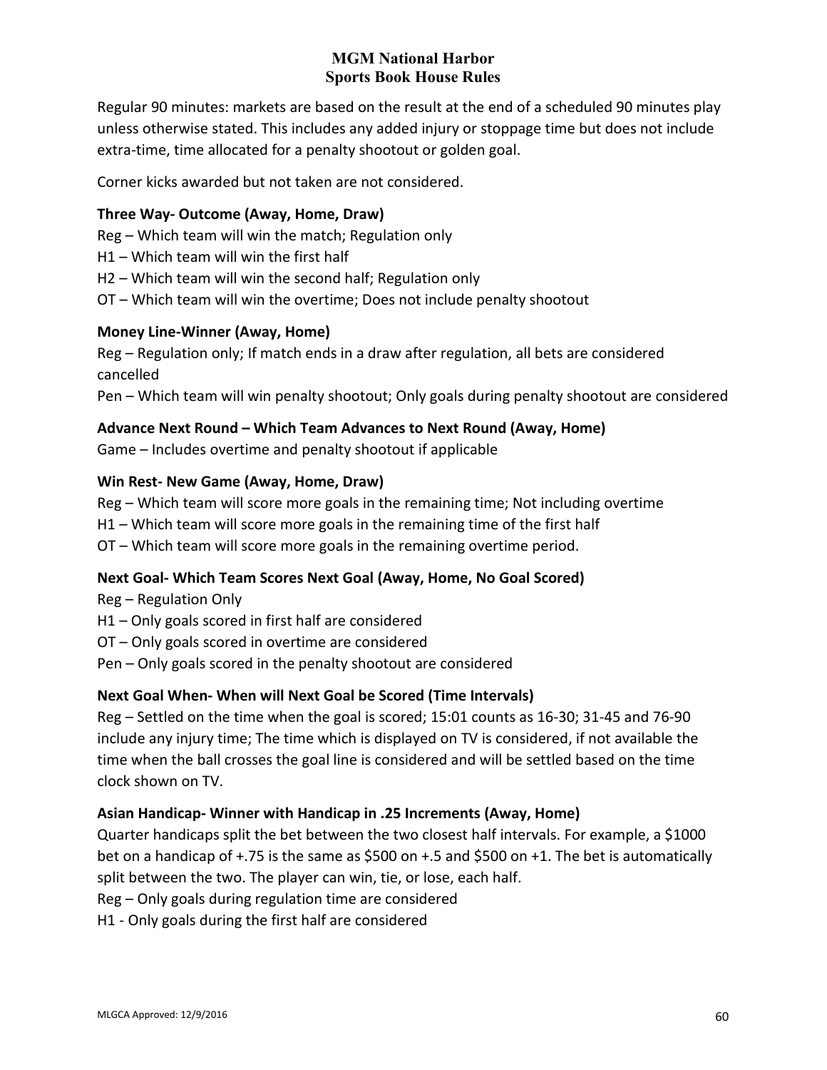Regular 90 minutes: markets are based on the result at the end of a scheduled 90 minutes play unless otherwise stated. This includes any added injury or stoppage time but does not include extra-time, time allocated for a penalty shootout or golden goal.

Corner kicks awarded but not taken are not considered.

**Three Way- Outcome (Away, Home, Draw)**

Reg – Which team will win the match; Regulation only
H1 – Which team will win the first half
H2 – Which team will win the second half; Regulation only
OT – Which team will win the overtime; Does not include penalty shootout

**Money Line-Winner (Away, Home)**

Reg – Regulation only; If match ends in a draw after regulation, all bets are considered cancelled
Pen – Which team will win penalty shootout; Only goals during penalty shootout are considered

**Advance Next Round – Which Team Advances to Next Round (Away, Home)**

Game – Includes overtime and penalty shootout if applicable

**Win Rest- New Game (Away, Home, Draw)**

Reg – Which team will score more goals in the remaining time; Not including overtime
H1 – Which team will score more goals in the remaining time of the first half
OT – Which team will score more goals in the remaining overtime period.

**Next Goal- Which Team Scores Next Goal (Away, Home, No Goal Scored)**

Reg – Regulation Only
H1 – Only goals scored in first half are considered
OT – Only goals scored in overtime are considered
Pen – Only goals scored in the penalty shootout are considered

**Next Goal When- When will Next Goal be Scored (Time Intervals)**

Reg – Settled on the time when the goal is scored; 15:01 counts as 16-30; 31-45 and 76-90 include any injury time; The time which is displayed on TV is considered, if not available the time when the ball crosses the goal line is considered and will be settled based on the time clock shown on TV.

**Asian Handicap- Winner with Handicap in .25 Increments (Away, Home)**

Quarter handicaps split the bet between the two closest half intervals. For example, a $1000 bet on a handicap of +.75 is the same as $500 on +.5 and $500 on +1. The bet is automatically split between the two. The player can win, tie, or lose, each half.

Reg – Only goals during regulation time are considered
H1 - Only goals during the first half are considered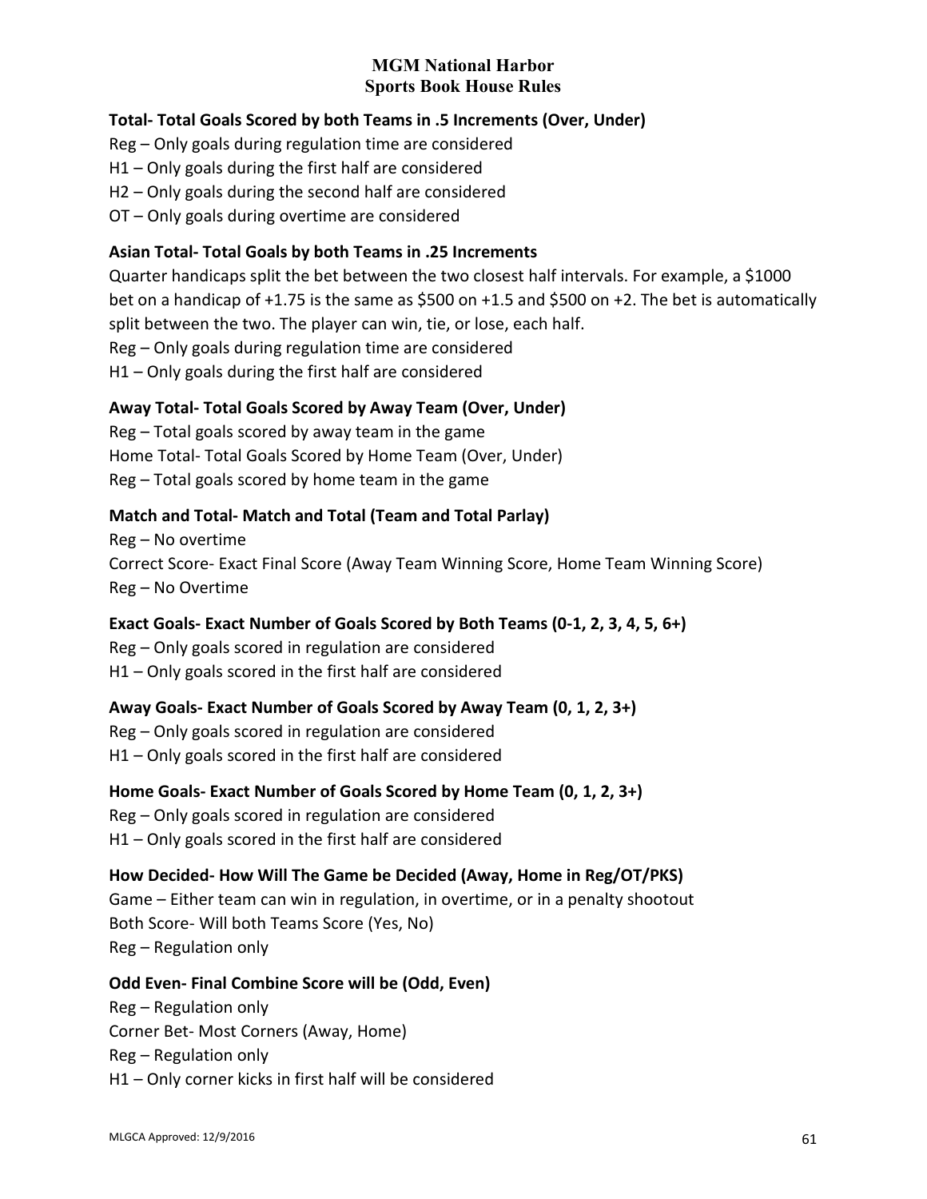**MGM National Harbor**
**Sports Book House Rules**

**Total- Total Goals Scored by both Teams in .5 Increments (Over, Under)**

Reg – Only goals during regulation time are considered
H1 – Only goals during the first half are considered
H2 – Only goals during the second half are considered
OT – Only goals during overtime are considered

**Asian Total- Total Goals by both Teams in .25 Increments**

Quarter handicaps split the bet between the two closest half intervals. For example, a $1000 bet on a handicap of +1.75 is the same as $500 on +1.5 and $500 on +2. The bet is automatically split between the two. The player can win, tie, or lose, each half.
Reg – Only goals during regulation time are considered
H1 – Only goals during the first half are considered

**Away Total- Total Goals Scored by Away Team (Over, Under)**

Reg – Total goals scored by away team in the game
Home Total- Total Goals Scored by Home Team (Over, Under)
Reg – Total goals scored by home team in the game

**Match and Total- Match and Total (Team and Total Parlay)**

Reg – No overtime
Correct Score- Exact Final Score (Away Team Winning Score, Home Team Winning Score)
Reg – No Overtime

**Exact Goals- Exact Number of Goals Scored by Both Teams (0-1, 2, 3, 4, 5, 6+)**

Reg – Only goals scored in regulation are considered
H1 – Only goals scored in the first half are considered

**Away Goals- Exact Number of Goals Scored by Away Team (0, 1, 2, 3+)**

Reg – Only goals scored in regulation are considered
H1 – Only goals scored in the first half are considered

**Home Goals- Exact Number of Goals Scored by Home Team (0, 1, 2, 3+)**

Reg – Only goals scored in regulation are considered
H1 – Only goals scored in the first half are considered

**How Decided- How Will The Game be Decided (Away, Home in Reg/OT/PKS)**

Game – Either team can win in regulation, in overtime, or in a penalty shootout
Both Score- Will both Teams Score (Yes, No)
Reg – Regulation only

**Odd Even- Final Combine Score will be (Odd, Even)**

Reg – Regulation only
Corner Bet- Most Corners (Away, Home)
Reg – Regulation only
H1 – Only corner kicks in first half will be considered

MLGCA Approved: 12/9/2016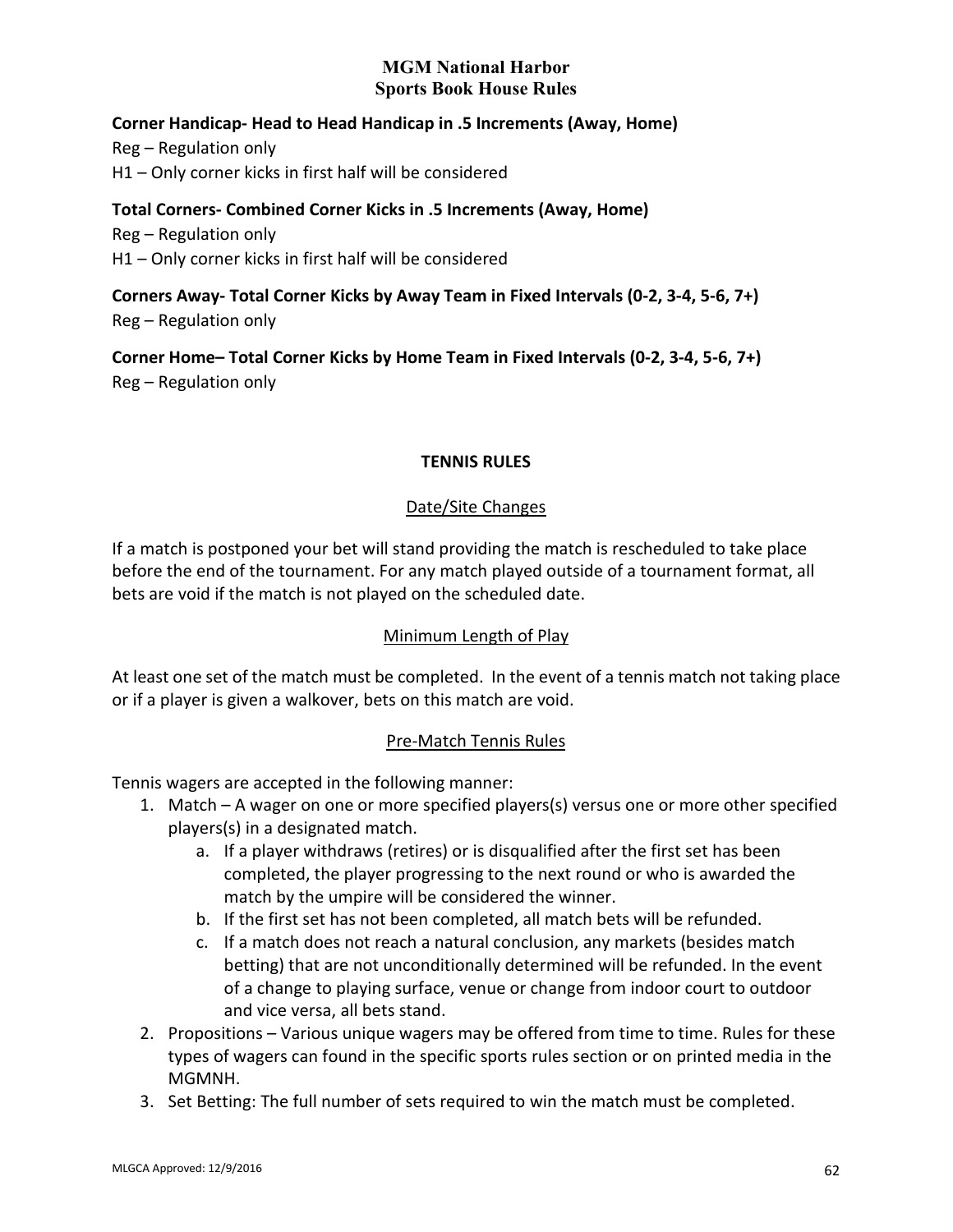**Corner Handicap- Head to Head Handicap in .5 Increments (Away, Home)**

Reg – Regulation only

H1 – Only corner kicks in first half will be considered

**Total Corners- Combined Corner Kicks in .5 Increments (Away, Home)**

Reg – Regulation only

H1 – Only corner kicks in first half will be considered

**Corners Away- Total Corner Kicks by Away Team in Fixed Intervals (0-2, 3-4, 5-6, 7+)**

Reg – Regulation only

**Corner Home– Total Corner Kicks by Home Team in Fixed Intervals (0-2, 3-4, 5-6, 7+)**

Reg – Regulation only

## TENNIS RULES

### Date/Site Changes

If a match is postponed your bet will stand providing the match is rescheduled to take place before the end of the tournament. For any match played outside of a tournament format, all bets are void if the match is not played on the scheduled date.

### Minimum Length of Play

At least one set of the match must be completed. In the event of a tennis match not taking place or if a player is given a walkover, bets on this match are void.

### Pre-Match Tennis Rules

Tennis wagers are accepted in the following manner:

1. Match – A wager on one or more specified players(s) versus one or more other specified players(s) in a designated match.
   a. If a player withdraws (retires) or is disqualified after the first set has been completed, the player progressing to the next round or who is awarded the match by the umpire will be considered the winner.
   b. If the first set has not been completed, all match bets will be refunded.
   c. If a match does not reach a natural conclusion, any markets (besides match betting) that are not unconditionally determined will be refunded. In the event of a change to playing surface, venue or change from indoor court to outdoor and vice versa, all bets stand.
2. Propositions – Various unique wagers may be offered from time to time. Rules for these types of wagers can found in the specific sports rules section or on printed media in the MGMNH.
3. Set Betting: The full number of sets required to win the match must be completed.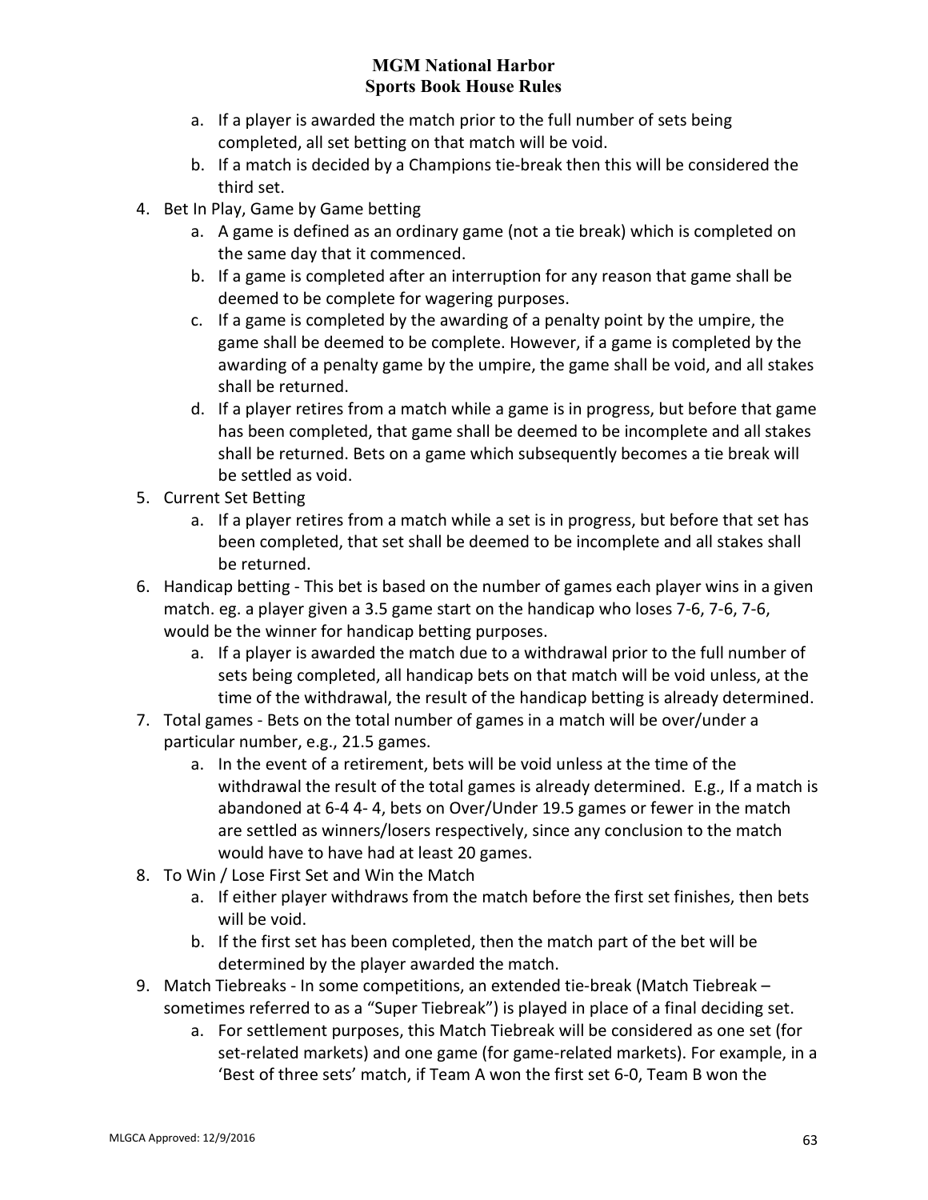a. If a player is awarded the match prior to the full number of sets being completed, all set betting on that match will be void.
   b. If a match is decided by a Champions tie-break then this will be considered the third set.

4. Bet In Play, Game by Game betting
   a. A game is defined as an ordinary game (not a tie break) which is completed on the same day that it commenced.
   b. If a game is completed after an interruption for any reason that game shall be deemed to be complete for wagering purposes.
   c. If a game is completed by the awarding of a penalty point by the umpire, the game shall be deemed to be complete. However, if a game is completed by the awarding of a penalty game by the umpire, the game shall be void, and all stakes shall be returned.
   d. If a player retires from a match while a game is in progress, but before that game has been completed, that game shall be deemed to be incomplete and all stakes shall be returned. Bets on a game which subsequently becomes a tie break will be settled as void.

5. Current Set Betting
   a. If a player retires from a match while a set is in progress, but before that set has been completed, that set shall be deemed to be incomplete and all stakes shall be returned.

6. Handicap betting - This bet is based on the number of games each player wins in a given match. eg. a player given a 3.5 game start on the handicap who loses 7-6, 7-6, 7-6, would be the winner for handicap betting purposes.
   a. If a player is awarded the match due to a withdrawal prior to the full number of sets being completed, all handicap bets on that match will be void unless, at the time of the withdrawal, the result of the handicap betting is already determined.

7. Total games - Bets on the total number of games in a match will be over/under a particular number, e.g., 21.5 games.
   a. In the event of a retirement, bets will be void unless at the time of the withdrawal the result of the total games is already determined. E.g., If a match is abandoned at 6-4 4- 4, bets on Over/Under 19.5 games or fewer in the match are settled as winners/losers respectively, since any conclusion to the match would have to have had at least 20 games.

8. To Win / Lose First Set and Win the Match
   a. If either player withdraws from the match before the first set finishes, then bets will be void.
   b. If the first set has been completed, then the match part of the bet will be determined by the player awarded the match.

9. Match Tiebreaks - In some competitions, an extended tie-break (Match Tiebreak – sometimes referred to as a "Super Tiebreak") is played in place of a final deciding set.
   a. For settlement purposes, this Match Tiebreak will be considered as one set (for set-related markets) and one game (for game-related markets). For example, in a 'Best of three sets' match, if Team A won the first set 6-0, Team B won the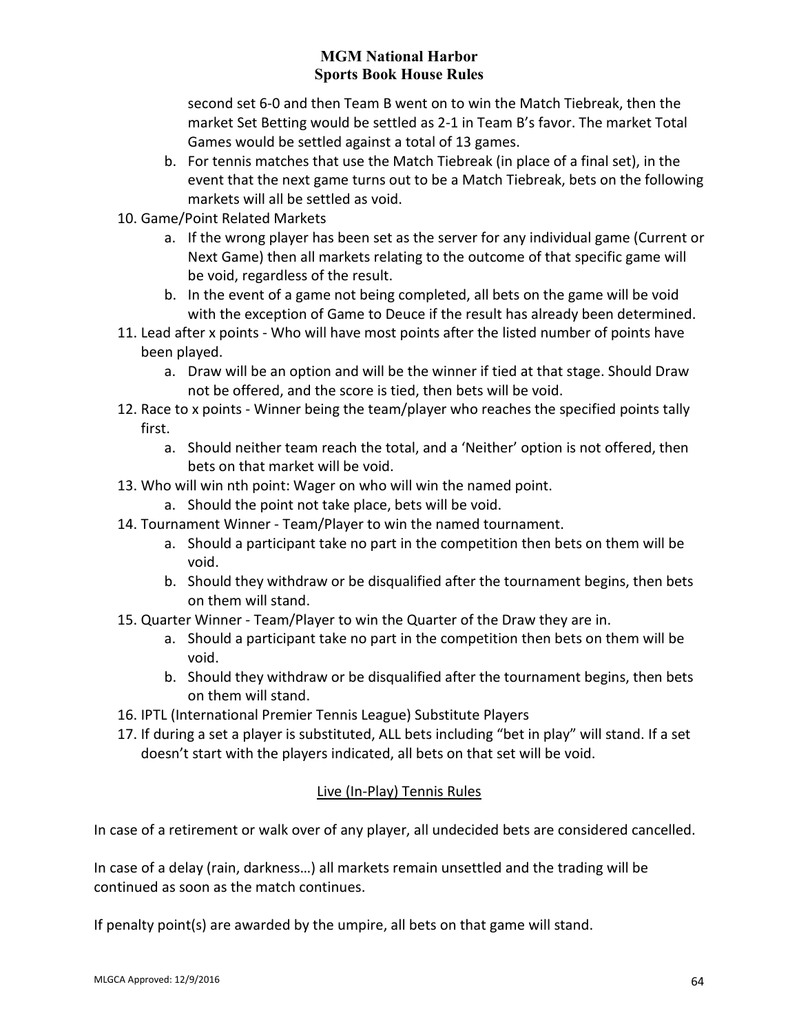second set 6-0 and then Team B went on to win the Match Tiebreak, then the market Set Betting would be settled as 2-1 in Team B's favor. The market Total Games would be settled against a total of 13 games.

   b. For tennis matches that use the Match Tiebreak (in place of a final set), in the event that the next game turns out to be a Match Tiebreak, bets on the following markets will all be settled as void.

10. Game/Point Related Markets
    a. If the wrong player has been set as the server for any individual game (Current or Next Game) then all markets relating to the outcome of that specific game will be void, regardless of the result.
    b. In the event of a game not being completed, all bets on the game will be void with the exception of Game to Deuce if the result has already been determined.
11. Lead after x points - Who will have most points after the listed number of points have been played.
    a. Draw will be an option and will be the winner if tied at that stage. Should Draw not be offered, and the score is tied, then bets will be void.
12. Race to x points - Winner being the team/player who reaches the specified points tally first.
    a. Should neither team reach the total, and a 'Neither' option is not offered, then bets on that market will be void.
13. Who will win nth point: Wager on who will win the named point.
    a. Should the point not take place, bets will be void.
14. Tournament Winner - Team/Player to win the named tournament.
    a. Should a participant take no part in the competition then bets on them will be void.
    b. Should they withdraw or be disqualified after the tournament begins, then bets on them will stand.
15. Quarter Winner - Team/Player to win the Quarter of the Draw they are in.
    a. Should a participant take no part in the competition then bets on them will be void.
    b. Should they withdraw or be disqualified after the tournament begins, then bets on them will stand.
16. IPTL (International Premier Tennis League) Substitute Players
17. If during a set a player is substituted, ALL bets including "bet in play" will stand. If a set doesn't start with the players indicated, all bets on that set will be void.

## Live (In-Play) Tennis Rules

In case of a retirement or walk over of any player, all undecided bets are considered cancelled.

In case of a delay (rain, darkness…) all markets remain unsettled and the trading will be continued as soon as the match continues.

If penalty point(s) are awarded by the umpire, all bets on that game will stand.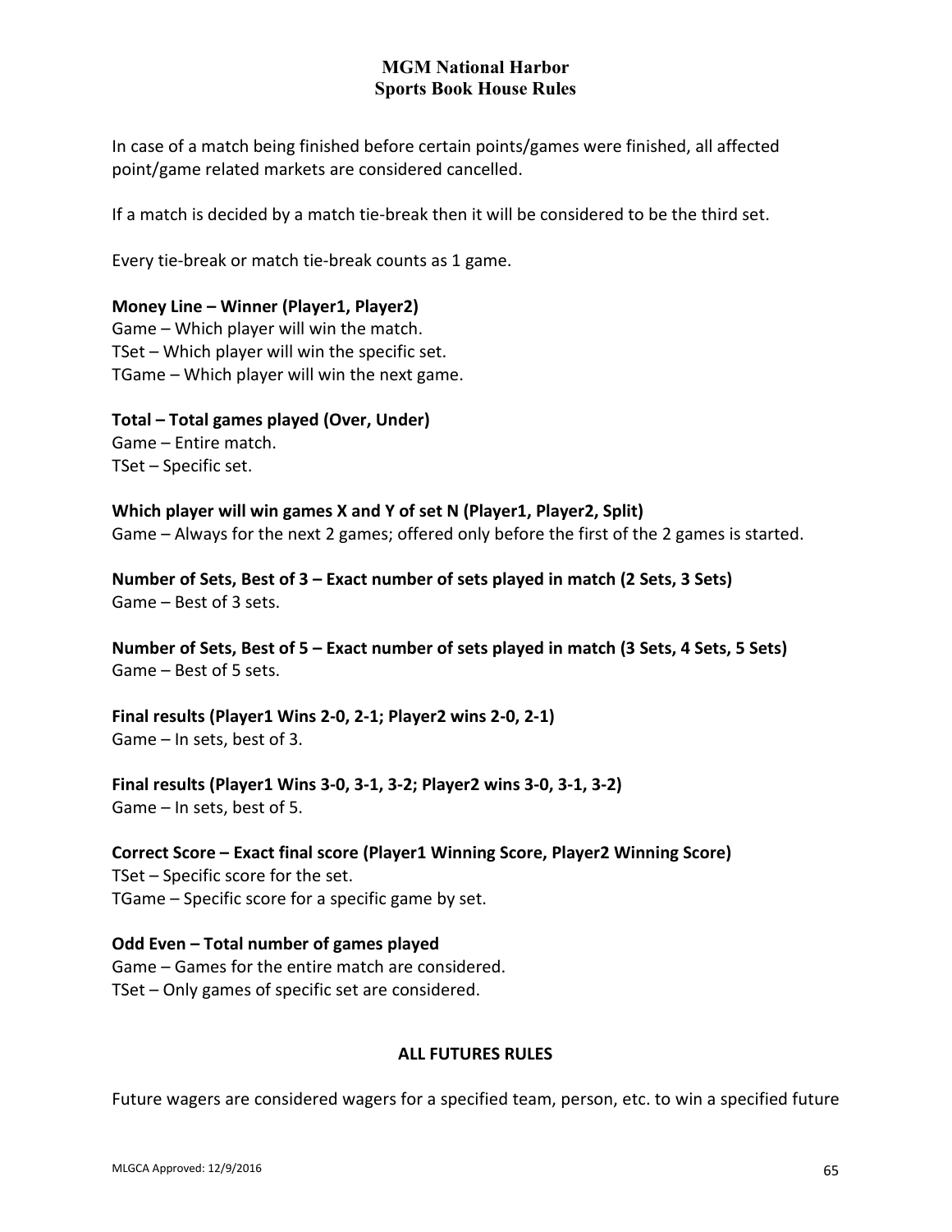In case of a match being finished before certain points/games were finished, all affected point/game related markets are considered cancelled.

If a match is decided by a match tie-break then it will be considered to be the third set.

Every tie-break or match tie-break counts as 1 game.

**Money Line – Winner (Player1, Player2)**
Game – Which player will win the match.
TSet – Which player will win the specific set.
TGame – Which player will win the next game.

**Total – Total games played (Over, Under)**
Game – Entire match.
TSet – Specific set.

**Which player will win games X and Y of set N (Player1, Player2, Split)**
Game – Always for the next 2 games; offered only before the first of the 2 games is started.

**Number of Sets, Best of 3 – Exact number of sets played in match (2 Sets, 3 Sets)**
Game – Best of 3 sets.

**Number of Sets, Best of 5 – Exact number of sets played in match (3 Sets, 4 Sets, 5 Sets)**
Game – Best of 5 sets.

**Final results (Player1 Wins 2-0, 2-1; Player2 wins 2-0, 2-1)**
Game – In sets, best of 3.

**Final results (Player1 Wins 3-0, 3-1, 3-2; Player2 wins 3-0, 3-1, 3-2)**
Game – In sets, best of 5.

**Correct Score – Exact final score (Player1 Winning Score, Player2 Winning Score)**
TSet – Specific score for the set.
TGame – Specific score for a specific game by set.

**Odd Even – Total number of games played**
Game – Games for the entire match are considered.
TSet – Only games of specific set are considered.

## ALL FUTURES RULES

Future wagers are considered wagers for a specified team, person, etc. to win a specified future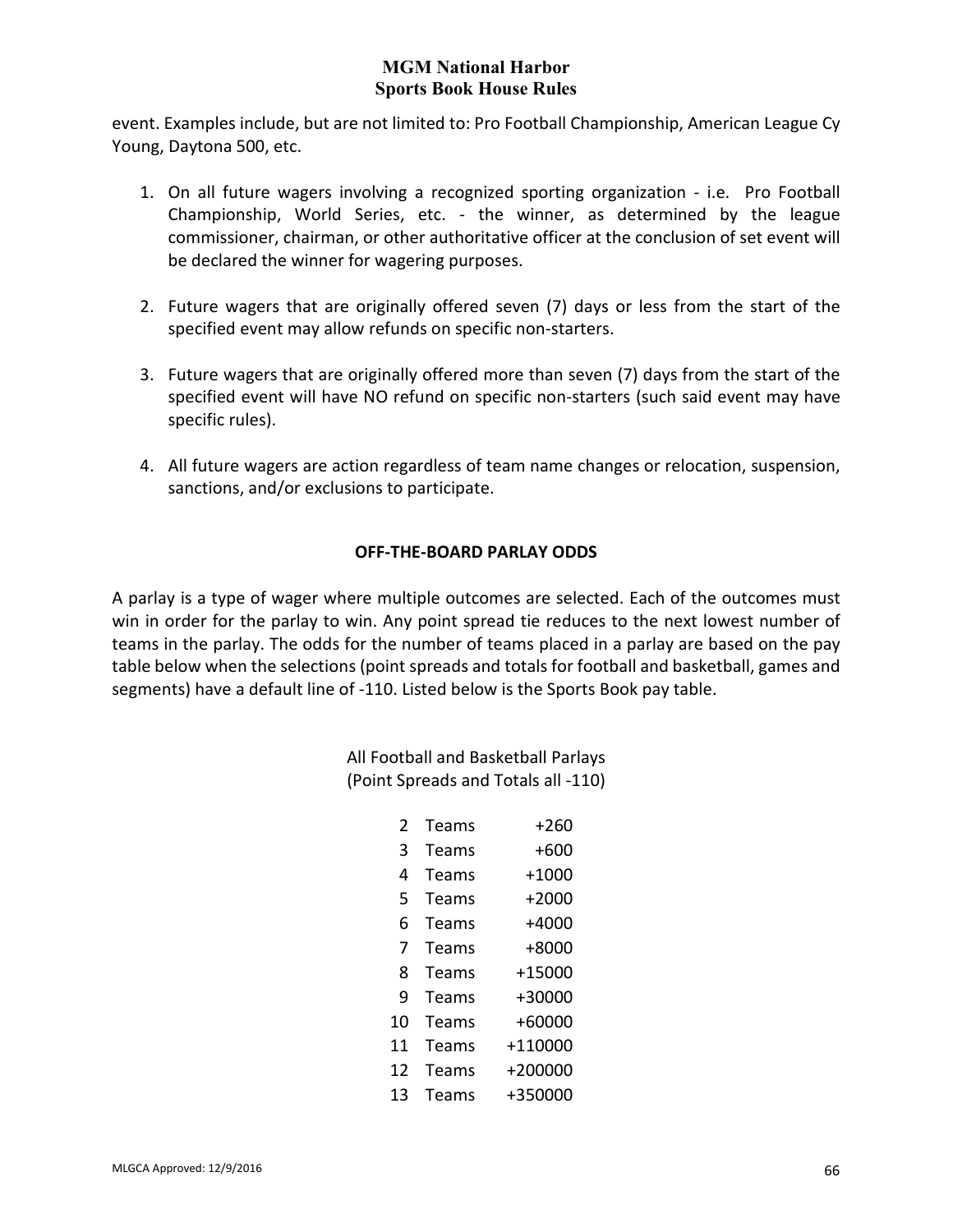event. Examples include, but are not limited to: Pro Football Championship, American League Cy Young, Daytona 500, etc.

1. On all future wagers involving a recognized sporting organization - i.e. Pro Football Championship, World Series, etc. - the winner, as determined by the league commissioner, chairman, or other authoritative officer at the conclusion of set event will be declared the winner for wagering purposes.

2. Future wagers that are originally offered seven (7) days or less from the start of the specified event may allow refunds on specific non-starters.

3. Future wagers that are originally offered more than seven (7) days from the start of the specified event will have NO refund on specific non-starters (such said event may have specific rules).

4. All future wagers are action regardless of team name changes or relocation, suspension, sanctions, and/or exclusions to participate.

## OFF-THE-BOARD PARLAY ODDS

A parlay is a type of wager where multiple outcomes are selected. Each of the outcomes must win in order for the parlay to win. Any point spread tie reduces to the next lowest number of teams in the parlay. The odds for the number of teams placed in a parlay are based on the pay table below when the selections (point spreads and totals for football and basketball, games and segments) have a default line of -110. Listed below is the Sports Book pay table.

All Football and Basketball Parlays
(Point Spreads and Totals all -110)

| | | |
|---|---|---|
| 2 | Teams | +260 |
| 3 | Teams | +600 |
| 4 | Teams | +1000 |
| 5 | Teams | +2000 |
| 6 | Teams | +4000 |
| 7 | Teams | +8000 |
| 8 | Teams | +15000 |
| 9 | Teams | +30000 |
| 10 | Teams | +60000 |
| 11 | Teams | +110000 |
| 12 | Teams | +200000 |
| 13 | Teams | +350000 |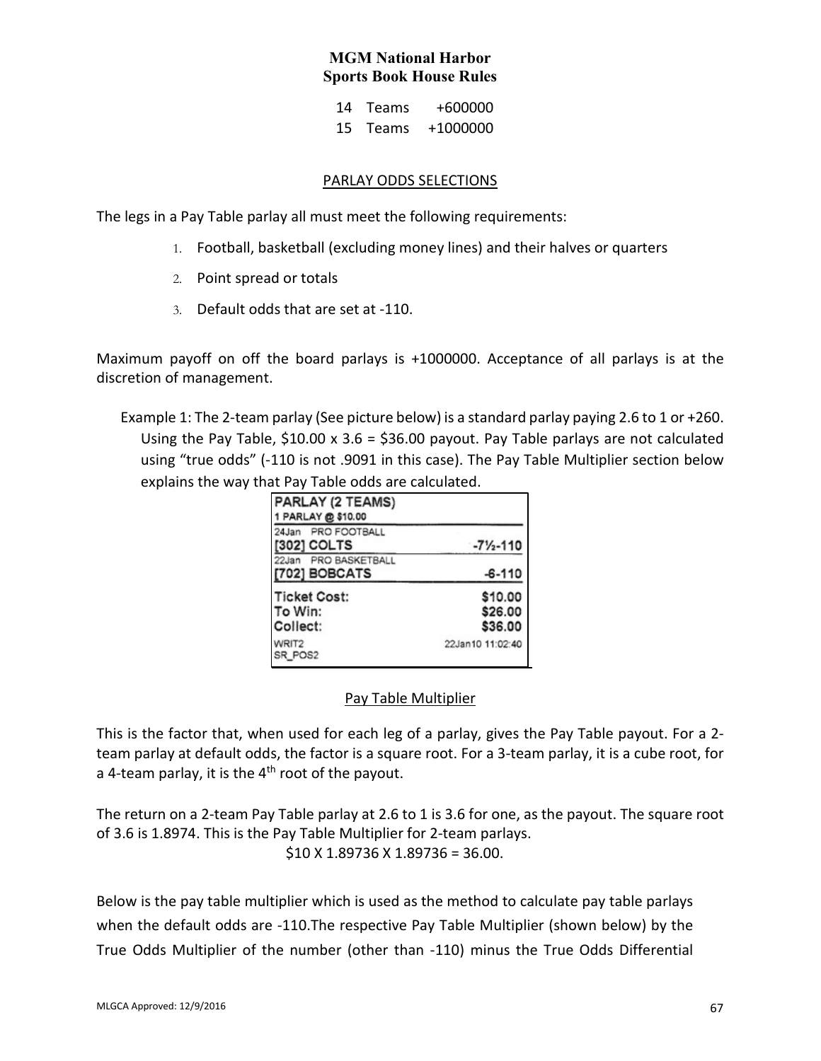| | | |
|---|---|---|
| 14 | Teams | +600000 |
| 15 | Teams | +1000000 |

## PARLAY ODDS SELECTIONS

The legs in a Pay Table parlay all must meet the following requirements:

1. Football, basketball (excluding money lines) and their halves or quarters
2. Point spread or totals
3. Default odds that are set at -110.

Maximum payoff on off the board parlays is +1000000. Acceptance of all parlays is at the discretion of management.

Example 1: The 2-team parlay (See picture below) is a standard parlay paying 2.6 to 1 or +260. Using the Pay Table, \$10.00 x 3.6 = \$36.00 payout. Pay Table parlays are not calculated using "true odds" (-110 is not .9091 in this case). The Pay Table Multiplier section below explains the way that Pay Table odds are calculated.

| PARLAY (2 TEAMS) 1 PARLAY @ \$10.00 | |
|---|---|
| 24Jan PRO FOOTBALL [302] COLTS | -7½-110 |
| 22Jan PRO BASKETBALL [702] BOBCATS | -6-110 |
| Ticket Cost: | \$10.00 |
| To Win: | \$26.00 |
| Collect: | \$36.00 |
| WRIT2 SR_POS2 | 22Jan10 11:02:40 |

### Pay Table Multiplier

This is the factor that, when used for each leg of a parlay, gives the Pay Table payout. For a 2-team parlay at default odds, the factor is a square root. For a 3-team parlay, it is a cube root, for a 4-team parlay, it is the 4th root of the payout.

The return on a 2-team Pay Table parlay at 2.6 to 1 is 3.6 for one, as the payout. The square root of 3.6 is 1.8974. This is the Pay Table Multiplier for 2-team parlays.

\$10 X 1.89736 X 1.89736 = 36.00.

Below is the pay table multiplier which is used as the method to calculate pay table parlays when the default odds are -110.The respective Pay Table Multiplier (shown below) by the True Odds Multiplier of the number (other than -110) minus the True Odds Differential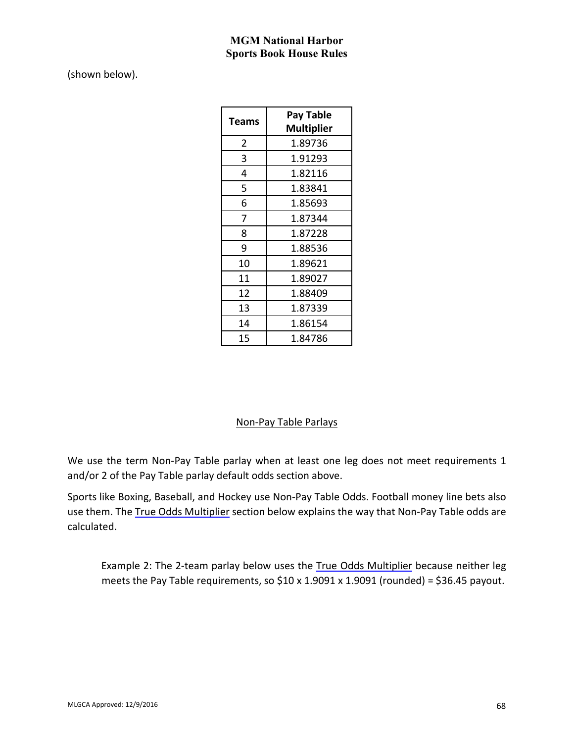(shown below).

| Teams | Pay Table Multiplier |
|---|---|
| 2 | 1.89736 |
| 3 | 1.91293 |
| 4 | 1.82116 |
| 5 | 1.83841 |
| 6 | 1.85693 |
| 7 | 1.87344 |
| 8 | 1.87228 |
| 9 | 1.88536 |
| 10 | 1.89621 |
| 11 | 1.89027 |
| 12 | 1.88409 |
| 13 | 1.87339 |
| 14 | 1.86154 |
| 15 | 1.84786 |

## Non-Pay Table Parlays

We use the term Non-Pay Table parlay when at least one leg does not meet requirements 1 and/or 2 of the Pay Table parlay default odds section above.

Sports like Boxing, Baseball, and Hockey use Non-Pay Table Odds. Football money line bets also use them. The True Odds Multiplier section below explains the way that Non-Pay Table odds are calculated.

> Example 2: The 2-team parlay below uses the True Odds Multiplier because neither leg meets the Pay Table requirements, so $10 x 1.9091 x 1.9091 (rounded) = $36.45 payout.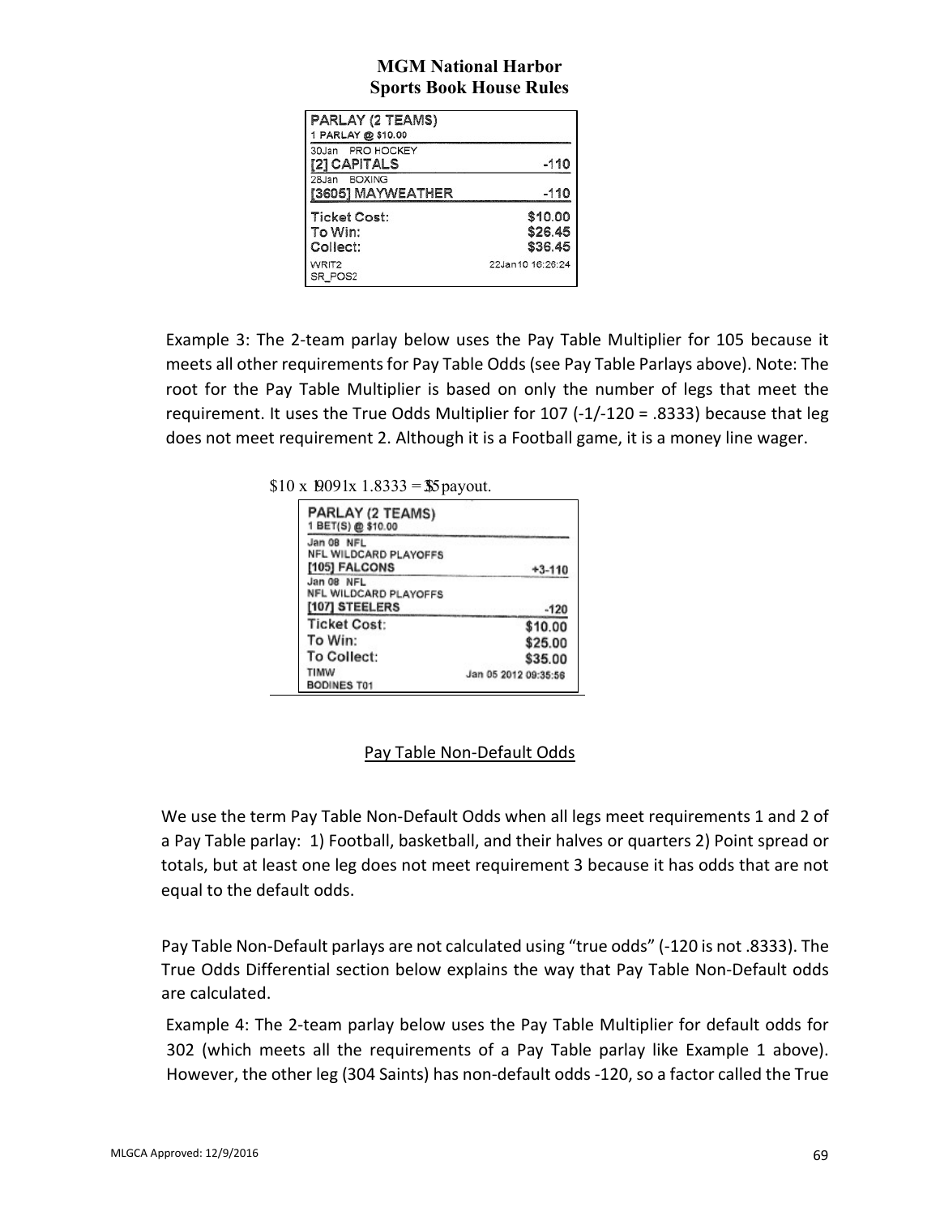**MGM National Harbor**
**Sports Book House Rules**

| PARLAY (2 TEAMS) | |
|---|---|
| 1 PARLAY @ $10.00 | |
| 30Jan PRO HOCKEY | |
| [2] CAPITALS | -110 |
| 28Jan BOXING | |
| [3605] MAYWEATHER | -110 |
| Ticket Cost: | $10.00 |
| To Win: | $26.45 |
| Collect: | $36.45 |
| WRIT2 | 22Jan10 16:26:24 |
| SR_POS2 | |

Example 3: The 2-team parlay below uses the Pay Table Multiplier for 105 because it meets all other requirements for Pay Table Odds (see Pay Table Parlays above). Note: The root for the Pay Table Multiplier is based on only the number of legs that meet the requirement. It uses the True Odds Multiplier for 107 (-1/-120 = .8333) because that leg does not meet requirement 2. Although it is a Football game, it is a money line wager.

$10 x 1.9091 x 1.8333 = $35 payout.

| PARLAY (2 TEAMS) | |
|---|---|
| 1 BET(S) @ $10.00 | |
| Jan 08 NFL | |
| NFL WILDCARD PLAYOFFS | |
| [105] FALCONS | +3-110 |
| Jan 08 NFL | |
| NFL WILDCARD PLAYOFFS | |
| [107] STEELERS | -120 |
| Ticket Cost: | $10.00 |
| To Win: | $25.00 |
| To Collect: | $35.00 |
| TIMW | Jan 05 2012 09:35:56 |
| BODINES T01 | |

Pay Table Non-Default Odds

We use the term Pay Table Non-Default Odds when all legs meet requirements 1 and 2 of a Pay Table parlay: 1) Football, basketball, and their halves or quarters 2) Point spread or totals, but at least one leg does not meet requirement 3 because it has odds that are not equal to the default odds.

Pay Table Non-Default parlays are not calculated using "true odds" (-120 is not .8333). The True Odds Differential section below explains the way that Pay Table Non-Default odds are calculated.

Example 4: The 2-team parlay below uses the Pay Table Multiplier for default odds for 302 (which meets all the requirements of a Pay Table parlay like Example 1 above). However, the other leg (304 Saints) has non-default odds -120, so a factor called the True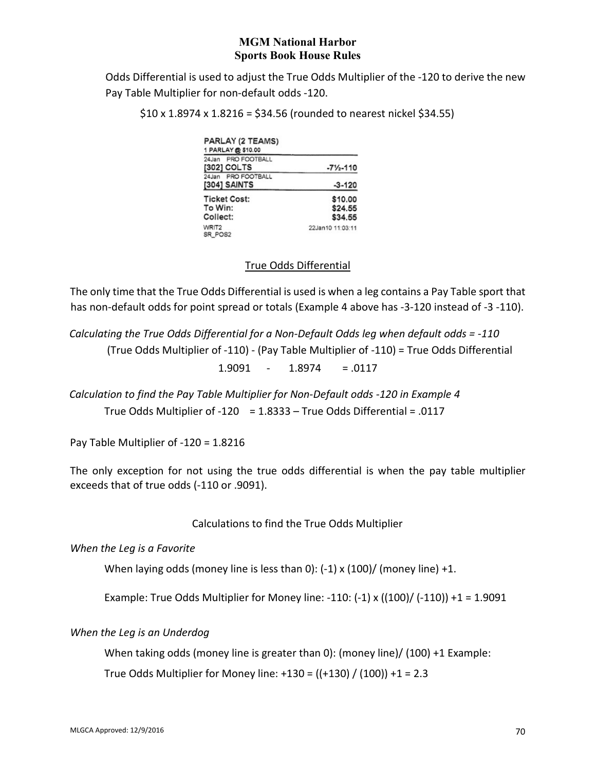Odds Differential is used to adjust the True Odds Multiplier of the -120 to derive the new Pay Table Multiplier for non-default odds -120.

$10 x 1.8974 x 1.8216 = $34.56 (rounded to nearest nickel $34.55)

```
PARLAY (2 TEAMS)
1 PARLAY @ $10.00
24Jan  PRO FOOTBALL
[302] COLTS                    -7½-110
24Jan  PRO FOOTBALL
[304] SAINTS                     -3-120
Ticket Cost:                    $10.00
To Win:                         $24.55
Collect:                        $34.55
WRIT2                  22Jan10 11:03:11
SR_POS2
```

<u>True Odds Differential</u>

The only time that the True Odds Differential is used is when a leg contains a Pay Table sport that has non-default odds for point spread or totals (Example 4 above has -3-120 instead of -3 -110).

*Calculating the True Odds Differential for a Non-Default Odds leg when default odds = -110*

(True Odds Multiplier of -110) - (Pay Table Multiplier of -110) = True Odds Differential

1.9091 - 1.8974 = .0117

*Calculation to find the Pay Table Multiplier for Non-Default odds -120 in Example 4*

True Odds Multiplier of -120 = 1.8333 – True Odds Differential = .0117

Pay Table Multiplier of -120 = 1.8216

The only exception for not using the true odds differential is when the pay table multiplier exceeds that of true odds (-110 or .9091).

Calculations to find the True Odds Multiplier

*When the Leg is a Favorite*

When laying odds (money line is less than 0): (-1) x (100)/ (money line) +1.

Example: True Odds Multiplier for Money line: -110: (-1) x ((100)/ (-110)) +1 = 1.9091

*When the Leg is an Underdog*

When taking odds (money line is greater than 0): (money line)/ (100) +1 Example:

True Odds Multiplier for Money line: +130 = ((+130) / (100)) +1 = 2.3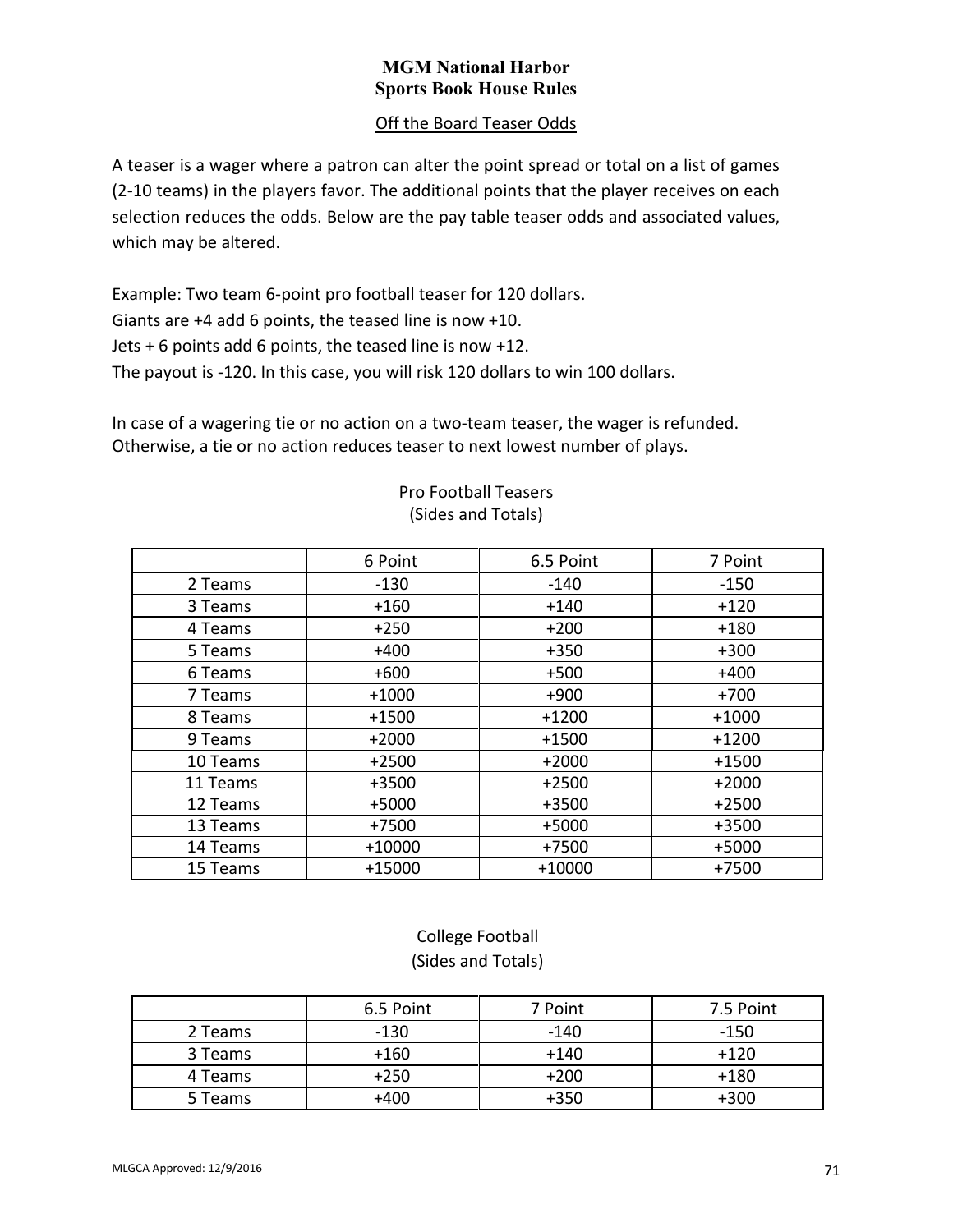# MGM National Harbor
## Sports Book House Rules

### Off the Board Teaser Odds

A teaser is a wager where a patron can alter the point spread or total on a list of games (2-10 teams) in the players favor. The additional points that the player receives on each selection reduces the odds. Below are the pay table teaser odds and associated values, which may be altered.

Example: Two team 6-point pro football teaser for 120 dollars.
Giants are +4 add 6 points, the teased line is now +10.
Jets + 6 points add 6 points, the teased line is now +12.
The payout is -120. In this case, you will risk 120 dollars to win 100 dollars.

In case of a wagering tie or no action on a two-team teaser, the wager is refunded. Otherwise, a tie or no action reduces teaser to next lowest number of plays.

Pro Football Teasers
(Sides and Totals)

| | 6 Point | 6.5 Point | 7 Point |
|---|---|---|---|
| 2 Teams | -130 | -140 | -150 |
| 3 Teams | +160 | +140 | +120 |
| 4 Teams | +250 | +200 | +180 |
| 5 Teams | +400 | +350 | +300 |
| 6 Teams | +600 | +500 | +400 |
| 7 Teams | +1000 | +900 | +700 |
| 8 Teams | +1500 | +1200 | +1000 |
| 9 Teams | +2000 | +1500 | +1200 |
| 10 Teams | +2500 | +2000 | +1500 |
| 11 Teams | +3500 | +2500 | +2000 |
| 12 Teams | +5000 | +3500 | +2500 |
| 13 Teams | +7500 | +5000 | +3500 |
| 14 Teams | +10000 | +7500 | +5000 |
| 15 Teams | +15000 | +10000 | +7500 |

College Football
(Sides and Totals)

| | 6.5 Point | 7 Point | 7.5 Point |
|---|---|---|---|
| 2 Teams | -130 | -140 | -150 |
| 3 Teams | +160 | +140 | +120 |
| 4 Teams | +250 | +200 | +180 |
| 5 Teams | +400 | +350 | +300 |

MLGCA Approved: 12/9/2016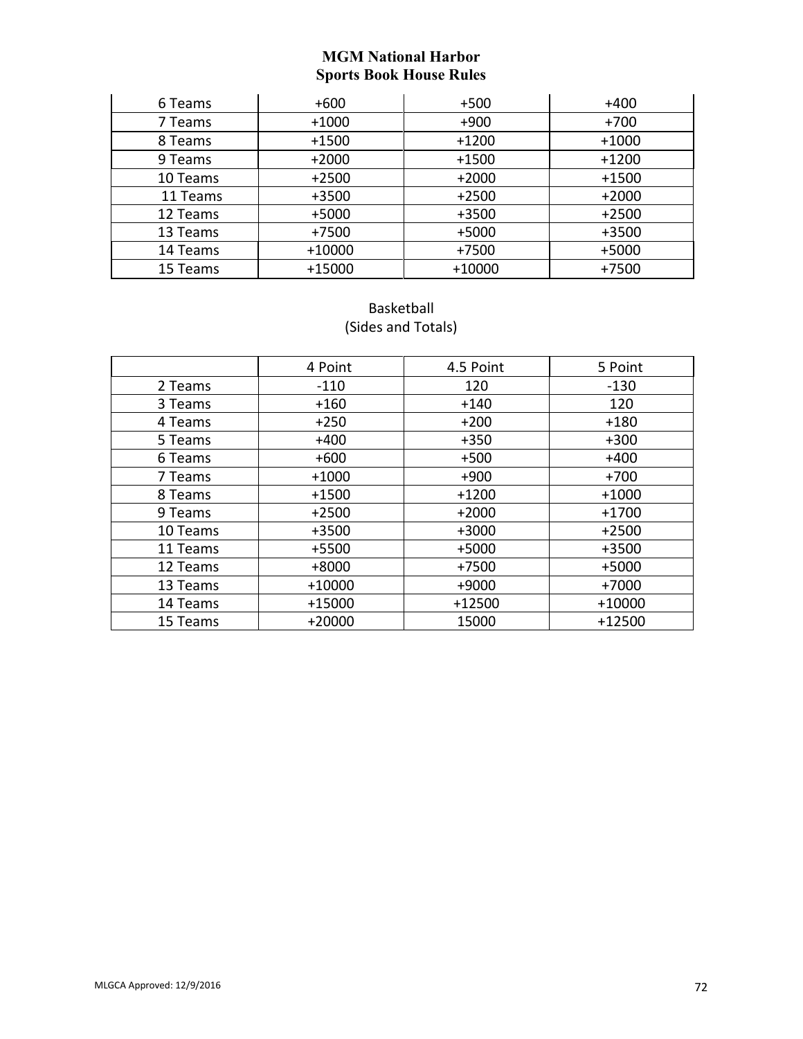| | | | |
|---|---|---|---|
| 6 Teams | +600 | +500 | +400 |
| 7 Teams | +1000 | +900 | +700 |
| 8 Teams | +1500 | +1200 | +1000 |
| 9 Teams | +2000 | +1500 | +1200 |
| 10 Teams | +2500 | +2000 | +1500 |
| 11 Teams | +3500 | +2500 | +2000 |
| 12 Teams | +5000 | +3500 | +2500 |
| 13 Teams | +7500 | +5000 | +3500 |
| 14 Teams | +10000 | +7500 | +5000 |
| 15 Teams | +15000 | +10000 | +7500 |

Basketball
(Sides and Totals)

| | 4 Point | 4.5 Point | 5 Point |
|---|---|---|---|
| 2 Teams | -110 | 120 | -130 |
| 3 Teams | +160 | +140 | 120 |
| 4 Teams | +250 | +200 | +180 |
| 5 Teams | +400 | +350 | +300 |
| 6 Teams | +600 | +500 | +400 |
| 7 Teams | +1000 | +900 | +700 |
| 8 Teams | +1500 | +1200 | +1000 |
| 9 Teams | +2500 | +2000 | +1700 |
| 10 Teams | +3500 | +3000 | +2500 |
| 11 Teams | +5500 | +5000 | +3500 |
| 12 Teams | +8000 | +7500 | +5000 |
| 13 Teams | +10000 | +9000 | +7000 |
| 14 Teams | +15000 | +12500 | +10000 |
| 15 Teams | +20000 | 15000 | +12500 |